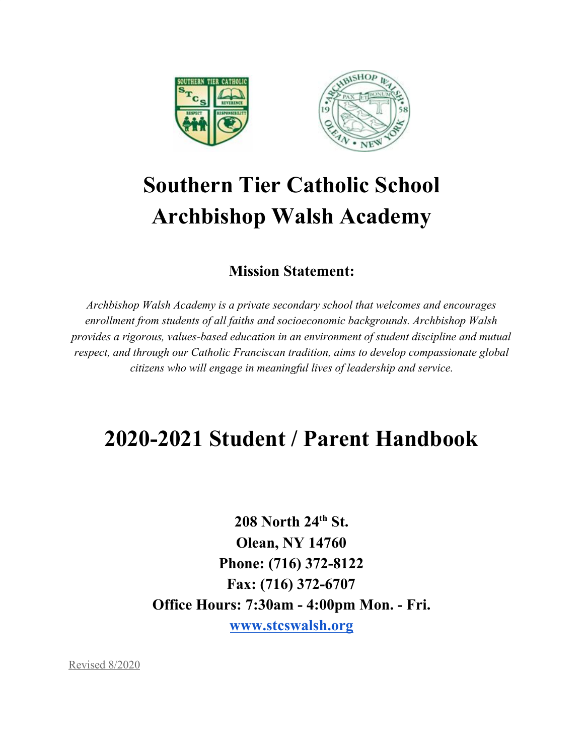# Southern Tier Catholic School
# Archbishop Walsh Academy

### Mission Statement:

*Archbishop Walsh Academy is a private secondary school that welcomes and encourages enrollment from students of all faiths and socioeconomic backgrounds. Archbishop Walsh provides a rigorous, values-based education in an environment of student discipline and mutual respect, and through our Catholic Franciscan tradition, aims to develop compassionate global citizens who will engage in meaningful lives of leadership and service.*

# 2020-2021 Student / Parent Handbook

**208 North 24th St.**
**Olean, NY 14760**
**Phone: (716) 372-8122**
**Fax: (716) 372-6707**
**Office Hours: 7:30am - 4:00pm Mon. - Fri.**
**[www.stcswalsh.org](http://www.stcswalsh.org)**

Revised 8/2020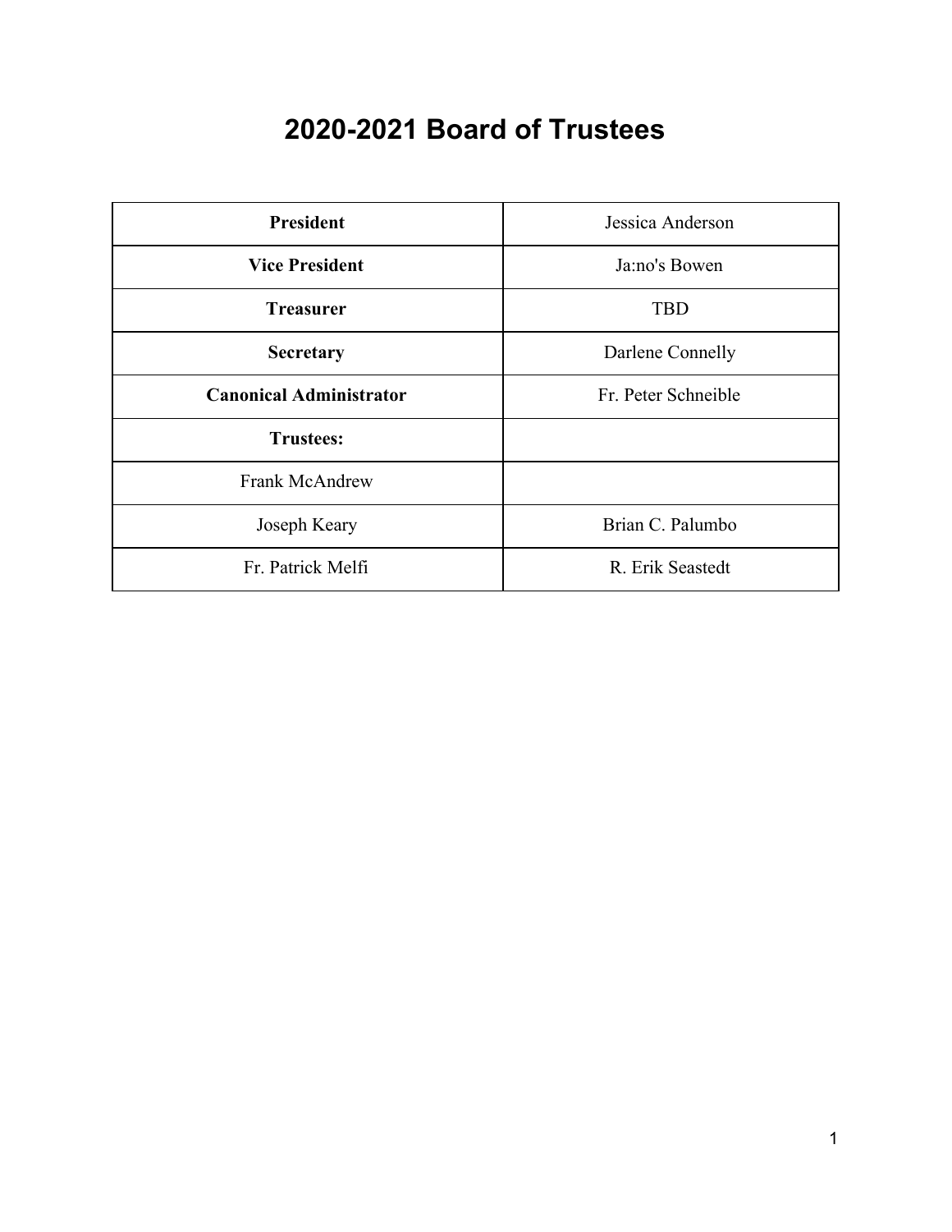# 2020-2021 Board of Trustees

| | |
|---|---|
| **President** | Jessica Anderson |
| **Vice President** | Ja:no's Bowen |
| **Treasurer** | TBD |
| **Secretary** | Darlene Connelly |
| **Canonical Administrator** | Fr. Peter Schneible |
| **Trustees:** | |
| Frank McAndrew | |
| Joseph Keary | Brian C. Palumbo |
| Fr. Patrick Melfi | R. Erik Seastedt |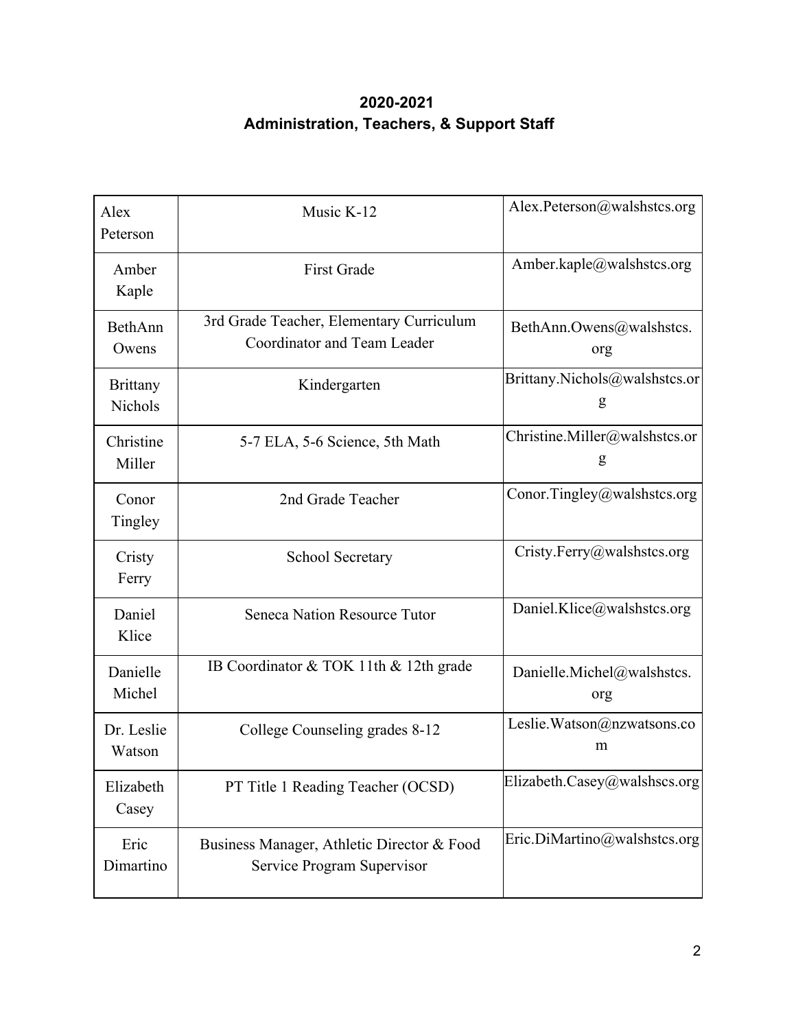**2020-2021**
**Administration, Teachers, & Support Staff**

| | | |
|---|---|---|
| Alex Peterson | Music K-12 | Alex.Peterson@walshstcs.org |
| Amber Kaple | First Grade | Amber.kaple@walshstcs.org |
| BethAnn Owens | 3rd Grade Teacher, Elementary Curriculum Coordinator and Team Leader | BethAnn.Owens@walshstcs.org |
| Brittany Nichols | Kindergarten | Brittany.Nichols@walshstcs.org |
| Christine Miller | 5-7 ELA, 5-6 Science, 5th Math | Christine.Miller@walshstcs.org |
| Conor Tingley | 2nd Grade Teacher | Conor.Tingley@walshstcs.org |
| Cristy Ferry | School Secretary | Cristy.Ferry@walshstcs.org |
| Daniel Klice | Seneca Nation Resource Tutor | Daniel.Klice@walshstcs.org |
| Danielle Michel | IB Coordinator & TOK 11th & 12th grade | Danielle.Michel@walshstcs.org |
| Dr. Leslie Watson | College Counseling grades 8-12 | Leslie.Watson@nzwatsons.com |
| Elizabeth Casey | PT Title 1 Reading Teacher (OCSD) | Elizabeth.Casey@walshscs.org |
| Eric Dimartino | Business Manager, Athletic Director & Food Service Program Supervisor | Eric.DiMartino@walshstcs.org |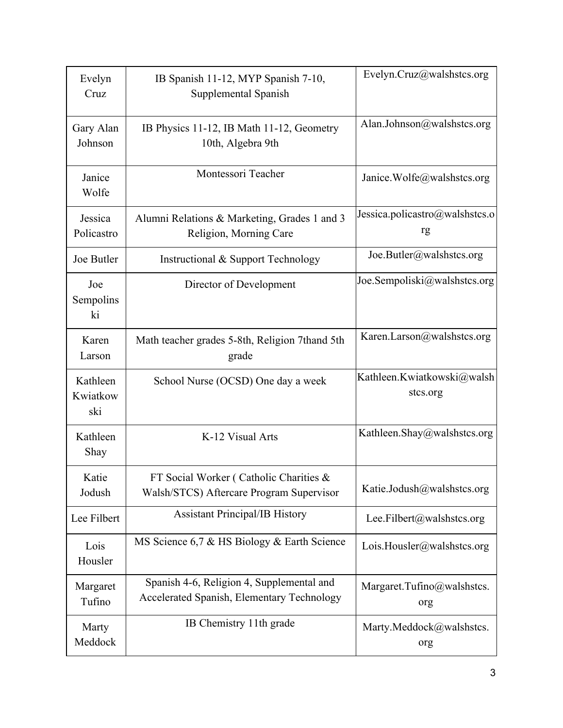| Evelyn Cruz | IB Spanish 11-12, MYP Spanish 7-10, Supplemental Spanish | Evelyn.Cruz@walshstcs.org |
|---|---|---|
| Gary Alan Johnson | IB Physics 11-12, IB Math 11-12, Geometry 10th, Algebra 9th | Alan.Johnson@walshstcs.org |
| Janice Wolfe | Montessori Teacher | Janice.Wolfe@walshstcs.org |
| Jessica Policastro | Alumni Relations & Marketing, Grades 1 and 3 Religion, Morning Care | Jessica.policastro@walshstcs.org |
| Joe Butler | Instructional & Support Technology | Joe.Butler@walshstcs.org |
| Joe Sempolinski | Director of Development | Joe.Sempoliski@walshstcs.org |
| Karen Larson | Math teacher grades 5-8th, Religion 7thand 5th grade | Karen.Larson@walshstcs.org |
| Kathleen Kwiatkowski | School Nurse (OCSD) One day a week | Kathleen.Kwiatkowski@walshstcs.org |
| Kathleen Shay | K-12 Visual Arts | Kathleen.Shay@walshstcs.org |
| Katie Jodush | FT Social Worker ( Catholic Charities & Walsh/STCS) Aftercare Program Supervisor | Katie.Jodush@walshstcs.org |
| Lee Filbert | Assistant Principal/IB History | Lee.Filbert@walshstcs.org |
| Lois Housler | MS Science 6,7 & HS Biology & Earth Science | Lois.Housler@walshstcs.org |
| Margaret Tufino | Spanish 4-6, Religion 4, Supplemental and Accelerated Spanish, Elementary Technology | Margaret.Tufino@walshstcs.org |
| Marty Meddock | IB Chemistry 11th grade | Marty.Meddock@walshstcs.org |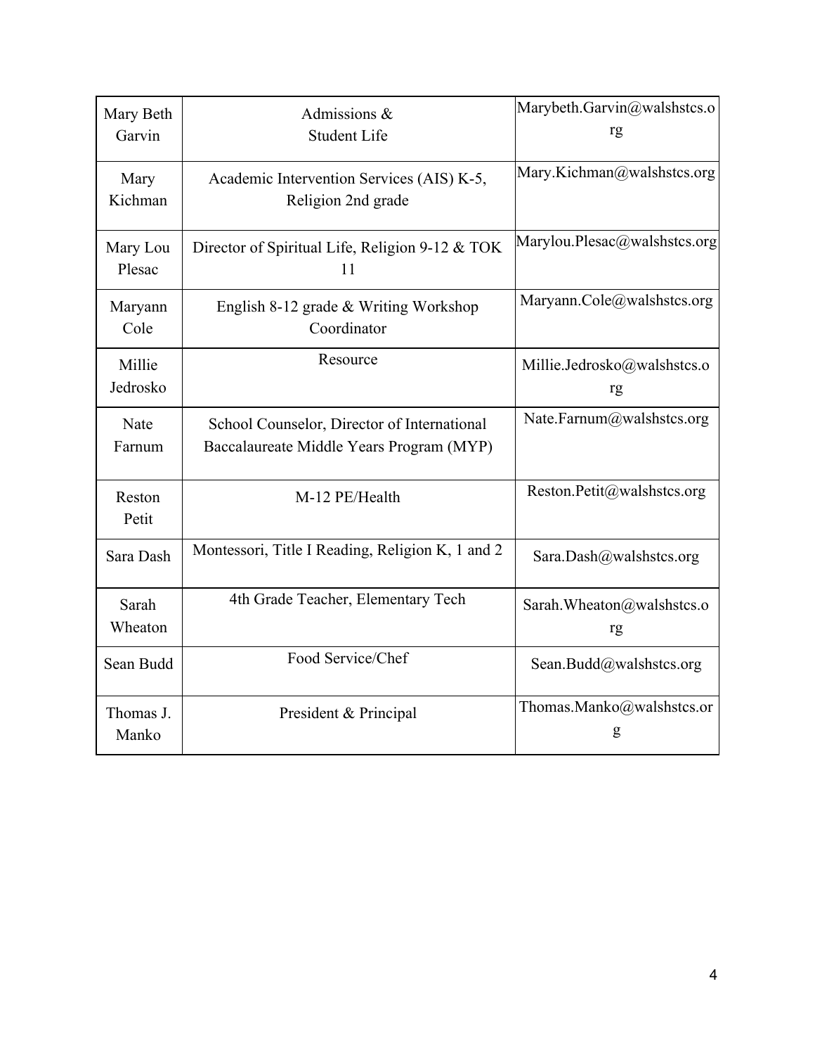| Mary Beth Garvin | Admissions & Student Life | Marybeth.Garvin@walshstcs.org |
|---|---|---|
| Mary Kichman | Academic Intervention Services (AIS) K-5, Religion 2nd grade | Mary.Kichman@walshstcs.org |
| Mary Lou Plesac | Director of Spiritual Life, Religion 9-12 & TOK 11 | Marylou.Plesac@walshstcs.org |
| Maryann Cole | English 8-12 grade & Writing Workshop Coordinator | Maryann.Cole@walshstcs.org |
| Millie Jedrosko | Resource | Millie.Jedrosko@walshstcs.org |
| Nate Farnum | School Counselor, Director of International Baccalaureate Middle Years Program (MYP) | Nate.Farnum@walshstcs.org |
| Reston Petit | M-12 PE/Health | Reston.Petit@walshstcs.org |
| Sara Dash | Montessori, Title I Reading, Religion K, 1 and 2 | Sara.Dash@walshstcs.org |
| Sarah Wheaton | 4th Grade Teacher, Elementary Tech | Sarah.Wheaton@walshstcs.org |
| Sean Budd | Food Service/Chef | Sean.Budd@walshstcs.org |
| Thomas J. Manko | President & Principal | Thomas.Manko@walshstcs.org |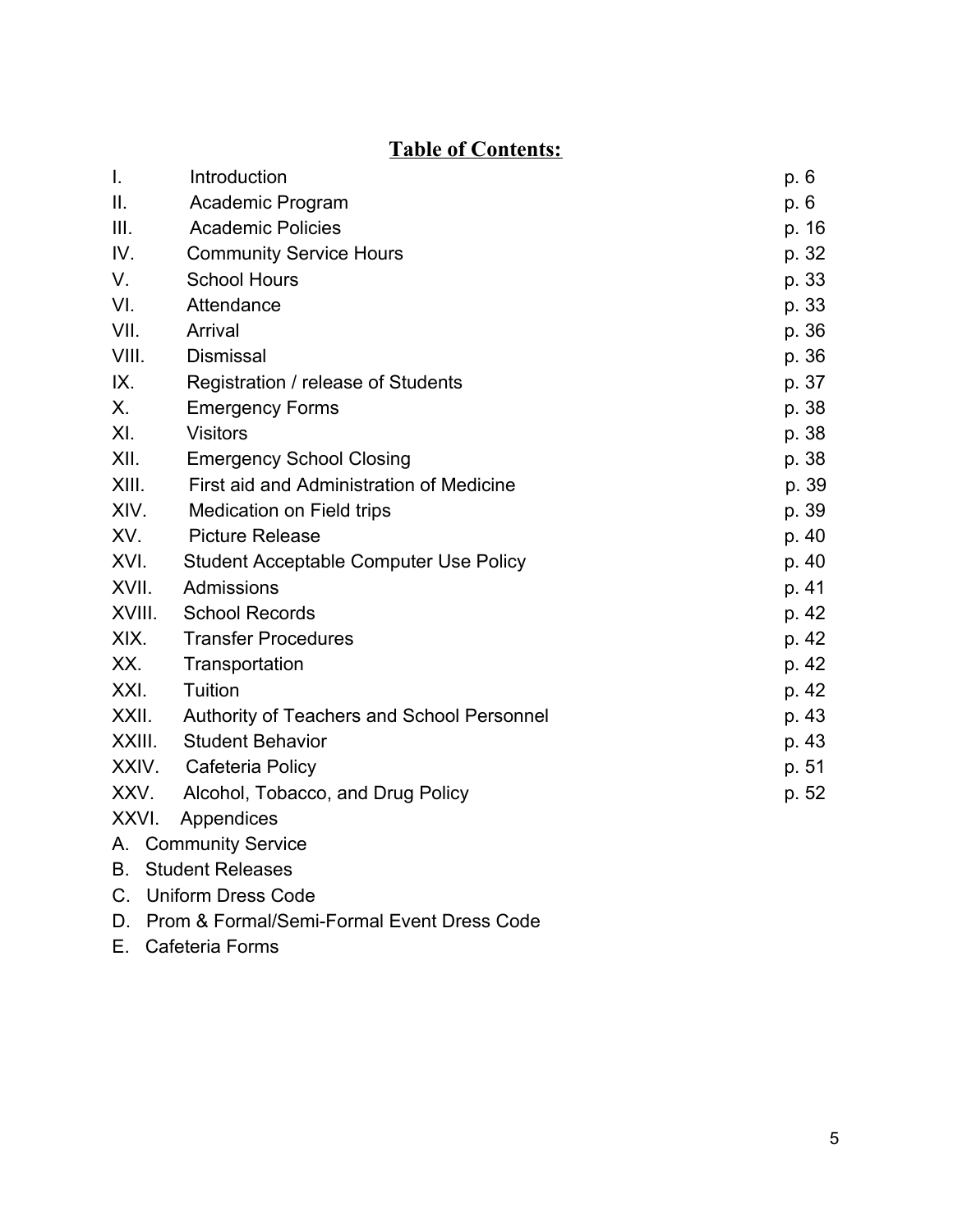## Table of Contents:

| | | |
|---|---|---|
| I. | Introduction | p. 6 |
| II. | Academic Program | p. 6 |
| III. | Academic Policies | p. 16 |
| IV. | Community Service Hours | p. 32 |
| V. | School Hours | p. 33 |
| VI. | Attendance | p. 33 |
| VII. | Arrival | p. 36 |
| VIII. | Dismissal | p. 36 |
| IX. | Registration / release of Students | p. 37 |
| X. | Emergency Forms | p. 38 |
| XI. | Visitors | p. 38 |
| XII. | Emergency School Closing | p. 38 |
| XIII. | First aid and Administration of Medicine | p. 39 |
| XIV. | Medication on Field trips | p. 39 |
| XV. | Picture Release | p. 40 |
| XVI. | Student Acceptable Computer Use Policy | p. 40 |
| XVII. | Admissions | p. 41 |
| XVIII. | School Records | p. 42 |
| XIX. | Transfer Procedures | p. 42 |
| XX. | Transportation | p. 42 |
| XXI. | Tuition | p. 42 |
| XXII. | Authority of Teachers and School Personnel | p. 43 |
| XXIII. | Student Behavior | p. 43 |
| XXIV. | Cafeteria Policy | p. 51 |
| XXV. | Alcohol, Tobacco, and Drug Policy | p. 52 |
| XXVI. | Appendices | |

A. Community Service
B. Student Releases
C. Uniform Dress Code
D. Prom & Formal/Semi-Formal Event Dress Code
E. Cafeteria Forms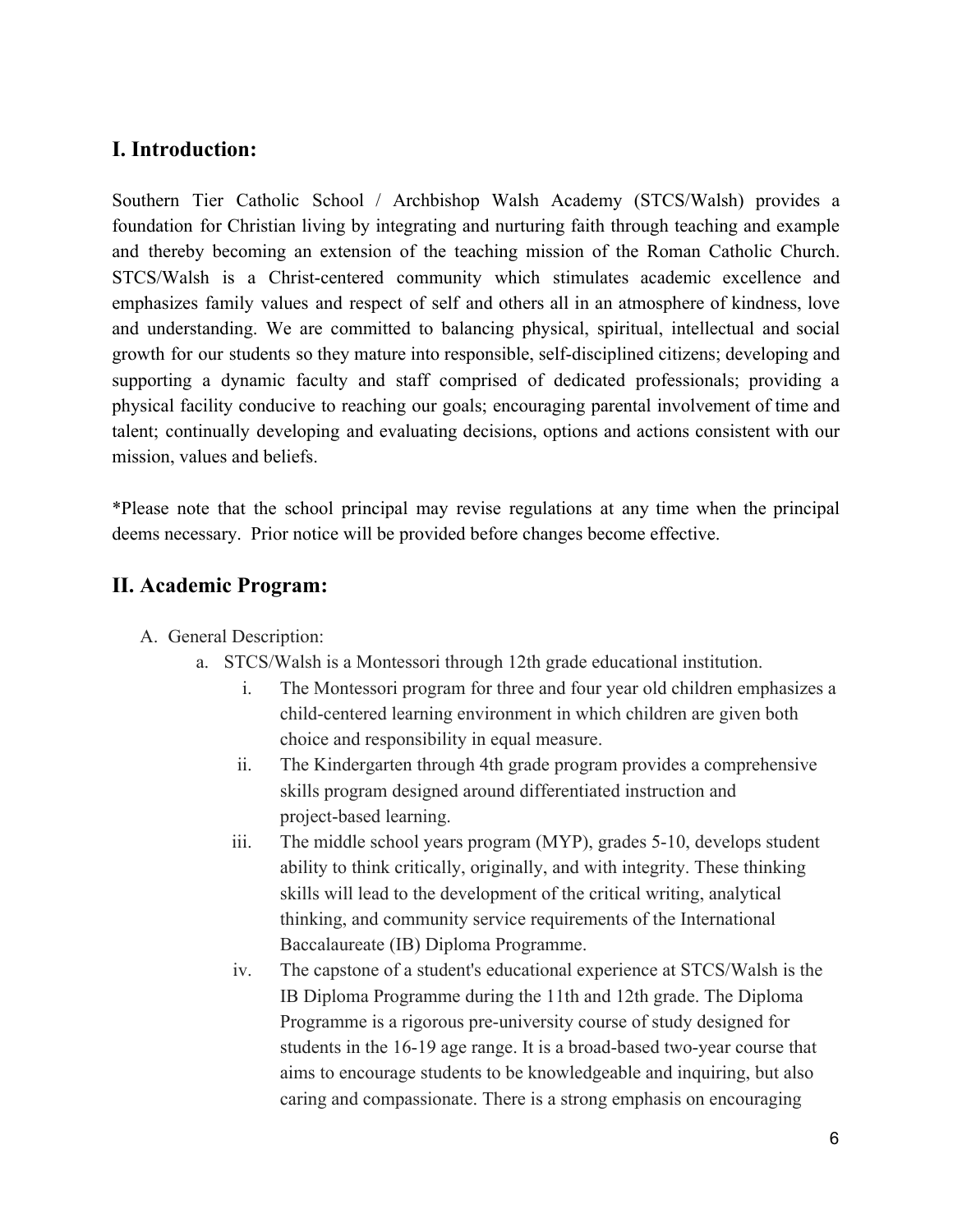## I. Introduction:

Southern Tier Catholic School / Archbishop Walsh Academy (STCS/Walsh) provides a foundation for Christian living by integrating and nurturing faith through teaching and example and thereby becoming an extension of the teaching mission of the Roman Catholic Church. STCS/Walsh is a Christ-centered community which stimulates academic excellence and emphasizes family values and respect of self and others all in an atmosphere of kindness, love and understanding. We are committed to balancing physical, spiritual, intellectual and social growth for our students so they mature into responsible, self-disciplined citizens; developing and supporting a dynamic faculty and staff comprised of dedicated professionals; providing a physical facility conducive to reaching our goals; encouraging parental involvement of time and talent; continually developing and evaluating decisions, options and actions consistent with our mission, values and beliefs.

*Please note that the school principal may revise regulations at any time when the principal deems necessary. Prior notice will be provided before changes become effective.

## II. Academic Program:

A. General Description:
   a. STCS/Walsh is a Montessori through 12th grade educational institution.
      i. The Montessori program for three and four year old children emphasizes a child-centered learning environment in which children are given both choice and responsibility in equal measure.
      ii. The Kindergarten through 4th grade program provides a comprehensive skills program designed around differentiated instruction and project-based learning.
      iii. The middle school years program (MYP), grades 5-10, develops student ability to think critically, originally, and with integrity. These thinking skills will lead to the development of the critical writing, analytical thinking, and community service requirements of the International Baccalaureate (IB) Diploma Programme.
      iv. The capstone of a student's educational experience at STCS/Walsh is the IB Diploma Programme during the 11th and 12th grade. The Diploma Programme is a rigorous pre-university course of study designed for students in the 16-19 age range. It is a broad-based two-year course that aims to encourage students to be knowledgeable and inquiring, but also caring and compassionate. There is a strong emphasis on encouraging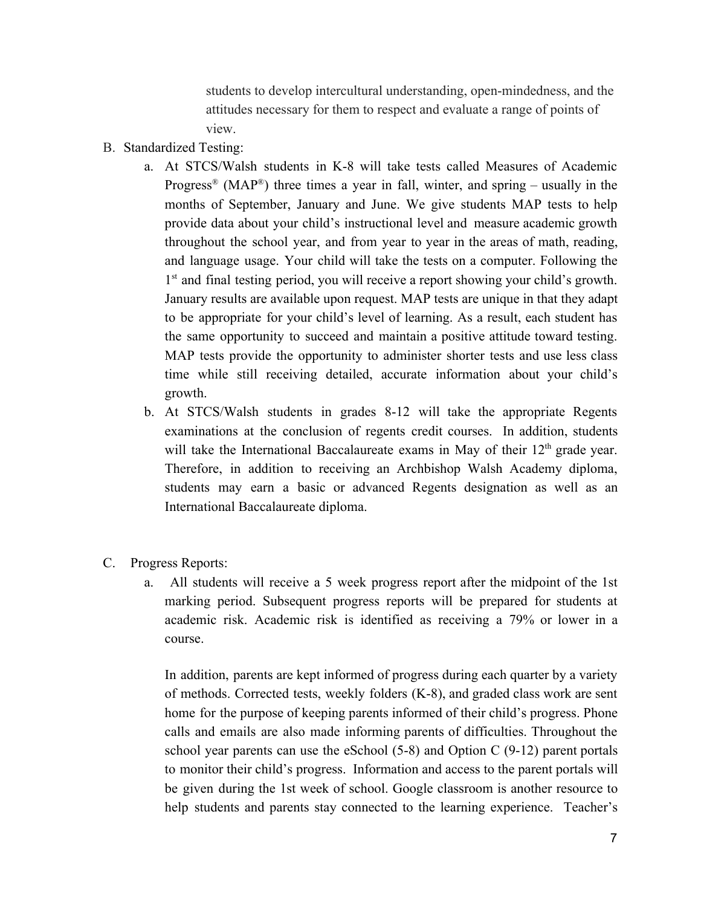students to develop intercultural understanding, open-mindedness, and the attitudes necessary for them to respect and evaluate a range of points of view.

B. Standardized Testing:

   a. At STCS/Walsh students in K-8 will take tests called Measures of Academic Progress® (MAP®) three times a year in fall, winter, and spring – usually in the months of September, January and June. We give students MAP tests to help provide data about your child's instructional level and measure academic growth throughout the school year, and from year to year in the areas of math, reading, and language usage. Your child will take the tests on a computer. Following the 1st and final testing period, you will receive a report showing your child's growth. January results are available upon request. MAP tests are unique in that they adapt to be appropriate for your child's level of learning. As a result, each student has the same opportunity to succeed and maintain a positive attitude toward testing. MAP tests provide the opportunity to administer shorter tests and use less class time while still receiving detailed, accurate information about your child's growth.

   b. At STCS/Walsh students in grades 8-12 will take the appropriate Regents examinations at the conclusion of regents credit courses. In addition, students will take the International Baccalaureate exams in May of their 12th grade year. Therefore, in addition to receiving an Archbishop Walsh Academy diploma, students may earn a basic or advanced Regents designation as well as an International Baccalaureate diploma.

C. Progress Reports:

   a. All students will receive a 5 week progress report after the midpoint of the 1st marking period. Subsequent progress reports will be prepared for students at academic risk. Academic risk is identified as receiving a 79% or lower in a course.

   In addition, parents are kept informed of progress during each quarter by a variety of methods. Corrected tests, weekly folders (K-8), and graded class work are sent home for the purpose of keeping parents informed of their child's progress. Phone calls and emails are also made informing parents of difficulties. Throughout the school year parents can use the eSchool (5-8) and Option C (9-12) parent portals to monitor their child's progress. Information and access to the parent portals will be given during the 1st week of school. Google classroom is another resource to help students and parents stay connected to the learning experience. Teacher's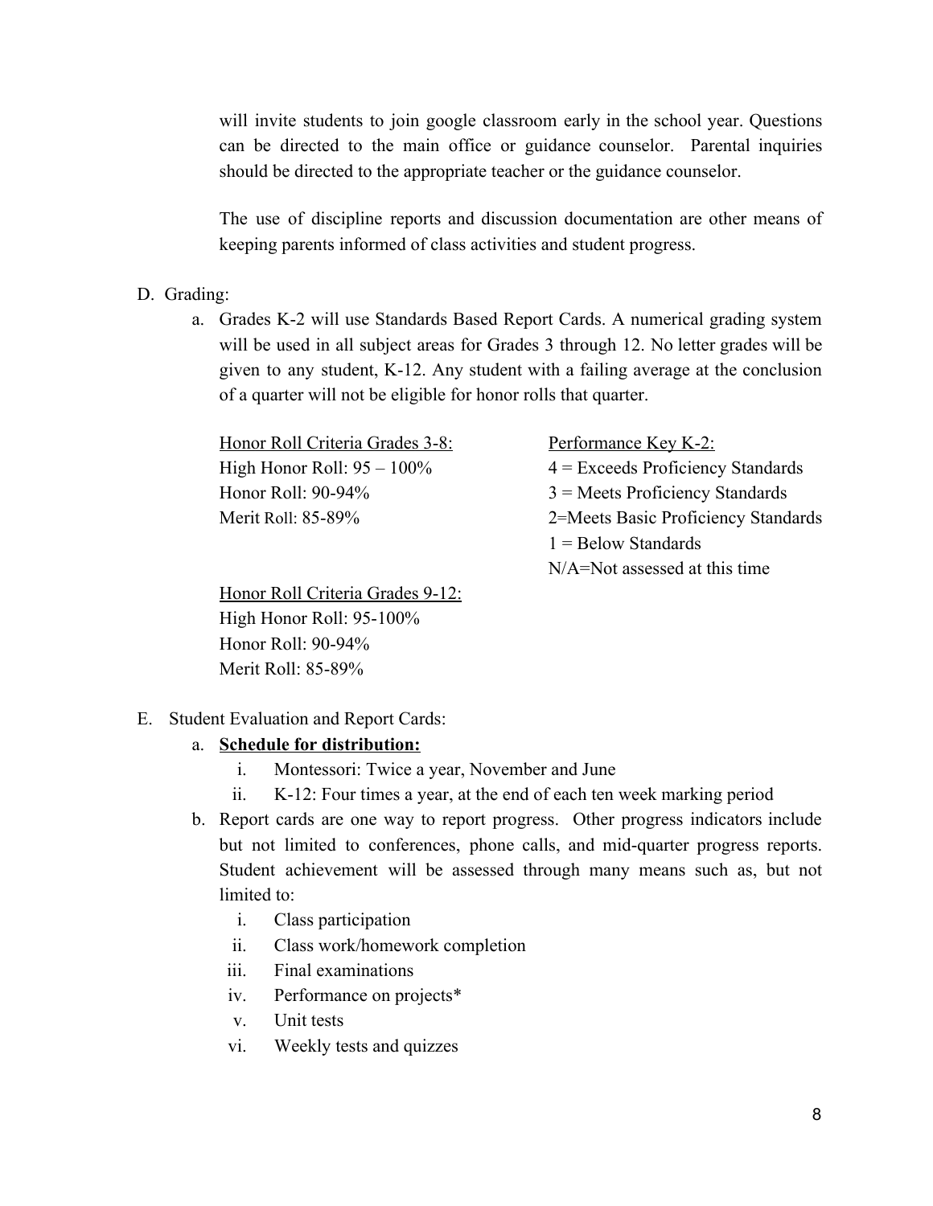will invite students to join google classroom early in the school year. Questions can be directed to the main office or guidance counselor. Parental inquiries should be directed to the appropriate teacher or the guidance counselor.

The use of discipline reports and discussion documentation are other means of keeping parents informed of class activities and student progress.

D. Grading:

a. Grades K-2 will use Standards Based Report Cards. A numerical grading system will be used in all subject areas for Grades 3 through 12. No letter grades will be given to any student, K-12. Any student with a failing average at the conclusion of a quarter will not be eligible for honor rolls that quarter.

<u>Honor Roll Criteria Grades 3-8:</u>
High Honor Roll: 95 – 100%
Honor Roll: 90-94%
Merit Roll: 85-89%

<u>Performance Key K-2:</u>
4 = Exceeds Proficiency Standards
3 = Meets Proficiency Standards
2=Meets Basic Proficiency Standards
1 = Below Standards
N/A=Not assessed at this time

<u>Honor Roll Criteria Grades 9-12:</u>
High Honor Roll: 95-100%
Honor Roll: 90-94%
Merit Roll: 85-89%

E. Student Evaluation and Report Cards:

a. **<u>Schedule for distribution:</u>**
   i. Montessori: Twice a year, November and June
   ii. K-12: Four times a year, at the end of each ten week marking period

b. Report cards are one way to report progress. Other progress indicators include but not limited to conferences, phone calls, and mid-quarter progress reports. Student achievement will be assessed through many means such as, but not limited to:
   i. Class participation
   ii. Class work/homework completion
   iii. Final examinations
   iv. Performance on projects*
   v. Unit tests
   vi. Weekly tests and quizzes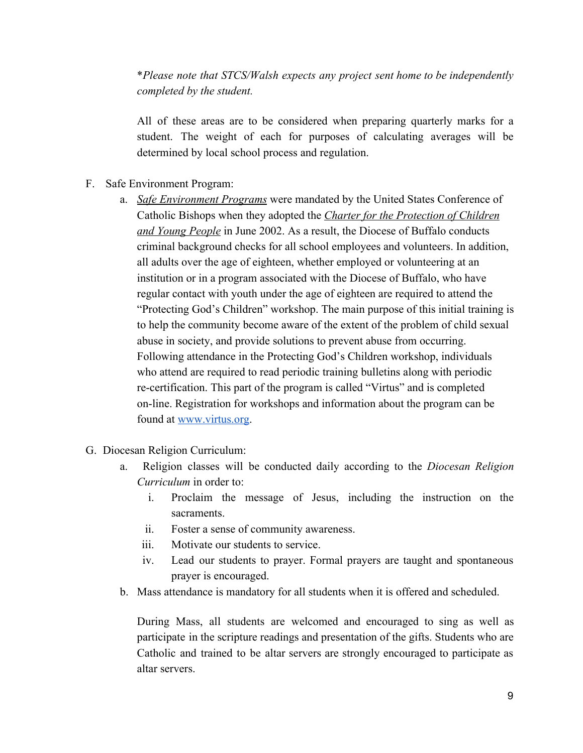**Please note that STCS/Walsh expects any project sent home to be independently completed by the student.*

All of these areas are to be considered when preparing quarterly marks for a student. The weight of each for purposes of calculating averages will be determined by local school process and regulation.

F. Safe Environment Program:

a. *Safe Environment Programs* were mandated by the United States Conference of Catholic Bishops when they adopted the *Charter for the Protection of Children and Young People* in June 2002. As a result, the Diocese of Buffalo conducts criminal background checks for all school employees and volunteers. In addition, all adults over the age of eighteen, whether employed or volunteering at an institution or in a program associated with the Diocese of Buffalo, who have regular contact with youth under the age of eighteen are required to attend the "Protecting God's Children" workshop. The main purpose of this initial training is to help the community become aware of the extent of the problem of child sexual abuse in society, and provide solutions to prevent abuse from occurring. Following attendance in the Protecting God's Children workshop, individuals who attend are required to read periodic training bulletins along with periodic re-certification. This part of the program is called "Virtus" and is completed on-line. Registration for workshops and information about the program can be found at [www.virtus.org](http://www.virtus.org).

G. Diocesan Religion Curriculum:

a. Religion classes will be conducted daily according to the *Diocesan Religion Curriculum* in order to:
   i. Proclaim the message of Jesus, including the instruction on the sacraments.
   ii. Foster a sense of community awareness.
   iii. Motivate our students to service.
   iv. Lead our students to prayer. Formal prayers are taught and spontaneous prayer is encouraged.

b. Mass attendance is mandatory for all students when it is offered and scheduled.

During Mass, all students are welcomed and encouraged to sing as well as participate in the scripture readings and presentation of the gifts. Students who are Catholic and trained to be altar servers are strongly encouraged to participate as altar servers.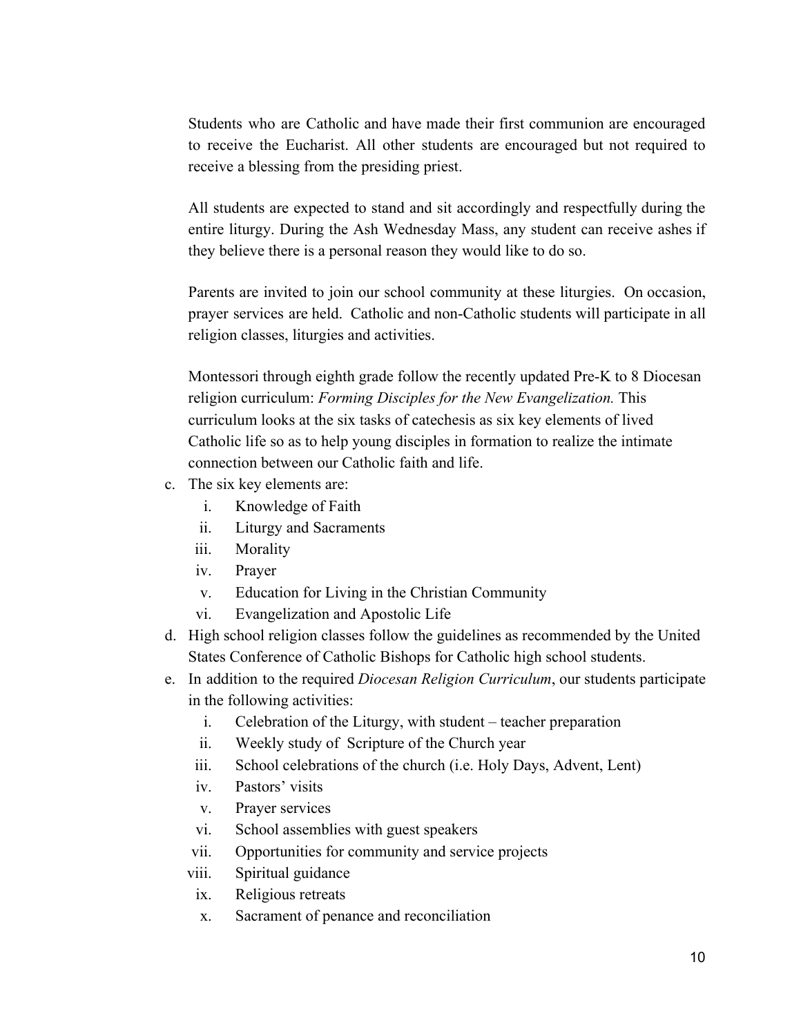Students who are Catholic and have made their first communion are encouraged to receive the Eucharist. All other students are encouraged but not required to receive a blessing from the presiding priest.

All students are expected to stand and sit accordingly and respectfully during the entire liturgy. During the Ash Wednesday Mass, any student can receive ashes if they believe there is a personal reason they would like to do so.

Parents are invited to join our school community at these liturgies. On occasion, prayer services are held. Catholic and non-Catholic students will participate in all religion classes, liturgies and activities.

Montessori through eighth grade follow the recently updated Pre-K to 8 Diocesan religion curriculum: *Forming Disciples for the New Evangelization.* This curriculum looks at the six tasks of catechesis as six key elements of lived Catholic life so as to help young disciples in formation to realize the intimate connection between our Catholic faith and life.

c. The six key elements are:
   i. Knowledge of Faith
   ii. Liturgy and Sacraments
   iii. Morality
   iv. Prayer
   v. Education for Living in the Christian Community
   vi. Evangelization and Apostolic Life
d. High school religion classes follow the guidelines as recommended by the United States Conference of Catholic Bishops for Catholic high school students.
e. In addition to the required *Diocesan Religion Curriculum*, our students participate in the following activities:
   i. Celebration of the Liturgy, with student – teacher preparation
   ii. Weekly study of Scripture of the Church year
   iii. School celebrations of the church (i.e. Holy Days, Advent, Lent)
   iv. Pastors' visits
   v. Prayer services
   vi. School assemblies with guest speakers
   vii. Opportunities for community and service projects
   viii. Spiritual guidance
   ix. Religious retreats
   x. Sacrament of penance and reconciliation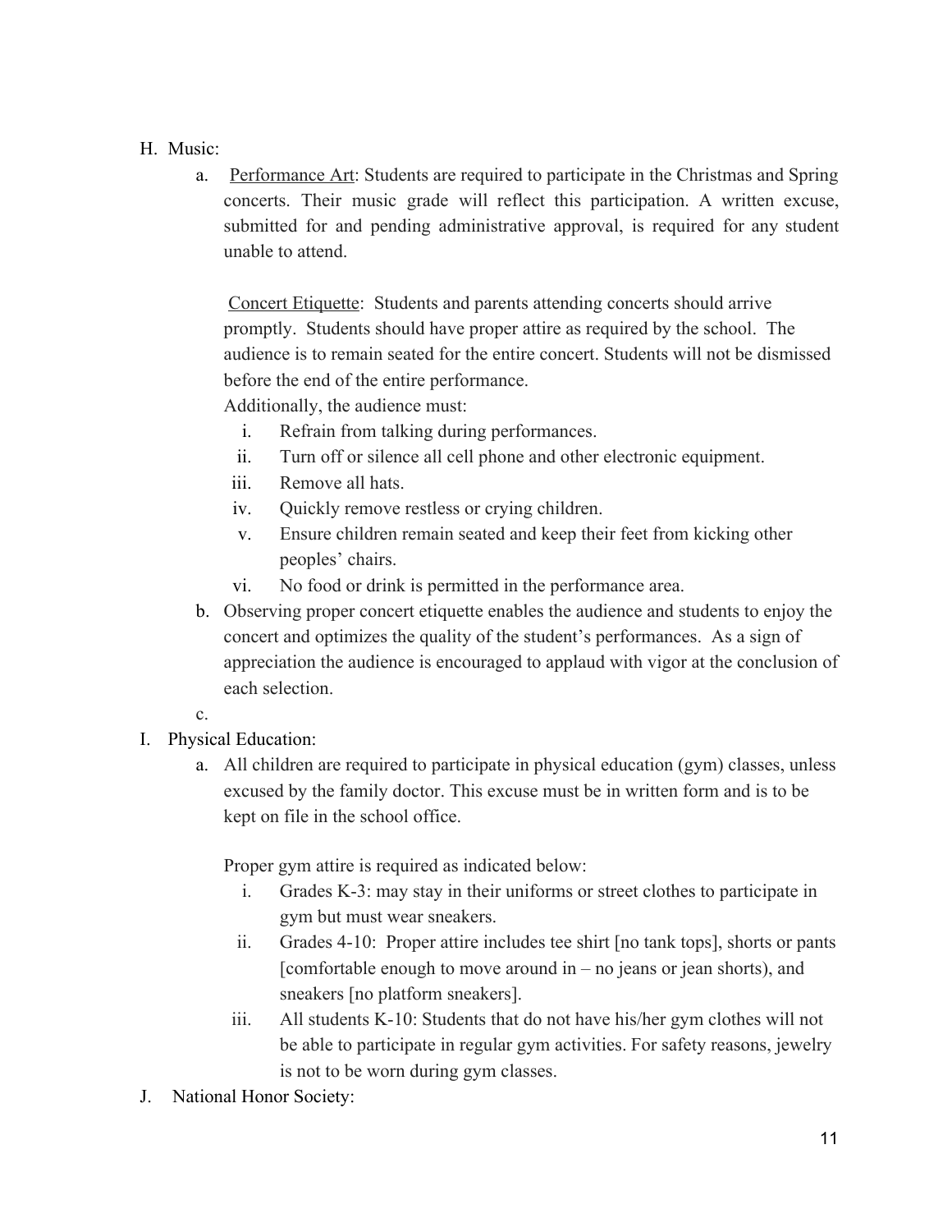H. Music:

a. <u>Performance Art</u>: Students are required to participate in the Christmas and Spring concerts. Their music grade will reflect this participation. A written excuse, submitted for and pending administrative approval, is required for any student unable to attend.

<u>Concert Etiquette</u>: Students and parents attending concerts should arrive promptly. Students should have proper attire as required by the school. The audience is to remain seated for the entire concert. Students will not be dismissed before the end of the entire performance.

Additionally, the audience must:

   i. Refrain from talking during performances.
   ii. Turn off or silence all cell phone and other electronic equipment.
   iii. Remove all hats.
   iv. Quickly remove restless or crying children.
   v. Ensure children remain seated and keep their feet from kicking other peoples' chairs.
   vi. No food or drink is permitted in the performance area.

b. Observing proper concert etiquette enables the audience and students to enjoy the concert and optimizes the quality of the student's performances. As a sign of appreciation the audience is encouraged to applaud with vigor at the conclusion of each selection.

c.

I. Physical Education:

a. All children are required to participate in physical education (gym) classes, unless excused by the family doctor. This excuse must be in written form and is to be kept on file in the school office.

Proper gym attire is required as indicated below:

   i. Grades K-3: may stay in their uniforms or street clothes to participate in gym but must wear sneakers.
   ii. Grades 4-10: Proper attire includes tee shirt [no tank tops], shorts or pants [comfortable enough to move around in – no jeans or jean shorts), and sneakers [no platform sneakers].
   iii. All students K-10: Students that do not have his/her gym clothes will not be able to participate in regular gym activities. For safety reasons, jewelry is not to be worn during gym classes.

J. National Honor Society: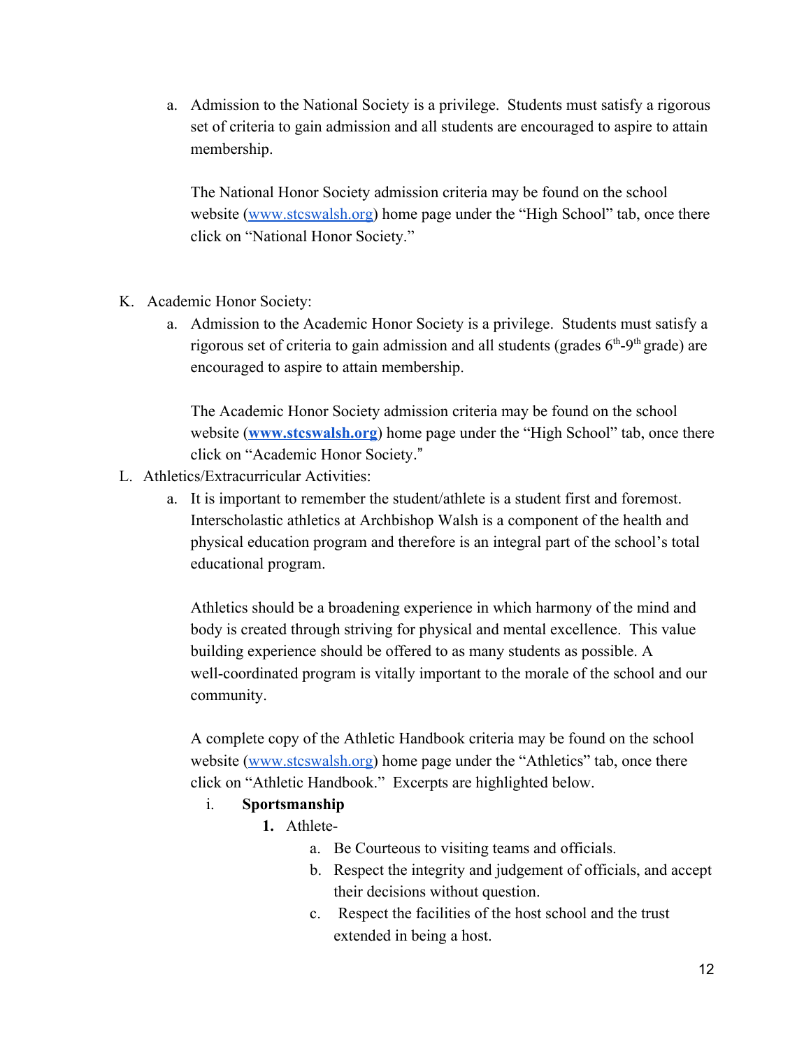a. Admission to the National Society is a privilege. Students must satisfy a rigorous set of criteria to gain admission and all students are encouraged to aspire to attain membership.

   The National Honor Society admission criteria may be found on the school website ([www.stcswalsh.org](http://www.stcswalsh.org)) home page under the "High School" tab, once there click on "National Honor Society."

K. Academic Honor Society:

   a. Admission to the Academic Honor Society is a privilege. Students must satisfy a rigorous set of criteria to gain admission and all students (grades 6th-9th grade) are encouraged to aspire to attain membership.

      The Academic Honor Society admission criteria may be found on the school website (**[www.stcswalsh.org](http://www.stcswalsh.org)**) home page under the "High School" tab, once there click on "Academic Honor Society."

L. Athletics/Extracurricular Activities:

   a. It is important to remember the student/athlete is a student first and foremost. Interscholastic athletics at Archbishop Walsh is a component of the health and physical education program and therefore is an integral part of the school's total educational program.

      Athletics should be a broadening experience in which harmony of the mind and body is created through striving for physical and mental excellence. This value building experience should be offered to as many students as possible. A well-coordinated program is vitally important to the morale of the school and our community.

      A complete copy of the Athletic Handbook criteria may be found on the school website ([www.stcswalsh.org](http://www.stcswalsh.org)) home page under the "Athletics" tab, once there click on "Athletic Handbook." Excerpts are highlighted below.

      i. **Sportsmanship**

         **1.** Athlete-

            a. Be Courteous to visiting teams and officials.
            b. Respect the integrity and judgement of officials, and accept their decisions without question.
            c. Respect the facilities of the host school and the trust extended in being a host.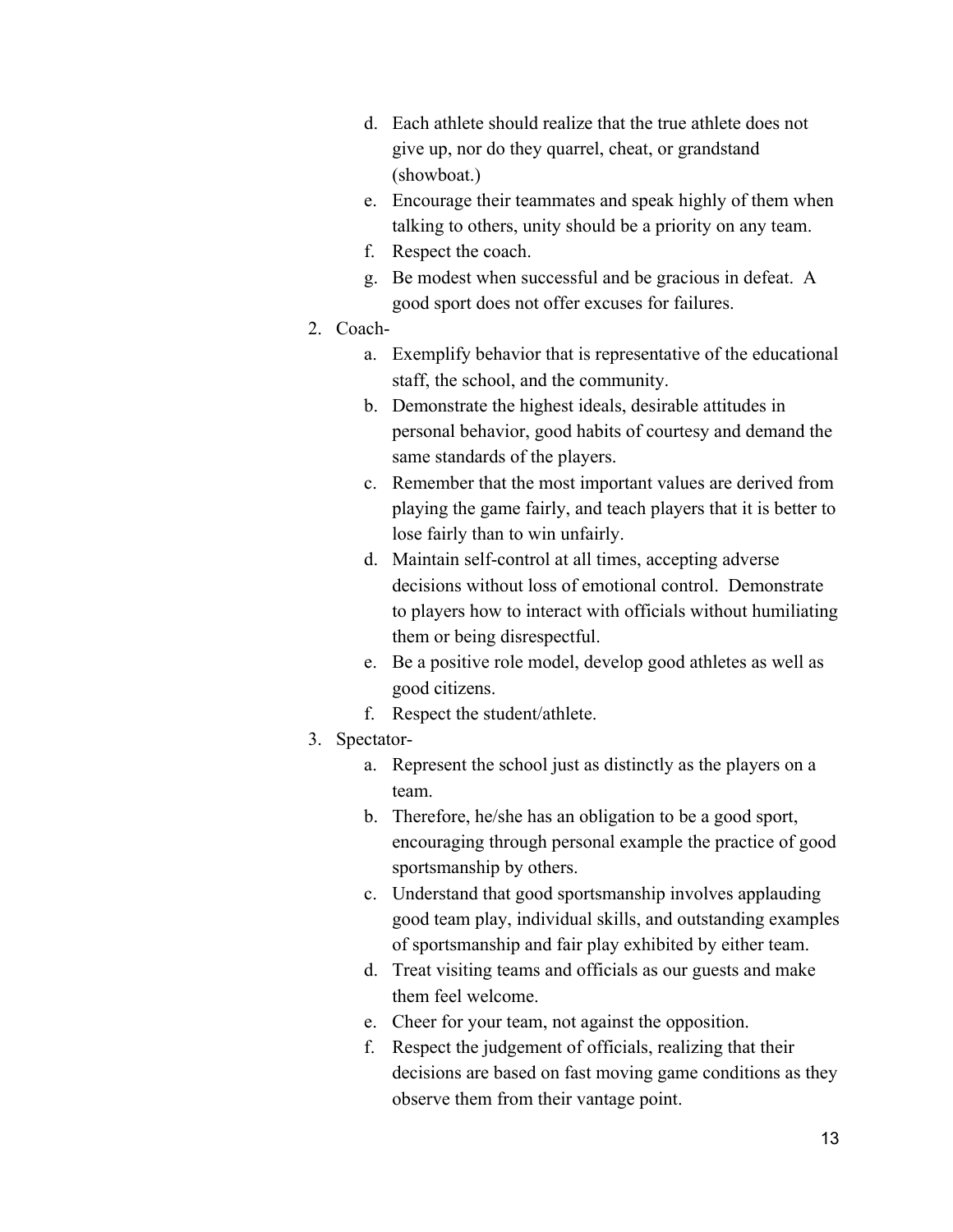d. Each athlete should realize that the true athlete does not give up, nor do they quarrel, cheat, or grandstand (showboat.)
e. Encourage their teammates and speak highly of them when talking to others, unity should be a priority on any team.
f. Respect the coach.
g. Be modest when successful and be gracious in defeat. A good sport does not offer excuses for failures.

2. Coach-
   a. Exemplify behavior that is representative of the educational staff, the school, and the community.
   b. Demonstrate the highest ideals, desirable attitudes in personal behavior, good habits of courtesy and demand the same standards of the players.
   c. Remember that the most important values are derived from playing the game fairly, and teach players that it is better to lose fairly than to win unfairly.
   d. Maintain self-control at all times, accepting adverse decisions without loss of emotional control. Demonstrate to players how to interact with officials without humiliating them or being disrespectful.
   e. Be a positive role model, develop good athletes as well as good citizens.
   f. Respect the student/athlete.
3. Spectator-
   a. Represent the school just as distinctly as the players on a team.
   b. Therefore, he/she has an obligation to be a good sport, encouraging through personal example the practice of good sportsmanship by others.
   c. Understand that good sportsmanship involves applauding good team play, individual skills, and outstanding examples of sportsmanship and fair play exhibited by either team.
   d. Treat visiting teams and officials as our guests and make them feel welcome.
   e. Cheer for your team, not against the opposition.
   f. Respect the judgement of officials, realizing that their decisions are based on fast moving game conditions as they observe them from their vantage point.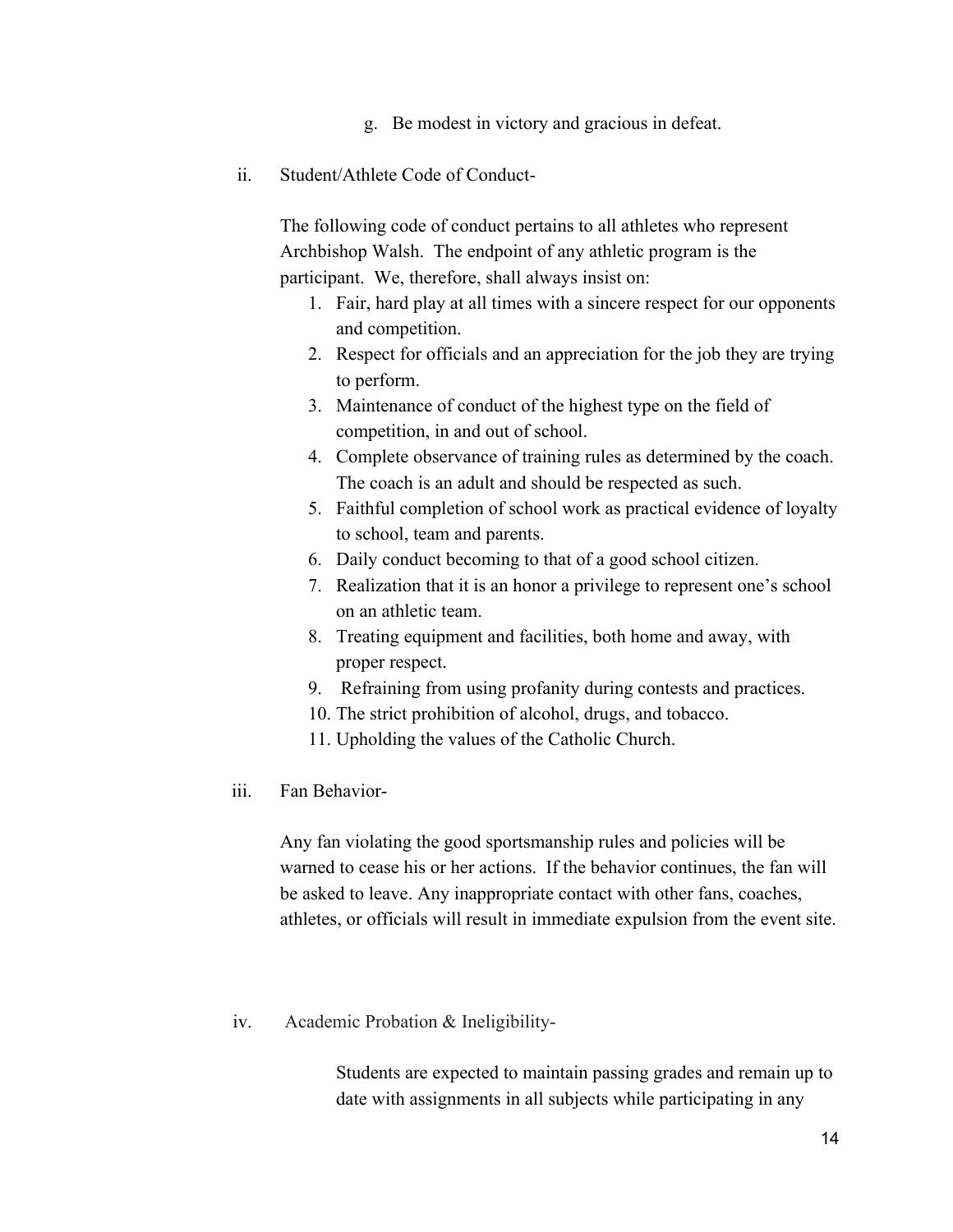g. Be modest in victory and gracious in defeat.

ii. Student/Athlete Code of Conduct-

The following code of conduct pertains to all athletes who represent Archbishop Walsh. The endpoint of any athletic program is the participant. We, therefore, shall always insist on:

1. Fair, hard play at all times with a sincere respect for our opponents and competition.
2. Respect for officials and an appreciation for the job they are trying to perform.
3. Maintenance of conduct of the highest type on the field of competition, in and out of school.
4. Complete observance of training rules as determined by the coach. The coach is an adult and should be respected as such.
5. Faithful completion of school work as practical evidence of loyalty to school, team and parents.
6. Daily conduct becoming to that of a good school citizen.
7. Realization that it is an honor a privilege to represent one's school on an athletic team.
8. Treating equipment and facilities, both home and away, with proper respect.
9. Refraining from using profanity during contests and practices.
10. The strict prohibition of alcohol, drugs, and tobacco.
11. Upholding the values of the Catholic Church.

iii. Fan Behavior-

Any fan violating the good sportsmanship rules and policies will be warned to cease his or her actions. If the behavior continues, the fan will be asked to leave. Any inappropriate contact with other fans, coaches, athletes, or officials will result in immediate expulsion from the event site.

iv. Academic Probation & Ineligibility-

Students are expected to maintain passing grades and remain up to date with assignments in all subjects while participating in any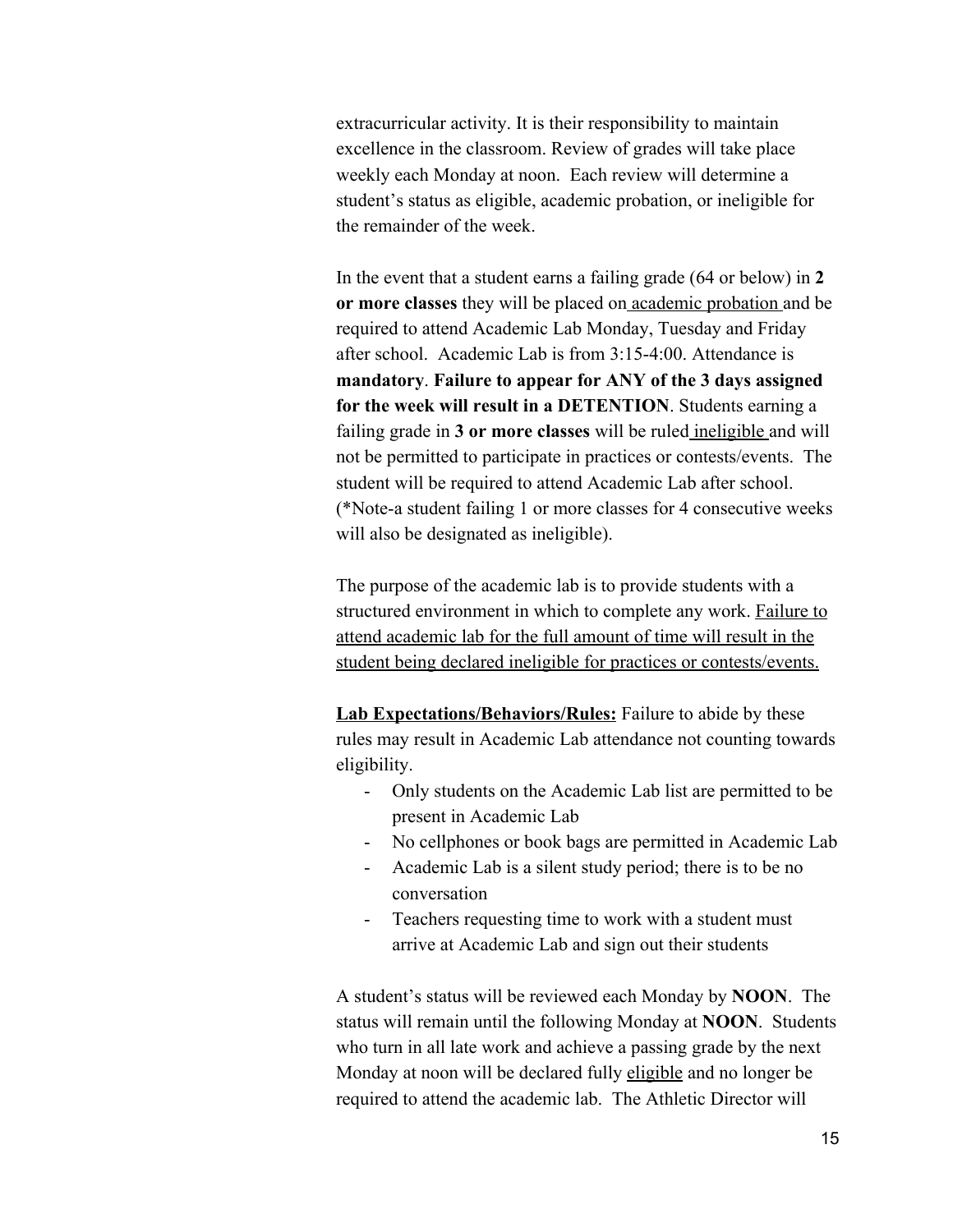extracurricular activity. It is their responsibility to maintain excellence in the classroom. Review of grades will take place weekly each Monday at noon. Each review will determine a student's status as eligible, academic probation, or ineligible for the remainder of the week.

In the event that a student earns a failing grade (64 or below) in **2 or more classes** they will be placed on academic probation and be required to attend Academic Lab Monday, Tuesday and Friday after school. Academic Lab is from 3:15-4:00. Attendance is **mandatory**. **Failure to appear for ANY of the 3 days assigned for the week will result in a DETENTION**. Students earning a failing grade in **3 or more classes** will be ruled ineligible and will not be permitted to participate in practices or contests/events. The student will be required to attend Academic Lab after school. (*Note-a student failing 1 or more classes for 4 consecutive weeks will also be designated as ineligible).

The purpose of the academic lab is to provide students with a structured environment in which to complete any work. Failure to attend academic lab for the full amount of time will result in the student being declared ineligible for practices or contests/events.

**Lab Expectations/Behaviors/Rules:** Failure to abide by these rules may result in Academic Lab attendance not counting towards eligibility.

- Only students on the Academic Lab list are permitted to be present in Academic Lab
- No cellphones or book bags are permitted in Academic Lab
- Academic Lab is a silent study period; there is to be no conversation
- Teachers requesting time to work with a student must arrive at Academic Lab and sign out their students

A student's status will be reviewed each Monday by **NOON**. The status will remain until the following Monday at **NOON**. Students who turn in all late work and achieve a passing grade by the next Monday at noon will be declared fully eligible and no longer be required to attend the academic lab. The Athletic Director will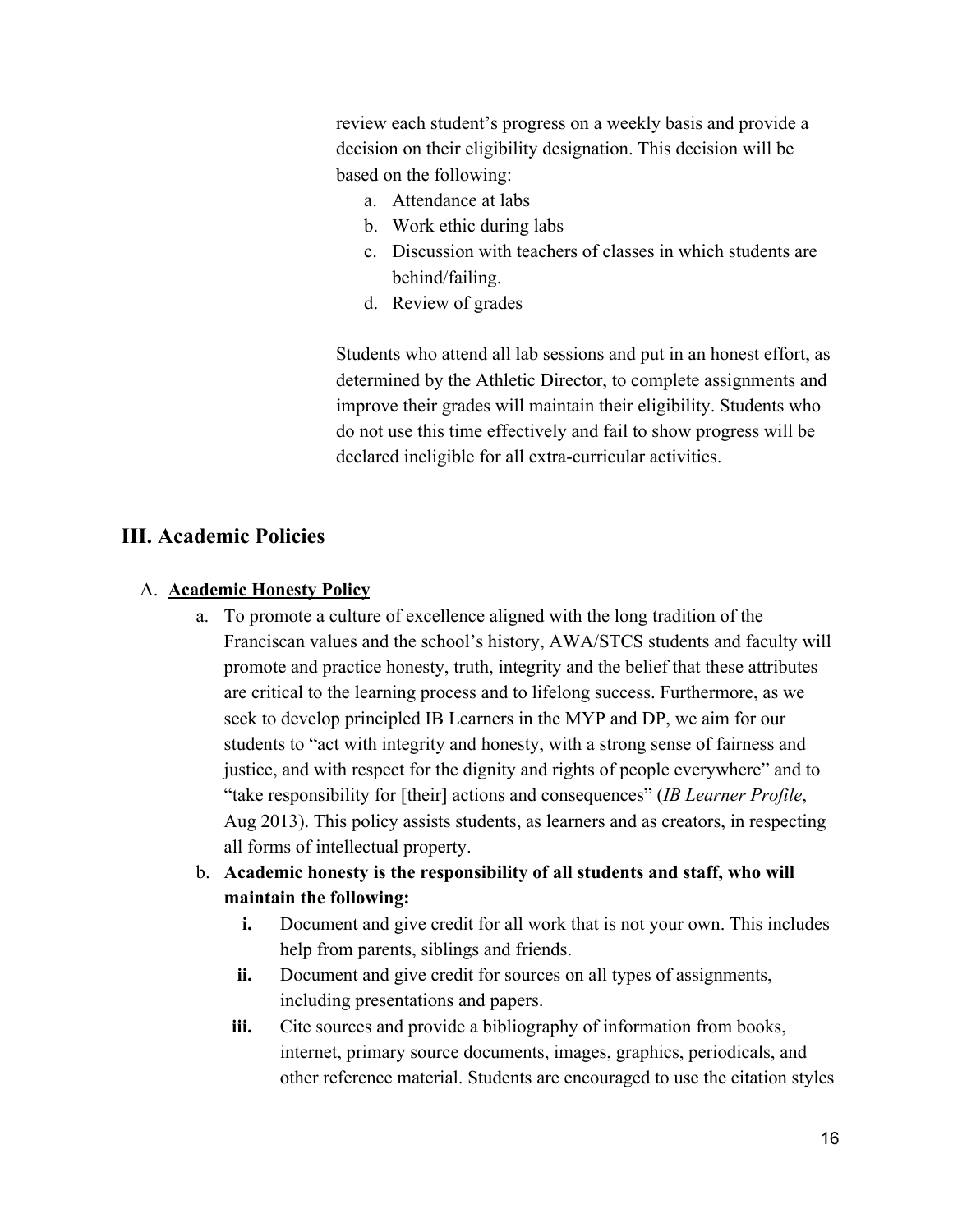review each student's progress on a weekly basis and provide a decision on their eligibility designation. This decision will be based on the following:

a. Attendance at labs
b. Work ethic during labs
c. Discussion with teachers of classes in which students are behind/failing.
d. Review of grades

Students who attend all lab sessions and put in an honest effort, as determined by the Athletic Director, to complete assignments and improve their grades will maintain their eligibility. Students who do not use this time effectively and fail to show progress will be declared ineligible for all extra-curricular activities.

## III. Academic Policies

A. **Academic Honesty Policy**

a. To promote a culture of excellence aligned with the long tradition of the Franciscan values and the school's history, AWA/STCS students and faculty will promote and practice honesty, truth, integrity and the belief that these attributes are critical to the learning process and to lifelong success. Furthermore, as we seek to develop principled IB Learners in the MYP and DP, we aim for our students to "act with integrity and honesty, with a strong sense of fairness and justice, and with respect for the dignity and rights of people everywhere" and to "take responsibility for [their] actions and consequences" (*IB Learner Profile*, Aug 2013). This policy assists students, as learners and as creators, in respecting all forms of intellectual property.

b. **Academic honesty is the responsibility of all students and staff, who will maintain the following:**

   **i.** Document and give credit for all work that is not your own. This includes help from parents, siblings and friends.

   **ii.** Document and give credit for sources on all types of assignments, including presentations and papers.

   **iii.** Cite sources and provide a bibliography of information from books, internet, primary source documents, images, graphics, periodicals, and other reference material. Students are encouraged to use the citation styles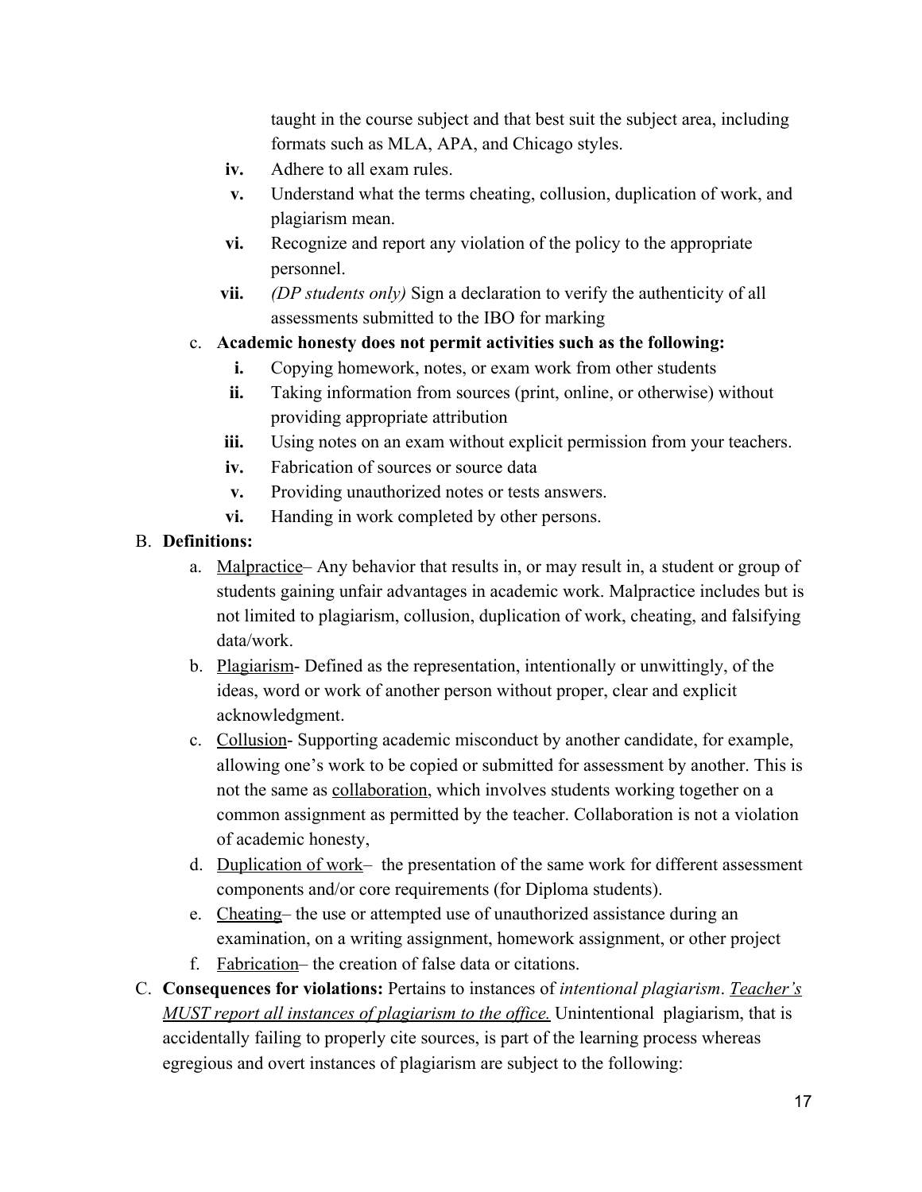taught in the course subject and that best suit the subject area, including formats such as MLA, APA, and Chicago styles.

   iv. Adhere to all exam rules.
   v. Understand what the terms cheating, collusion, duplication of work, and plagiarism mean.
   vi. Recognize and report any violation of the policy to the appropriate personnel.
   vii. *(DP students only)* Sign a declaration to verify the authenticity of all assessments submitted to the IBO for marking

c. **Academic honesty does not permit activities such as the following:**
   i. Copying homework, notes, or exam work from other students
   ii. Taking information from sources (print, online, or otherwise) without providing appropriate attribution
   iii. Using notes on an exam without explicit permission from your teachers.
   iv. Fabrication of sources or source data
   v. Providing unauthorized notes or tests answers.
   vi. Handing in work completed by other persons.

B. **Definitions:**

a. <u>Malpractice</u>– Any behavior that results in, or may result in, a student or group of students gaining unfair advantages in academic work. Malpractice includes but is not limited to plagiarism, collusion, duplication of work, cheating, and falsifying data/work.

b. <u>Plagiarism</u>- Defined as the representation, intentionally or unwittingly, of the ideas, word or work of another person without proper, clear and explicit acknowledgment.

c. <u>Collusion</u>- Supporting academic misconduct by another candidate, for example, allowing one's work to be copied or submitted for assessment by another. This is not the same as <u>collaboration</u>, which involves students working together on a common assignment as permitted by the teacher. Collaboration is not a violation of academic honesty,

d. <u>Duplication of work</u>– the presentation of the same work for different assessment components and/or core requirements (for Diploma students).

e. <u>Cheating</u>– the use or attempted use of unauthorized assistance during an examination, on a writing assignment, homework assignment, or other project

f. <u>Fabrication</u>– the creation of false data or citations.

C. **Consequences for violations:** Pertains to instances of *intentional plagiarism*. *<u>Teacher's MUST report all instances of plagiarism to the office.</u>* Unintentional plagiarism, that is accidentally failing to properly cite sources, is part of the learning process whereas egregious and overt instances of plagiarism are subject to the following: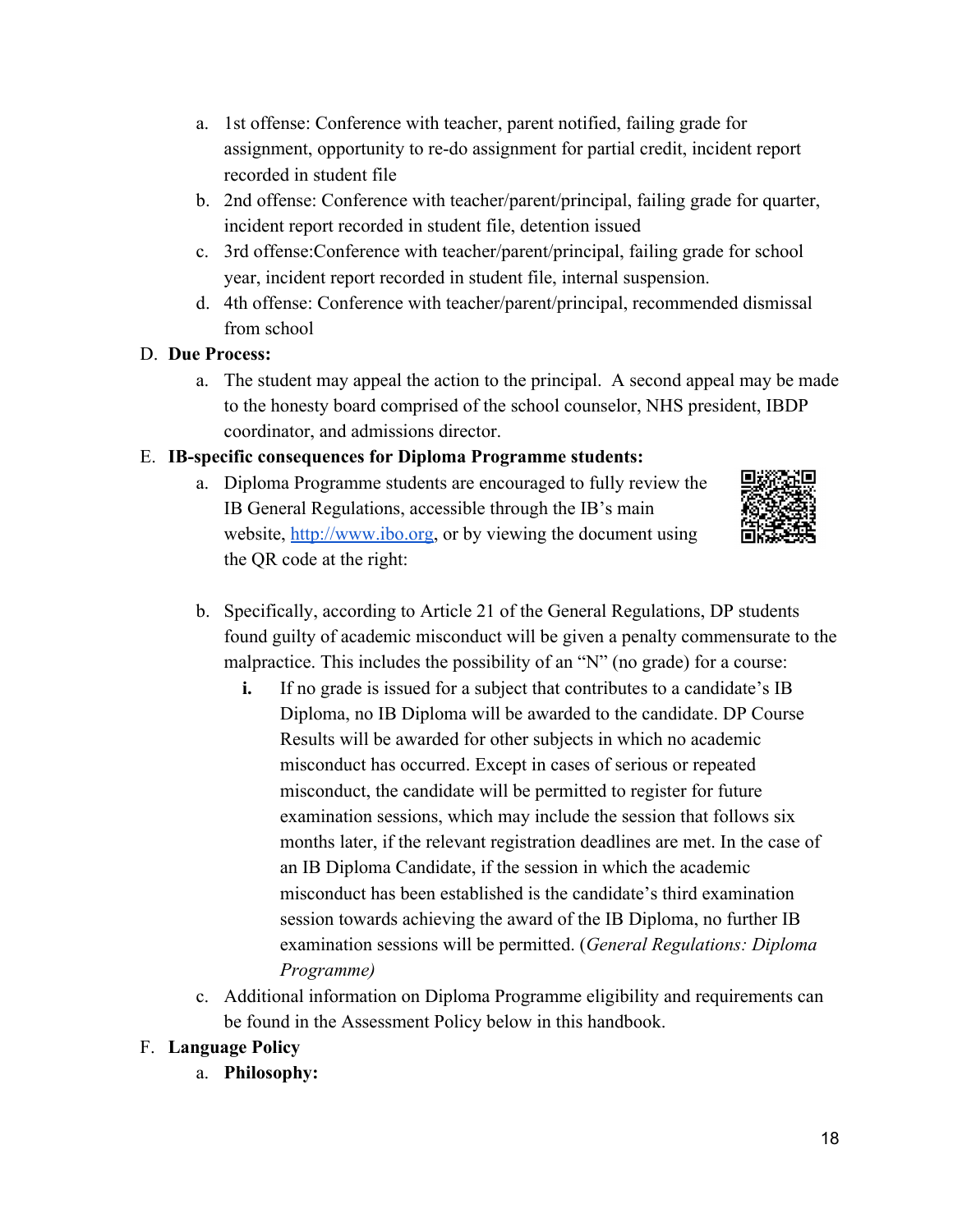a. 1st offense: Conference with teacher, parent notified, failing grade for assignment, opportunity to re-do assignment for partial credit, incident report recorded in student file
b. 2nd offense: Conference with teacher/parent/principal, failing grade for quarter, incident report recorded in student file, detention issued
c. 3rd offense:Conference with teacher/parent/principal, failing grade for school year, incident report recorded in student file, internal suspension.
d. 4th offense: Conference with teacher/parent/principal, recommended dismissal from school

D. **Due Process:**
   a. The student may appeal the action to the principal. A second appeal may be made to the honesty board comprised of the school counselor, NHS president, IBDP coordinator, and admissions director.

E. **IB-specific consequences for Diploma Programme students:**
   a. Diploma Programme students are encouraged to fully review the IB General Regulations, accessible through the IB's main website, [http://www.ibo.org](http://www.ibo.org), or by viewing the document using the QR code at the right:
   b. Specifically, according to Article 21 of the General Regulations, DP students found guilty of academic misconduct will be given a penalty commensurate to the malpractice. This includes the possibility of an "N" (no grade) for a course:
      **i.** If no grade is issued for a subject that contributes to a candidate's IB Diploma, no IB Diploma will be awarded to the candidate. DP Course Results will be awarded for other subjects in which no academic misconduct has occurred. Except in cases of serious or repeated misconduct, the candidate will be permitted to register for future examination sessions, which may include the session that follows six months later, if the relevant registration deadlines are met. In the case of an IB Diploma Candidate, if the session in which the academic misconduct has been established is the candidate's third examination session towards achieving the award of the IB Diploma, no further IB examination sessions will be permitted. (*General Regulations: Diploma Programme)*
   c. Additional information on Diploma Programme eligibility and requirements can be found in the Assessment Policy below in this handbook.

F. **Language Policy**
   a. **Philosophy:**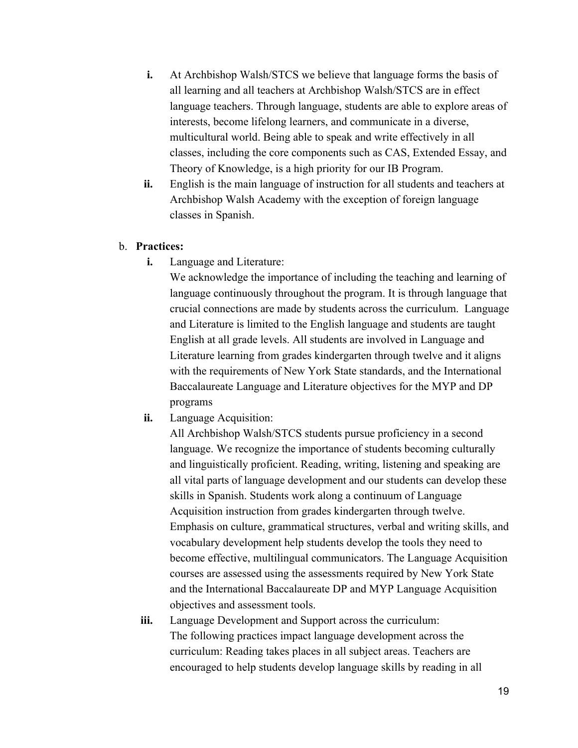i. At Archbishop Walsh/STCS we believe that language forms the basis of all learning and all teachers at Archbishop Walsh/STCS are in effect language teachers. Through language, students are able to explore areas of interests, become lifelong learners, and communicate in a diverse, multicultural world. Being able to speak and write effectively in all classes, including the core components such as CAS, Extended Essay, and Theory of Knowledge, is a high priority for our IB Program.

ii. English is the main language of instruction for all students and teachers at Archbishop Walsh Academy with the exception of foreign language classes in Spanish.

b. **Practices:**

i. Language and Literature:
We acknowledge the importance of including the teaching and learning of language continuously throughout the program. It is through language that crucial connections are made by students across the curriculum. Language and Literature is limited to the English language and students are taught English at all grade levels. All students are involved in Language and Literature learning from grades kindergarten through twelve and it aligns with the requirements of New York State standards, and the International Baccalaureate Language and Literature objectives for the MYP and DP programs

ii. Language Acquisition:
All Archbishop Walsh/STCS students pursue proficiency in a second language. We recognize the importance of students becoming culturally and linguistically proficient. Reading, writing, listening and speaking are all vital parts of language development and our students can develop these skills in Spanish. Students work along a continuum of Language Acquisition instruction from grades kindergarten through twelve. Emphasis on culture, grammatical structures, verbal and writing skills, and vocabulary development help students develop the tools they need to become effective, multilingual communicators. The Language Acquisition courses are assessed using the assessments required by New York State and the International Baccalaureate DP and MYP Language Acquisition objectives and assessment tools.

iii. Language Development and Support across the curriculum:
The following practices impact language development across the curriculum: Reading takes places in all subject areas. Teachers are encouraged to help students develop language skills by reading in all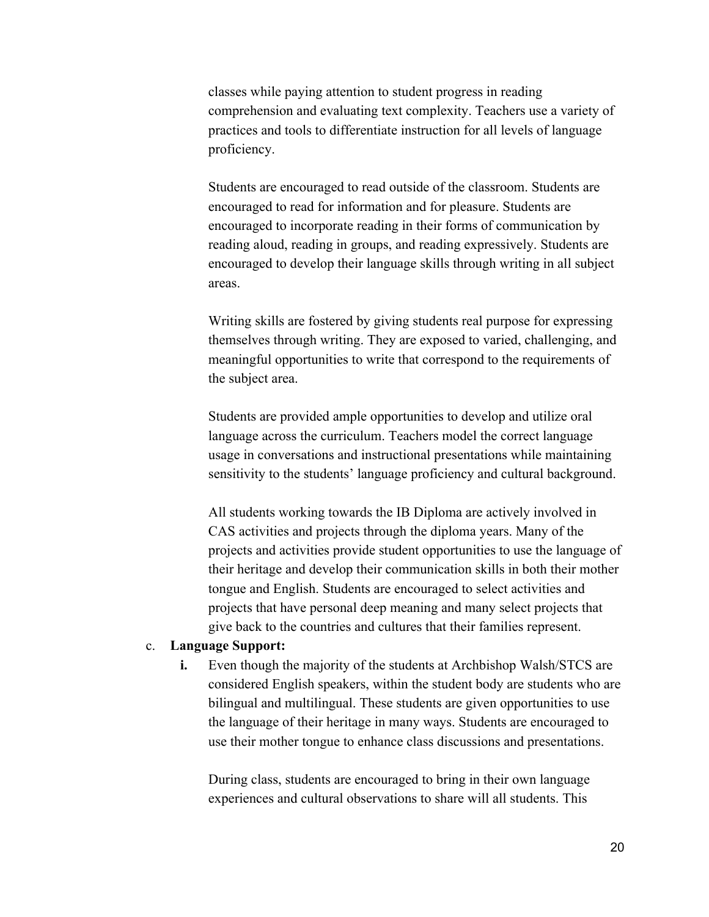classes while paying attention to student progress in reading comprehension and evaluating text complexity. Teachers use a variety of practices and tools to differentiate instruction for all levels of language proficiency.

Students are encouraged to read outside of the classroom. Students are encouraged to read for information and for pleasure. Students are encouraged to incorporate reading in their forms of communication by reading aloud, reading in groups, and reading expressively. Students are encouraged to develop their language skills through writing in all subject areas.

Writing skills are fostered by giving students real purpose for expressing themselves through writing. They are exposed to varied, challenging, and meaningful opportunities to write that correspond to the requirements of the subject area.

Students are provided ample opportunities to develop and utilize oral language across the curriculum. Teachers model the correct language usage in conversations and instructional presentations while maintaining sensitivity to the students' language proficiency and cultural background.

All students working towards the IB Diploma are actively involved in CAS activities and projects through the diploma years. Many of the projects and activities provide student opportunities to use the language of their heritage and develop their communication skills in both their mother tongue and English. Students are encouraged to select activities and projects that have personal deep meaning and many select projects that give back to the countries and cultures that their families represent.

c. **Language Support:**

   **i.** Even though the majority of the students at Archbishop Walsh/STCS are considered English speakers, within the student body are students who are bilingual and multilingual. These students are given opportunities to use the language of their heritage in many ways. Students are encouraged to use their mother tongue to enhance class discussions and presentations.

   During class, students are encouraged to bring in their own language experiences and cultural observations to share will all students. This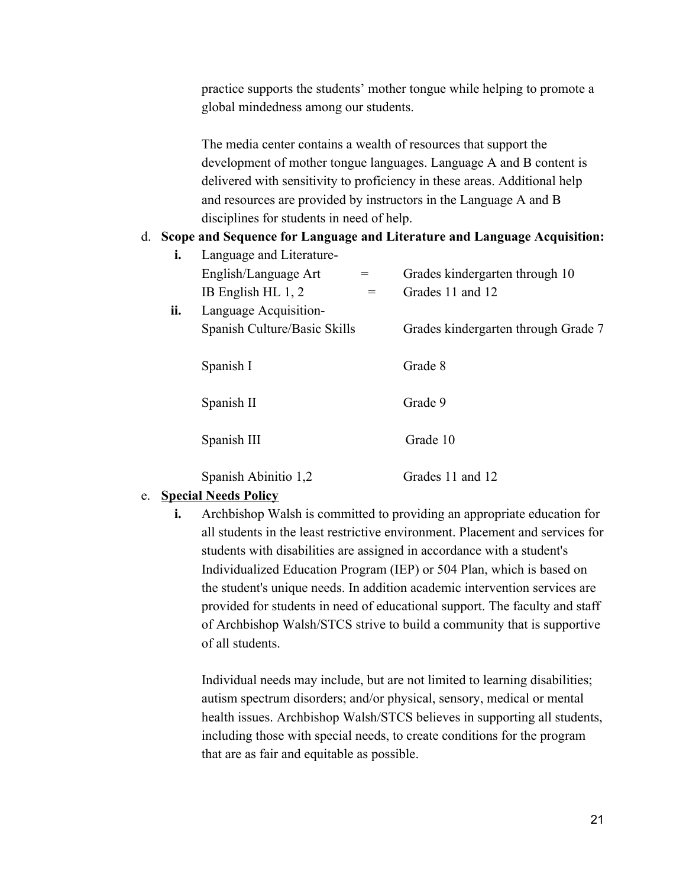practice supports the students' mother tongue while helping to promote a global mindedness among our students.

The media center contains a wealth of resources that support the development of mother tongue languages. Language A and B content is delivered with sensitivity to proficiency in these areas. Additional help and resources are provided by instructors in the Language A and B disciplines for students in need of help.

d. **Scope and Sequence for Language and Literature and Language Acquisition:**

   **i.** Language and Literature-

   | | | |
   |---|---|---|
   | English/Language Art | = | Grades kindergarten through 10 |
   | IB English HL 1, 2 | = | Grades 11 and 12 |

   **ii.** Language Acquisition-

   | | |
   |---|---|
   | Spanish Culture/Basic Skills | Grades kindergarten through Grade 7 |
   | Spanish I | Grade 8 |
   | Spanish II | Grade 9 |
   | Spanish III | Grade 10 |
   | Spanish Abinitio 1,2 | Grades 11 and 12 |

e. **Special Needs Policy**

   **i.** Archbishop Walsh is committed to providing an appropriate education for all students in the least restrictive environment. Placement and services for students with disabilities are assigned in accordance with a student's Individualized Education Program (IEP) or 504 Plan, which is based on the student's unique needs. In addition academic intervention services are provided for students in need of educational support. The faculty and staff of Archbishop Walsh/STCS strive to build a community that is supportive of all students.

   Individual needs may include, but are not limited to learning disabilities; autism spectrum disorders; and/or physical, sensory, medical or mental health issues. Archbishop Walsh/STCS believes in supporting all students, including those with special needs, to create conditions for the program that are as fair and equitable as possible.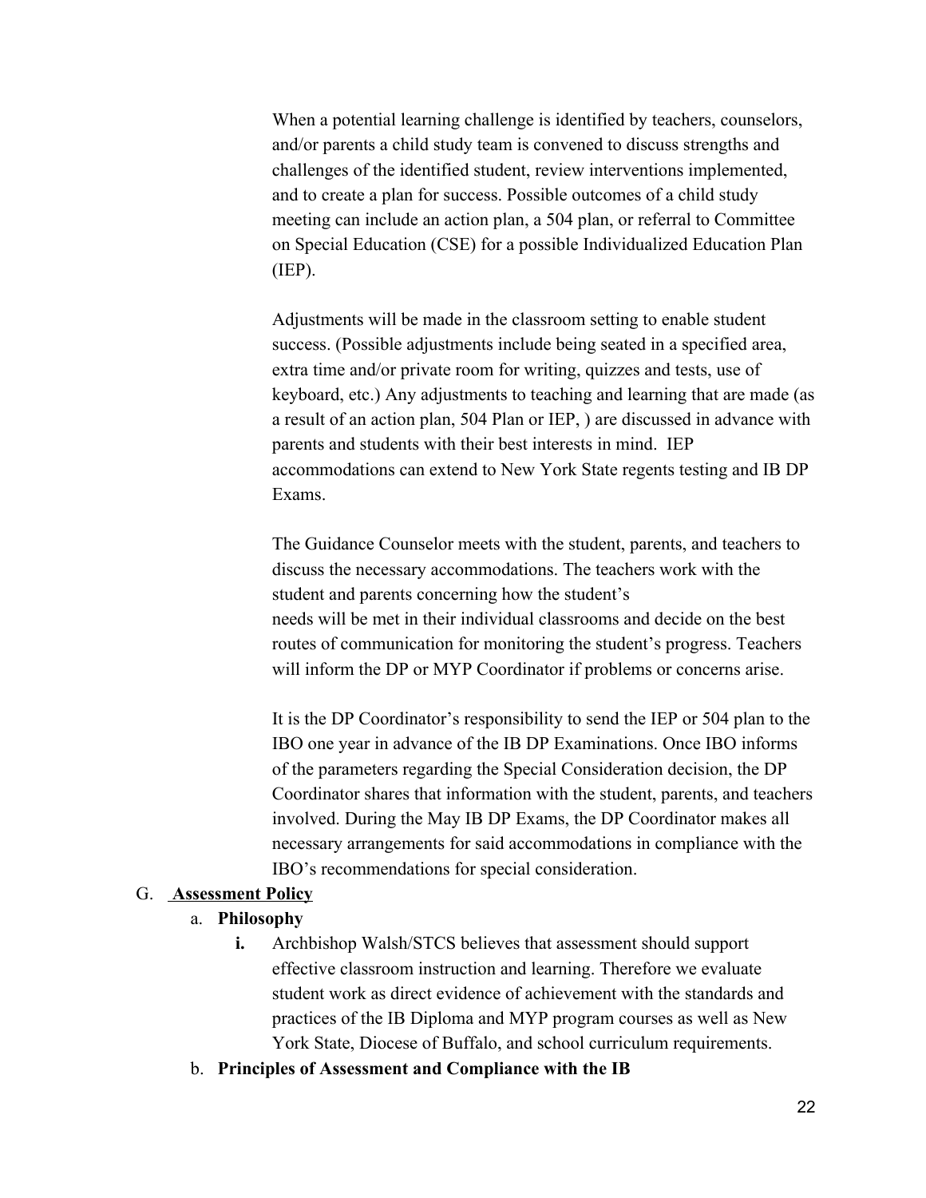When a potential learning challenge is identified by teachers, counselors, and/or parents a child study team is convened to discuss strengths and challenges of the identified student, review interventions implemented, and to create a plan for success. Possible outcomes of a child study meeting can include an action plan, a 504 plan, or referral to Committee on Special Education (CSE) for a possible Individualized Education Plan (IEP).

Adjustments will be made in the classroom setting to enable student success. (Possible adjustments include being seated in a specified area, extra time and/or private room for writing, quizzes and tests, use of keyboard, etc.) Any adjustments to teaching and learning that are made (as a result of an action plan, 504 Plan or IEP, ) are discussed in advance with parents and students with their best interests in mind. IEP accommodations can extend to New York State regents testing and IB DP Exams.

The Guidance Counselor meets with the student, parents, and teachers to discuss the necessary accommodations. The teachers work with the student and parents concerning how the student's needs will be met in their individual classrooms and decide on the best routes of communication for monitoring the student's progress. Teachers will inform the DP or MYP Coordinator if problems or concerns arise.

It is the DP Coordinator's responsibility to send the IEP or 504 plan to the IBO one year in advance of the IB DP Examinations. Once IBO informs of the parameters regarding the Special Consideration decision, the DP Coordinator shares that information with the student, parents, and teachers involved. During the May IB DP Exams, the DP Coordinator makes all necessary arrangements for said accommodations in compliance with the IBO's recommendations for special consideration.

G. **Assessment Policy**

a. **Philosophy**

**i.** Archbishop Walsh/STCS believes that assessment should support effective classroom instruction and learning. Therefore we evaluate student work as direct evidence of achievement with the standards and practices of the IB Diploma and MYP program courses as well as New York State, Diocese of Buffalo, and school curriculum requirements.

b. **Principles of Assessment and Compliance with the IB**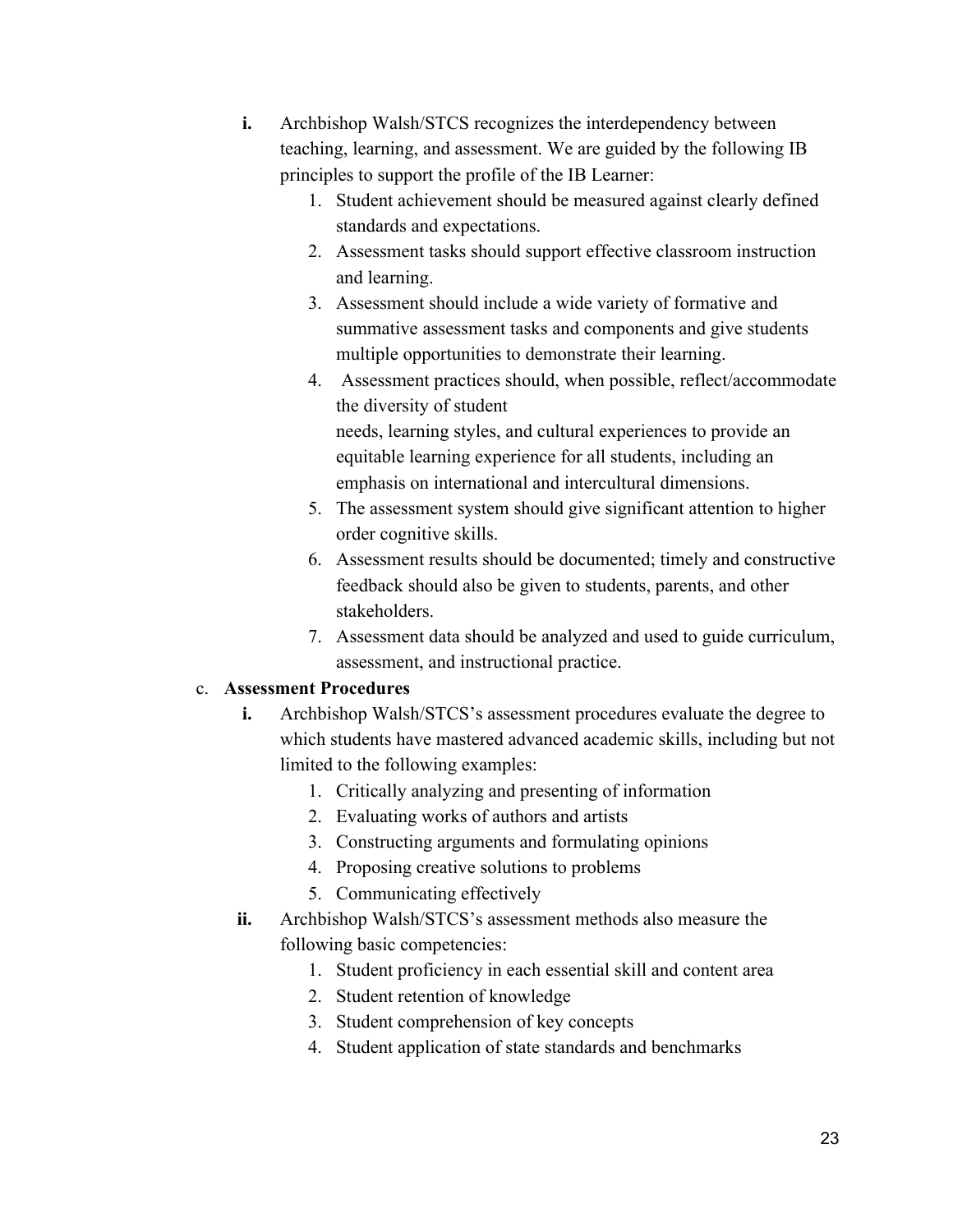i. Archbishop Walsh/STCS recognizes the interdependency between teaching, learning, and assessment. We are guided by the following IB principles to support the profile of the IB Learner:
    1. Student achievement should be measured against clearly defined standards and expectations.
    2. Assessment tasks should support effective classroom instruction and learning.
    3. Assessment should include a wide variety of formative and summative assessment tasks and components and give students multiple opportunities to demonstrate their learning.
    4. Assessment practices should, when possible, reflect/accommodate the diversity of student needs, learning styles, and cultural experiences to provide an equitable learning experience for all students, including an emphasis on international and intercultural dimensions.
    5. The assessment system should give significant attention to higher order cognitive skills.
    6. Assessment results should be documented; timely and constructive feedback should also be given to students, parents, and other stakeholders.
    7. Assessment data should be analyzed and used to guide curriculum, assessment, and instructional practice.

c. **Assessment Procedures**

i. Archbishop Walsh/STCS's assessment procedures evaluate the degree to which students have mastered advanced academic skills, including but not limited to the following examples:
    1. Critically analyzing and presenting of information
    2. Evaluating works of authors and artists
    3. Constructing arguments and formulating opinions
    4. Proposing creative solutions to problems
    5. Communicating effectively

ii. Archbishop Walsh/STCS's assessment methods also measure the following basic competencies:
    1. Student proficiency in each essential skill and content area
    2. Student retention of knowledge
    3. Student comprehension of key concepts
    4. Student application of state standards and benchmarks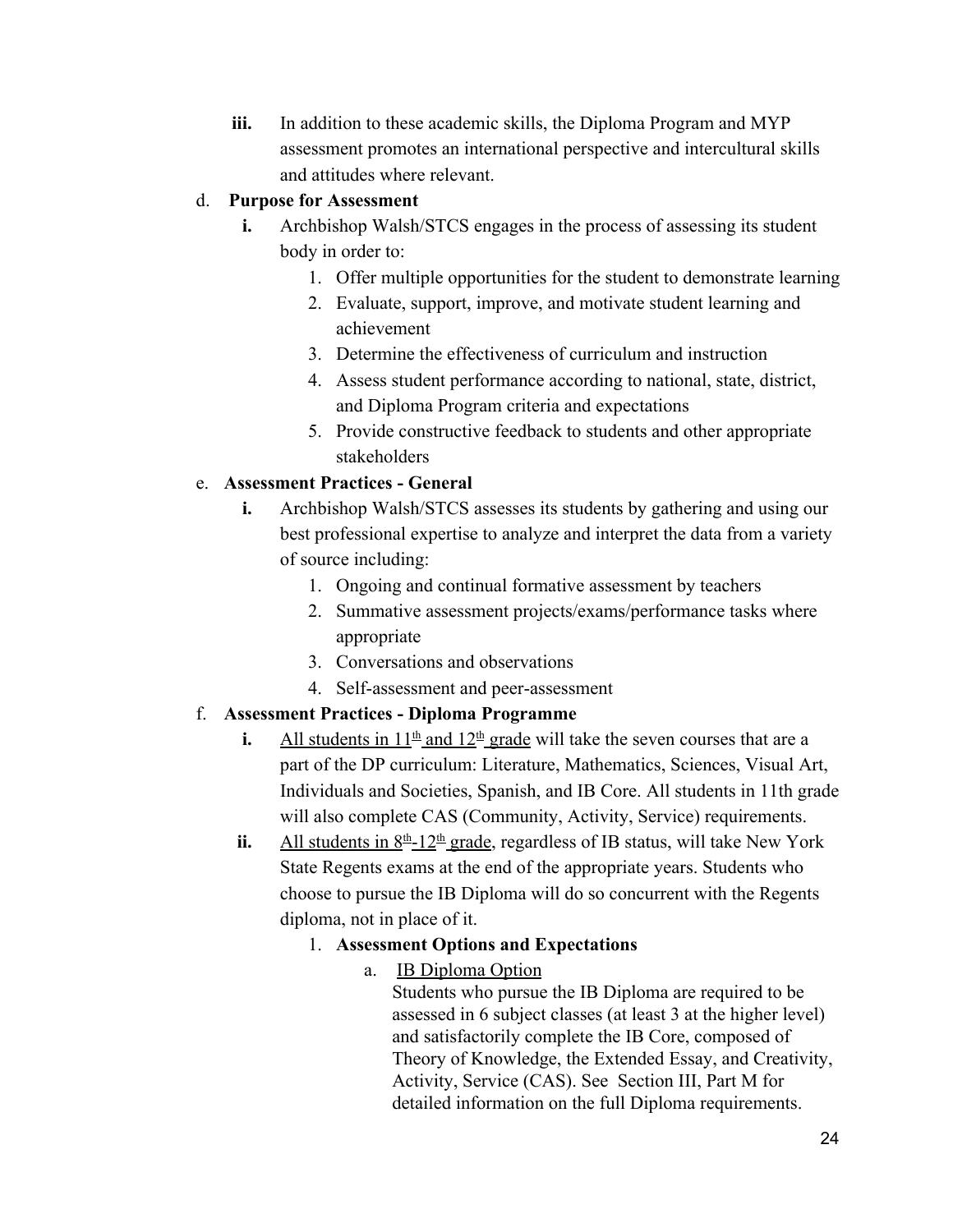iii. In addition to these academic skills, the Diploma Program and MYP assessment promotes an international perspective and intercultural skills and attitudes where relevant.

d. **Purpose for Assessment**

   **i.** Archbishop Walsh/STCS engages in the process of assessing its student body in order to:

      1. Offer multiple opportunities for the student to demonstrate learning
      2. Evaluate, support, improve, and motivate student learning and achievement
      3. Determine the effectiveness of curriculum and instruction
      4. Assess student performance according to national, state, district, and Diploma Program criteria and expectations
      5. Provide constructive feedback to students and other appropriate stakeholders

e. **Assessment Practices - General**

   **i.** Archbishop Walsh/STCS assesses its students by gathering and using our best professional expertise to analyze and interpret the data from a variety of source including:

      1. Ongoing and continual formative assessment by teachers
      2. Summative assessment projects/exams/performance tasks where appropriate
      3. Conversations and observations
      4. Self-assessment and peer-assessment

f. **Assessment Practices - Diploma Programme**

   **i.** <u>All students in 11th and 12th grade</u> will take the seven courses that are a part of the DP curriculum: Literature, Mathematics, Sciences, Visual Art, Individuals and Societies, Spanish, and IB Core. All students in 11th grade will also complete CAS (Community, Activity, Service) requirements.

   **ii.** <u>All students in 8th-12th grade</u>, regardless of IB status, will take New York State Regents exams at the end of the appropriate years. Students who choose to pursue the IB Diploma will do so concurrent with the Regents diploma, not in place of it.

      1. **Assessment Options and Expectations**

         a. <u>IB Diploma Option</u>
         Students who pursue the IB Diploma are required to be assessed in 6 subject classes (at least 3 at the higher level) and satisfactorily complete the IB Core, composed of Theory of Knowledge, the Extended Essay, and Creativity, Activity, Service (CAS). See Section III, Part M for detailed information on the full Diploma requirements.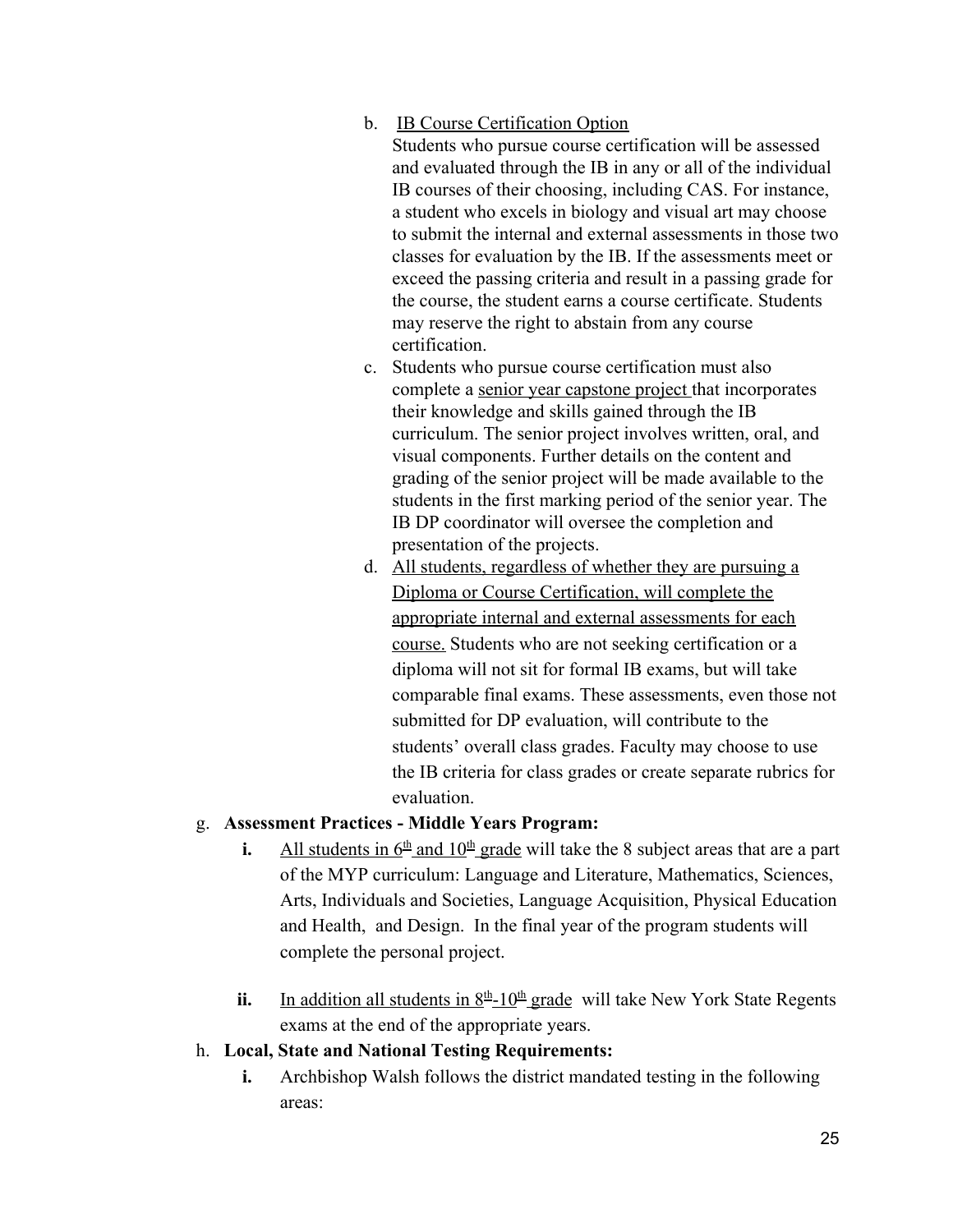b. <u>IB Course Certification Option</u>
   Students who pursue course certification will be assessed and evaluated through the IB in any or all of the individual IB courses of their choosing, including CAS. For instance, a student who excels in biology and visual art may choose to submit the internal and external assessments in those two classes for evaluation by the IB. If the assessments meet or exceed the passing criteria and result in a passing grade for the course, the student earns a course certificate. Students may reserve the right to abstain from any course certification.

c. Students who pursue course certification must also complete a <u>senior year capstone project</u> that incorporates their knowledge and skills gained through the IB curriculum. The senior project involves written, oral, and visual components. Further details on the content and grading of the senior project will be made available to the students in the first marking period of the senior year. The IB DP coordinator will oversee the completion and presentation of the projects.

d. <u>All students, regardless of whether they are pursuing a Diploma or Course Certification, will complete the appropriate internal and external assessments for each course.</u> Students who are not seeking certification or a diploma will not sit for formal IB exams, but will take comparable final exams. These assessments, even those not submitted for DP evaluation, will contribute to the students' overall class grades. Faculty may choose to use the IB criteria for class grades or create separate rubrics for evaluation.

g. **Assessment Practices - Middle Years Program:**

   **i.** <u>All students in 6th and 10th grade</u> will take the 8 subject areas that are a part of the MYP curriculum: Language and Literature, Mathematics, Sciences, Arts, Individuals and Societies, Language Acquisition, Physical Education and Health, and Design. In the final year of the program students will complete the personal project.

   **ii.** <u>In addition all students in 8th-10th grade</u> will take New York State Regents exams at the end of the appropriate years.

h. **Local, State and National Testing Requirements:**

   **i.** Archbishop Walsh follows the district mandated testing in the following areas: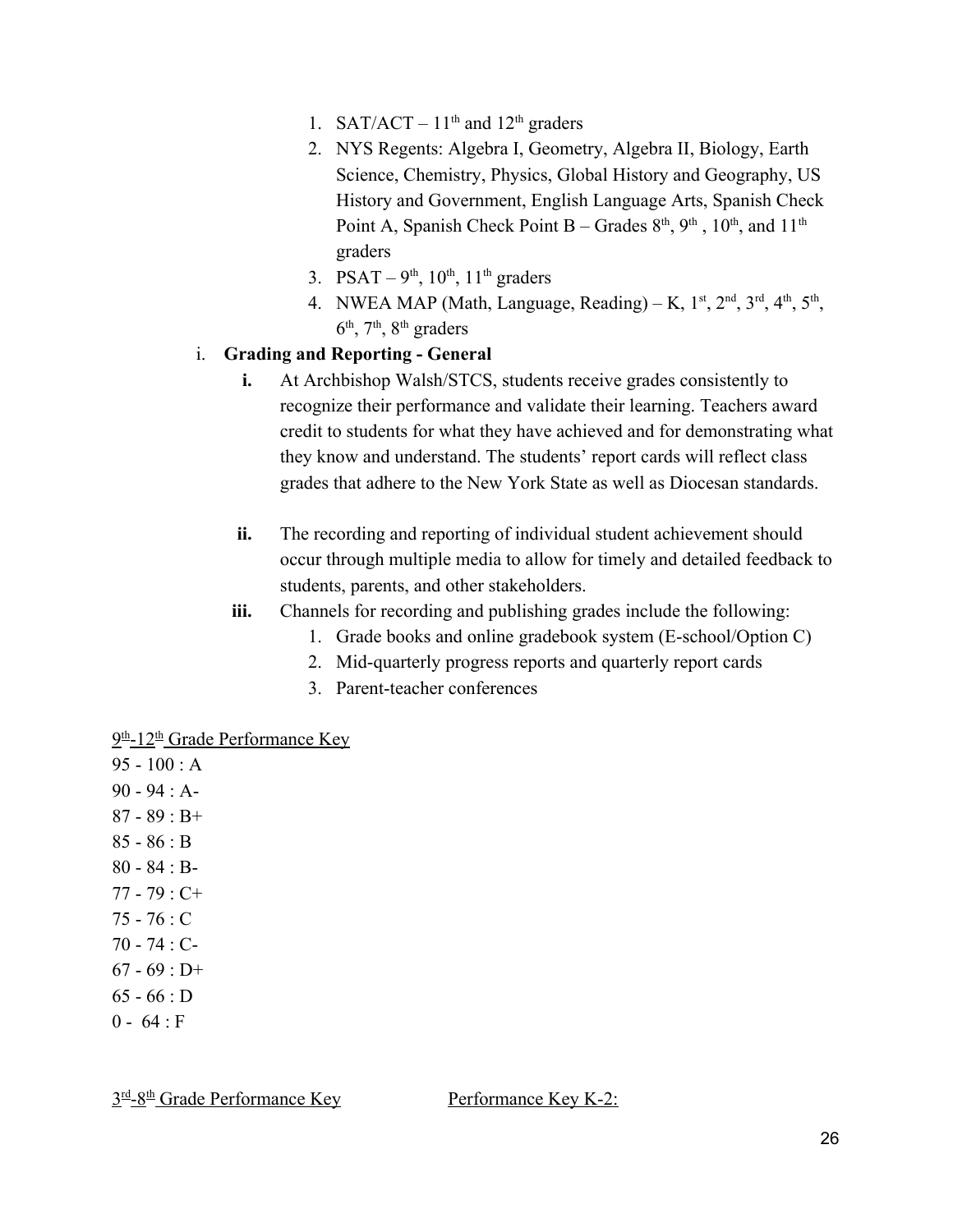1. SAT/ACT – 11th and 12th graders
2. NYS Regents: Algebra I, Geometry, Algebra II, Biology, Earth Science, Chemistry, Physics, Global History and Geography, US History and Government, English Language Arts, Spanish Check Point A, Spanish Check Point B – Grades 8th, 9th , 10th, and 11th graders
3. PSAT – 9th, 10th, 11th graders
4. NWEA MAP (Math, Language, Reading) – K, 1st, 2nd, 3rd, 4th, 5th, 6th, 7th, 8th graders

i. **Grading and Reporting - General**

   **i.** At Archbishop Walsh/STCS, students receive grades consistently to recognize their performance and validate their learning. Teachers award credit to students for what they have achieved and for demonstrating what they know and understand. The students' report cards will reflect class grades that adhere to the New York State as well as Diocesan standards.

   **ii.** The recording and reporting of individual student achievement should occur through multiple media to allow for timely and detailed feedback to students, parents, and other stakeholders.

   **iii.** Channels for recording and publishing grades include the following:
   1. Grade books and online gradebook system (E-school/Option C)
   2. Mid-quarterly progress reports and quarterly report cards
   3. Parent-teacher conferences

9th-12th Grade Performance Key

95 - 100 : A
90 - 94 : A-
87 - 89 : B+
85 - 86 : B
80 - 84 : B-
77 - 79 : C+
75 - 76 : C
70 - 74 : C-
67 - 69 : D+
65 - 66 : D
0 - 64 : F

3rd-8th Grade Performance Key

Performance Key K-2: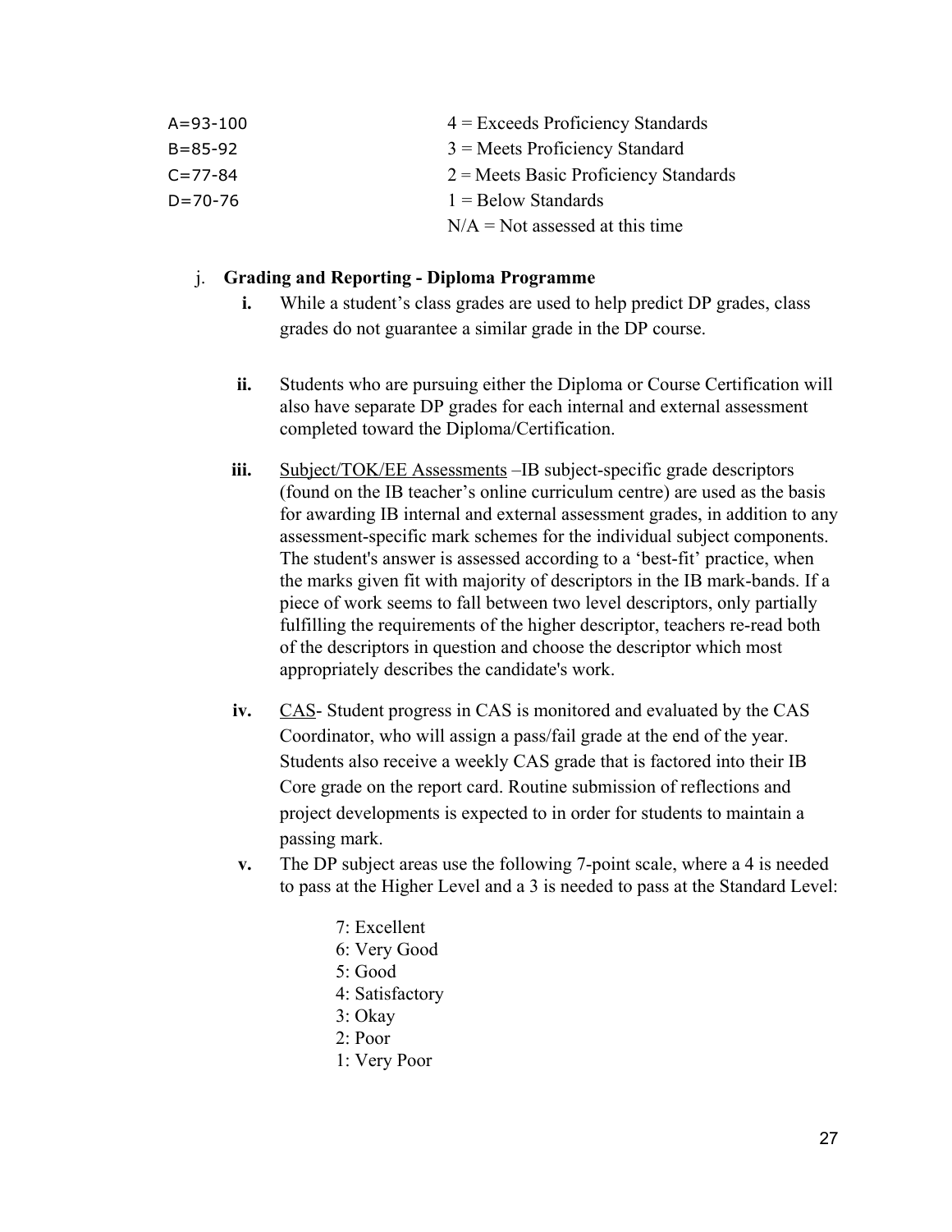| | |
|---|---|
| A=93-100 | 4 = Exceeds Proficiency Standards |
| B=85-92 | 3 = Meets Proficiency Standard |
| C=77-84 | 2 = Meets Basic Proficiency Standards |
| D=70-76 | 1 = Below Standards |
| | N/A = Not assessed at this time |

j. **Grading and Reporting - Diploma Programme**

**i.** While a student's class grades are used to help predict DP grades, class grades do not guarantee a similar grade in the DP course.

**ii.** Students who are pursuing either the Diploma or Course Certification will also have separate DP grades for each internal and external assessment completed toward the Diploma/Certification.

**iii.** Subject/TOK/EE Assessments –IB subject-specific grade descriptors (found on the IB teacher's online curriculum centre) are used as the basis for awarding IB internal and external assessment grades, in addition to any assessment-specific mark schemes for the individual subject components. The student's answer is assessed according to a 'best-fit' practice, when the marks given fit with majority of descriptors in the IB mark-bands. If a piece of work seems to fall between two level descriptors, only partially fulfilling the requirements of the higher descriptor, teachers re-read both of the descriptors in question and choose the descriptor which most appropriately describes the candidate's work.

**iv.** CAS- Student progress in CAS is monitored and evaluated by the CAS Coordinator, who will assign a pass/fail grade at the end of the year. Students also receive a weekly CAS grade that is factored into their IB Core grade on the report card. Routine submission of reflections and project developments is expected to in order for students to maintain a passing mark.

**v.** The DP subject areas use the following 7-point scale, where a 4 is needed to pass at the Higher Level and a 3 is needed to pass at the Standard Level:

7: Excellent
6: Very Good
5: Good
4: Satisfactory
3: Okay
2: Poor
1: Very Poor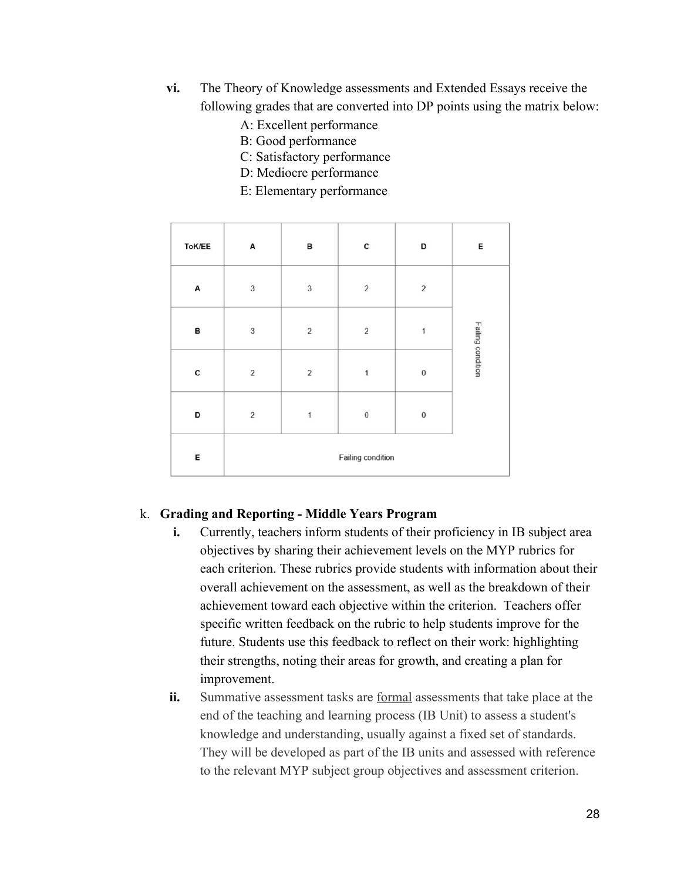vi. The Theory of Knowledge assessments and Extended Essays receive the following grades that are converted into DP points using the matrix below:

A: Excellent performance
B: Good performance
C: Satisfactory performance
D: Mediocre performance
E: Elementary performance

| ToK/EE | A | B | C | D | E |
|---|---|---|---|---|---|
| A | 3 | 3 | 2 | 2 | Failing condition |
| B | 3 | 2 | 2 | 1 | Failing condition |
| C | 2 | 2 | 1 | 0 | Failing condition |
| D | 2 | 1 | 0 | 0 | Failing condition |
| E | Failing condition | Failing condition | Failing condition | Failing condition | Failing condition |

k. **Grading and Reporting - Middle Years Program**

i. Currently, teachers inform students of their proficiency in IB subject area objectives by sharing their achievement levels on the MYP rubrics for each criterion. These rubrics provide students with information about their overall achievement on the assessment, as well as the breakdown of their achievement toward each objective within the criterion. Teachers offer specific written feedback on the rubric to help students improve for the future. Students use this feedback to reflect on their work: highlighting their strengths, noting their areas for growth, and creating a plan for improvement.

ii. Summative assessment tasks are formal assessments that take place at the end of the teaching and learning process (IB Unit) to assess a student's knowledge and understanding, usually against a fixed set of standards. They will be developed as part of the IB units and assessed with reference to the relevant MYP subject group objectives and assessment criterion.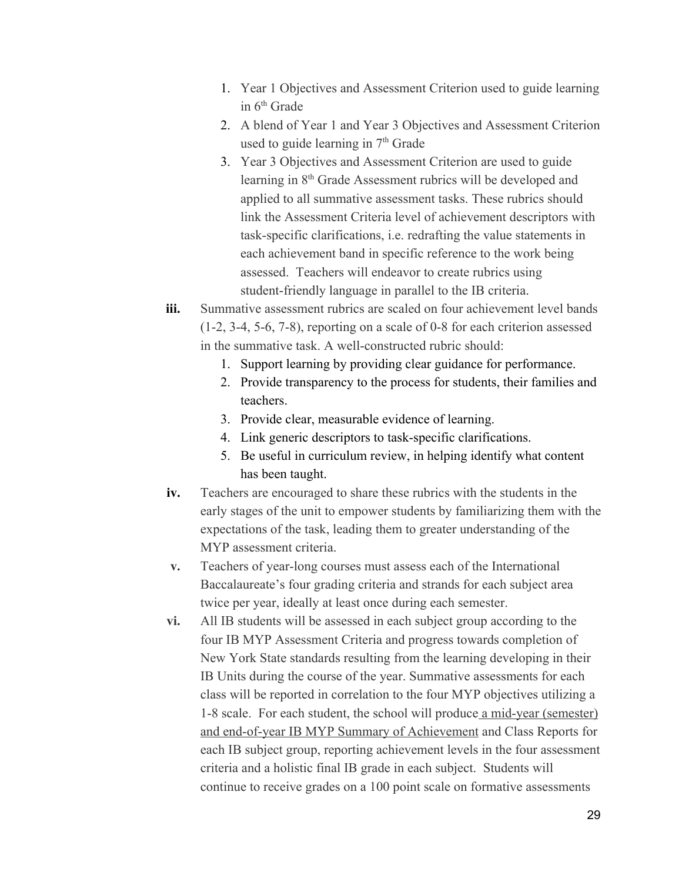1. Year 1 Objectives and Assessment Criterion used to guide learning in 6th Grade
2. A blend of Year 1 and Year 3 Objectives and Assessment Criterion used to guide learning in 7th Grade
3. Year 3 Objectives and Assessment Criterion are used to guide learning in 8th Grade Assessment rubrics will be developed and applied to all summative assessment tasks. These rubrics should link the Assessment Criteria level of achievement descriptors with task-specific clarifications, i.e. redrafting the value statements in each achievement band in specific reference to the work being assessed. Teachers will endeavor to create rubrics using student-friendly language in parallel to the IB criteria.

**iii.** Summative assessment rubrics are scaled on four achievement level bands (1-2, 3-4, 5-6, 7-8), reporting on a scale of 0-8 for each criterion assessed in the summative task. A well-constructed rubric should:

1. Support learning by providing clear guidance for performance.
2. Provide transparency to the process for students, their families and teachers.
3. Provide clear, measurable evidence of learning.
4. Link generic descriptors to task-specific clarifications.
5. Be useful in curriculum review, in helping identify what content has been taught.

**iv.** Teachers are encouraged to share these rubrics with the students in the early stages of the unit to empower students by familiarizing them with the expectations of the task, leading them to greater understanding of the MYP assessment criteria.

**v.** Teachers of year-long courses must assess each of the International Baccalaureate's four grading criteria and strands for each subject area twice per year, ideally at least once during each semester.

**vi.** All IB students will be assessed in each subject group according to the four IB MYP Assessment Criteria and progress towards completion of New York State standards resulting from the learning developing in their IB Units during the course of the year. Summative assessments for each class will be reported in correlation to the four MYP objectives utilizing a 1-8 scale. For each student, the school will produce a mid-year (semester) and end-of-year IB MYP Summary of Achievement and Class Reports for each IB subject group, reporting achievement levels in the four assessment criteria and a holistic final IB grade in each subject. Students will continue to receive grades on a 100 point scale on formative assessments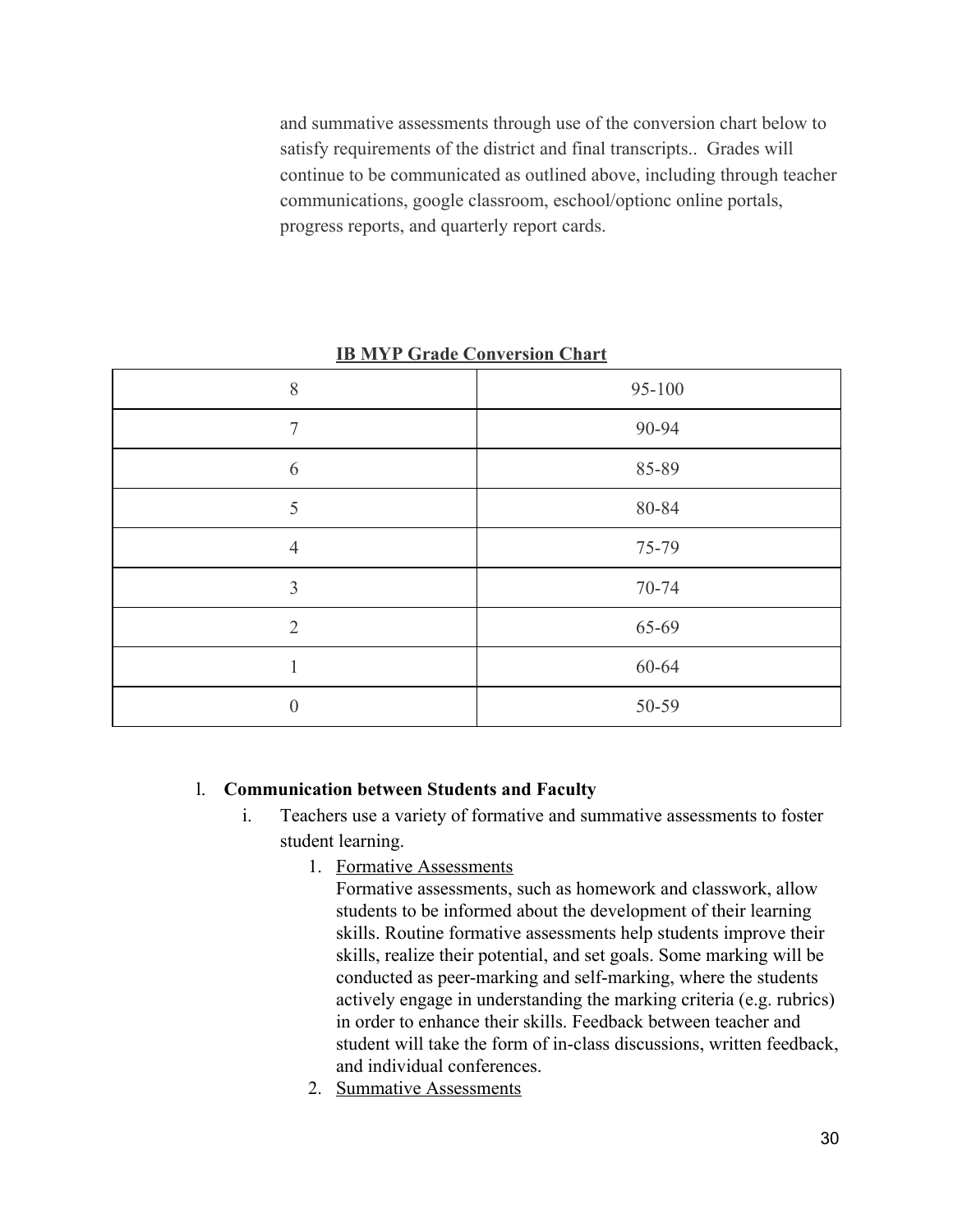and summative assessments through use of the conversion chart below to satisfy requirements of the district and final transcripts.. Grades will continue to be communicated as outlined above, including through teacher communications, google classroom, eschool/optionc online portals, progress reports, and quarterly report cards.

**IB MYP Grade Conversion Chart**

| | |
|---|---|
| 8 | 95-100 |
| 7 | 90-94 |
| 6 | 85-89 |
| 5 | 80-84 |
| 4 | 75-79 |
| 3 | 70-74 |
| 2 | 65-69 |
| 1 | 60-64 |
| 0 | 50-59 |

l. **Communication between Students and Faculty**

i. Teachers use a variety of formative and summative assessments to foster student learning.

1. Formative Assessments
   Formative assessments, such as homework and classwork, allow students to be informed about the development of their learning skills. Routine formative assessments help students improve their skills, realize their potential, and set goals. Some marking will be conducted as peer-marking and self-marking, where the students actively engage in understanding the marking criteria (e.g. rubrics) in order to enhance their skills. Feedback between teacher and student will take the form of in-class discussions, written feedback, and individual conferences.
2. Summative Assessments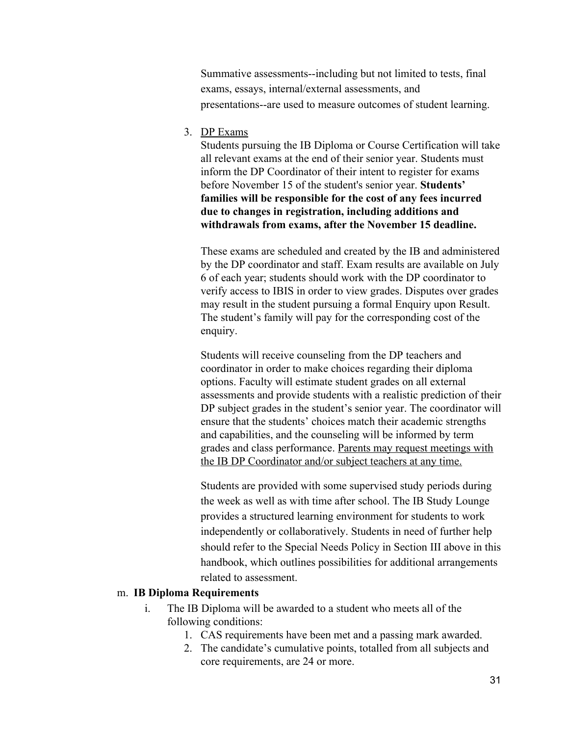Summative assessments--including but not limited to tests, final exams, essays, internal/external assessments, and presentations--are used to measure outcomes of student learning.

3. DP Exams

   Students pursuing the IB Diploma or Course Certification will take all relevant exams at the end of their senior year. Students must inform the DP Coordinator of their intent to register for exams before November 15 of the student's senior year. **Students' families will be responsible for the cost of any fees incurred due to changes in registration, including additions and withdrawals from exams, after the November 15 deadline.**

   These exams are scheduled and created by the IB and administered by the DP coordinator and staff. Exam results are available on July 6 of each year; students should work with the DP coordinator to verify access to IBIS in order to view grades. Disputes over grades may result in the student pursuing a formal Enquiry upon Result. The student's family will pay for the corresponding cost of the enquiry.

   Students will receive counseling from the DP teachers and coordinator in order to make choices regarding their diploma options. Faculty will estimate student grades on all external assessments and provide students with a realistic prediction of their DP subject grades in the student's senior year. The coordinator will ensure that the students' choices match their academic strengths and capabilities, and the counseling will be informed by term grades and class performance. Parents may request meetings with the IB DP Coordinator and/or subject teachers at any time.

   Students are provided with some supervised study periods during the week as well as with time after school. The IB Study Lounge provides a structured learning environment for students to work independently or collaboratively. Students in need of further help should refer to the Special Needs Policy in Section III above in this handbook, which outlines possibilities for additional arrangements related to assessment.

m. **IB Diploma Requirements**

   i. The IB Diploma will be awarded to a student who meets all of the following conditions:
      1. CAS requirements have been met and a passing mark awarded.
      2. The candidate's cumulative points, totalled from all subjects and core requirements, are 24 or more.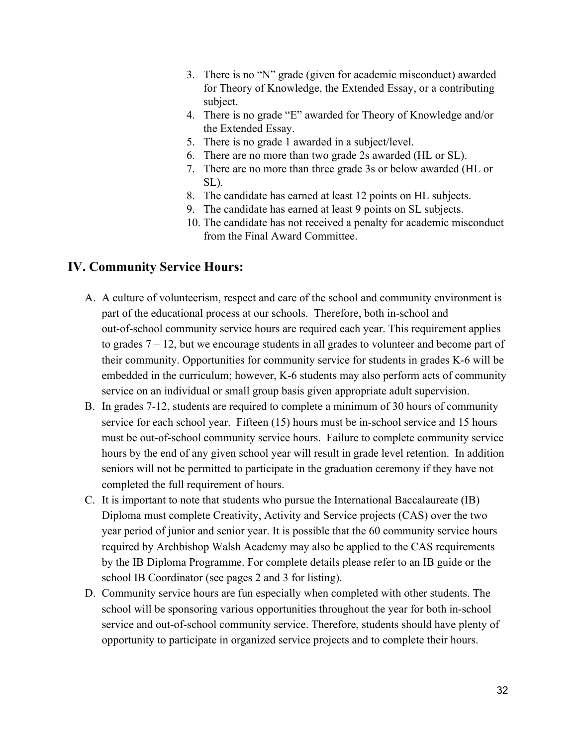3. There is no “N” grade (given for academic misconduct) awarded for Theory of Knowledge, the Extended Essay, or a contributing subject.
4. There is no grade “E” awarded for Theory of Knowledge and/or the Extended Essay.
5. There is no grade 1 awarded in a subject/level.
6. There are no more than two grade 2s awarded (HL or SL).
7. There are no more than three grade 3s or below awarded (HL or SL).
8. The candidate has earned at least 12 points on HL subjects.
9. The candidate has earned at least 9 points on SL subjects.
10. The candidate has not received a penalty for academic misconduct from the Final Award Committee.

## IV. Community Service Hours:

A. A culture of volunteerism, respect and care of the school and community environment is part of the educational process at our schools. Therefore, both in-school and out-of-school community service hours are required each year. This requirement applies to grades 7 – 12, but we encourage students in all grades to volunteer and become part of their community. Opportunities for community service for students in grades K-6 will be embedded in the curriculum; however, K-6 students may also perform acts of community service on an individual or small group basis given appropriate adult supervision.

B. In grades 7-12, students are required to complete a minimum of 30 hours of community service for each school year. Fifteen (15) hours must be in-school service and 15 hours must be out-of-school community service hours. Failure to complete community service hours by the end of any given school year will result in grade level retention. In addition seniors will not be permitted to participate in the graduation ceremony if they have not completed the full requirement of hours.

C. It is important to note that students who pursue the International Baccalaureate (IB) Diploma must complete Creativity, Activity and Service projects (CAS) over the two year period of junior and senior year. It is possible that the 60 community service hours required by Archbishop Walsh Academy may also be applied to the CAS requirements by the IB Diploma Programme. For complete details please refer to an IB guide or the school IB Coordinator (see pages 2 and 3 for listing).

D. Community service hours are fun especially when completed with other students. The school will be sponsoring various opportunities throughout the year for both in-school service and out-of-school community service. Therefore, students should have plenty of opportunity to participate in organized service projects and to complete their hours.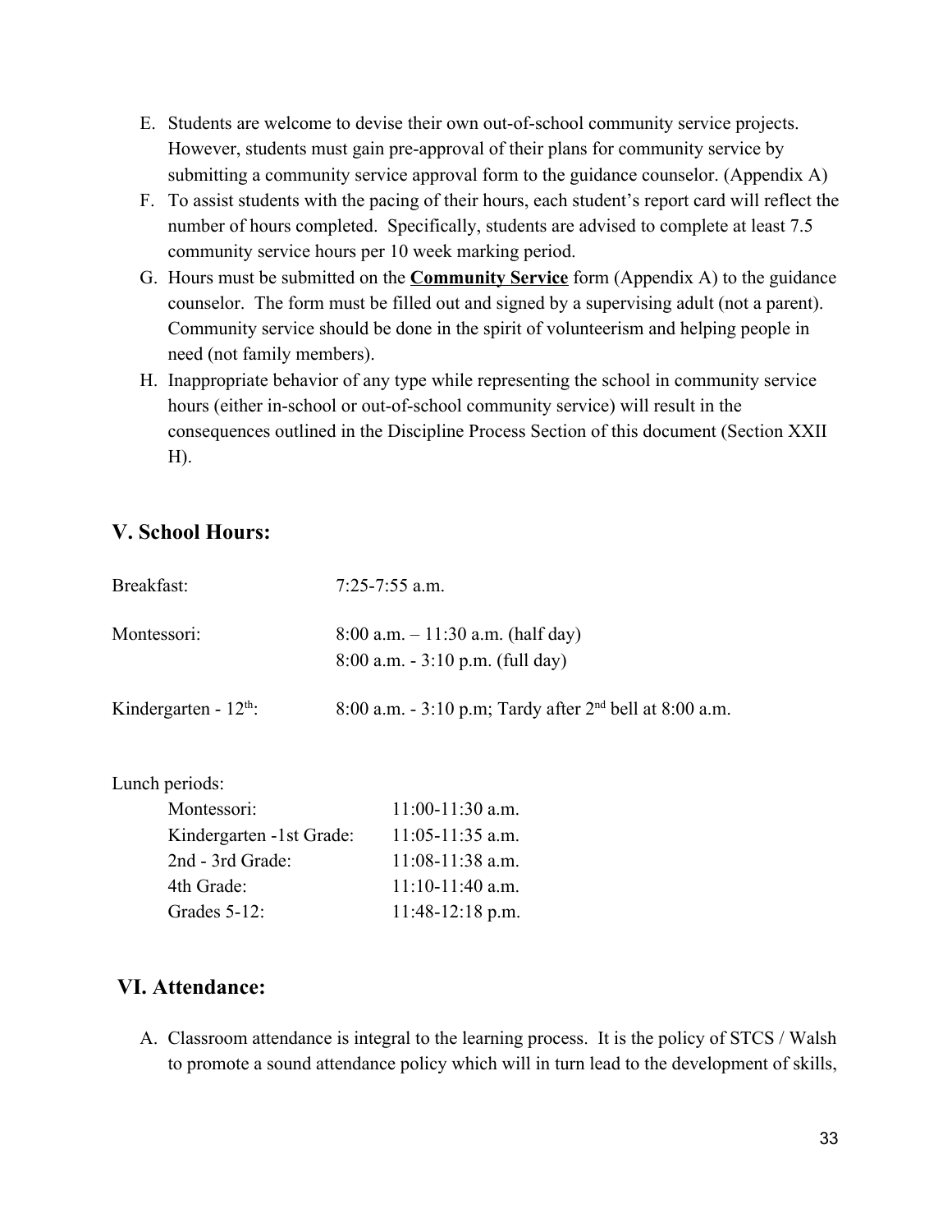E. Students are welcome to devise their own out-of-school community service projects. However, students must gain pre-approval of their plans for community service by submitting a community service approval form to the guidance counselor. (Appendix A)
F. To assist students with the pacing of their hours, each student's report card will reflect the number of hours completed. Specifically, students are advised to complete at least 7.5 community service hours per 10 week marking period.
G. Hours must be submitted on the **Community Service** form (Appendix A) to the guidance counselor. The form must be filled out and signed by a supervising adult (not a parent). Community service should be done in the spirit of volunteerism and helping people in need (not family members).
H. Inappropriate behavior of any type while representing the school in community service hours (either in-school or out-of-school community service) will result in the consequences outlined in the Discipline Process Section of this document (Section XXII H).

## V. School Hours:

Breakfast: 7:25-7:55 a.m.

Montessori: 8:00 a.m. – 11:30 a.m. (half day)
8:00 a.m. - 3:10 p.m. (full day)

Kindergarten - 12th: 8:00 a.m. - 3:10 p.m; Tardy after 2nd bell at 8:00 a.m.

Lunch periods:

| | |
|---|---|
| Montessori: | 11:00-11:30 a.m. |
| Kindergarten -1st Grade: | 11:05-11:35 a.m. |
| 2nd - 3rd Grade: | 11:08-11:38 a.m. |
| 4th Grade: | 11:10-11:40 a.m. |
| Grades 5-12: | 11:48-12:18 p.m. |

## VI. Attendance:

A. Classroom attendance is integral to the learning process. It is the policy of STCS / Walsh to promote a sound attendance policy which will in turn lead to the development of skills,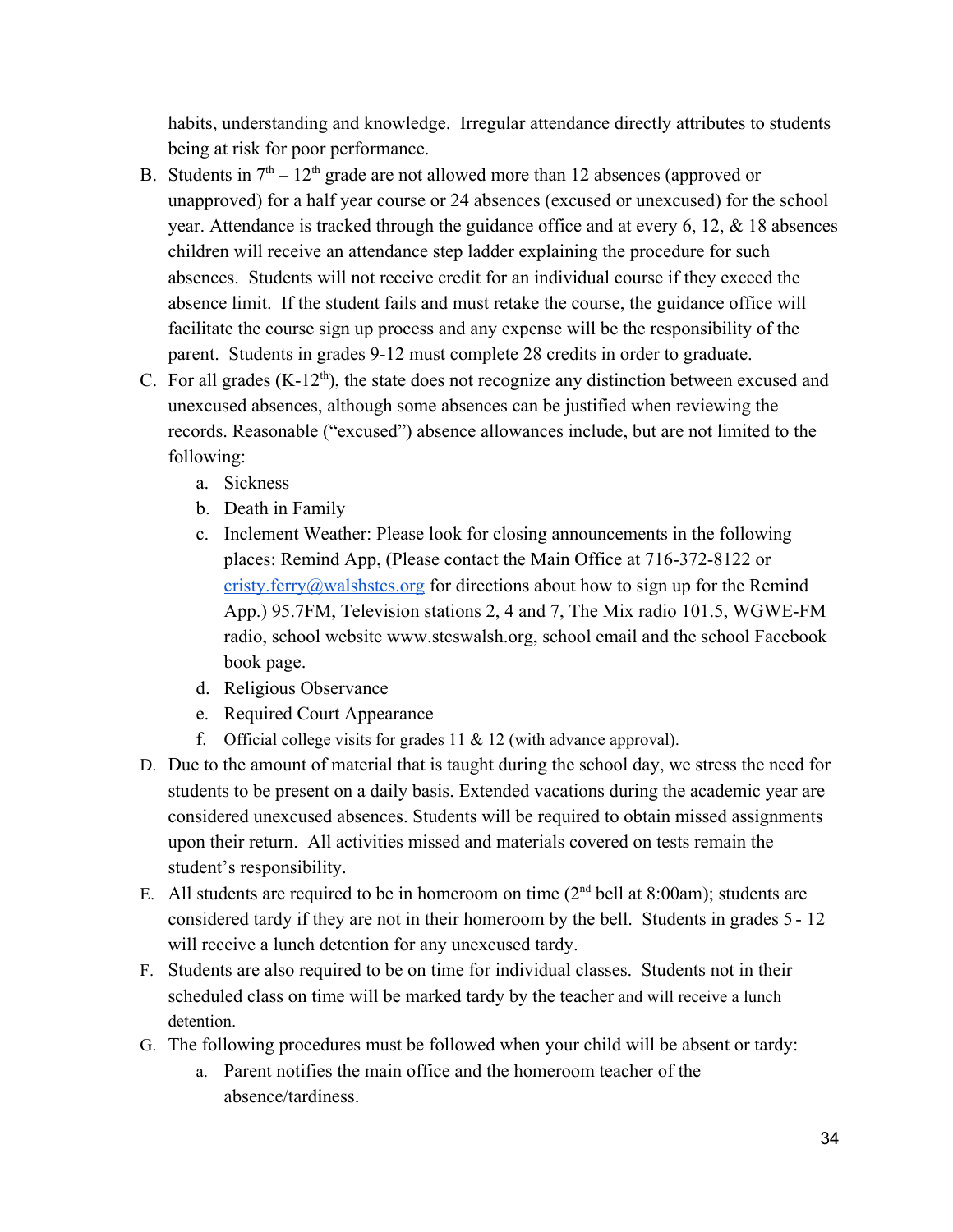habits, understanding and knowledge. Irregular attendance directly attributes to students being at risk for poor performance.

B. Students in 7th – 12th grade are not allowed more than 12 absences (approved or unapproved) for a half year course or 24 absences (excused or unexcused) for the school year. Attendance is tracked through the guidance office and at every 6, 12, & 18 absences children will receive an attendance step ladder explaining the procedure for such absences. Students will not receive credit for an individual course if they exceed the absence limit. If the student fails and must retake the course, the guidance office will facilitate the course sign up process and any expense will be the responsibility of the parent. Students in grades 9-12 must complete 28 credits in order to graduate.

C. For all grades (K-12th), the state does not recognize any distinction between excused and unexcused absences, although some absences can be justified when reviewing the records. Reasonable ("excused") absence allowances include, but are not limited to the following:
   a. Sickness
   b. Death in Family
   c. Inclement Weather: Please look for closing announcements in the following places: Remind App, (Please contact the Main Office at 716-372-8122 or [cristy.ferry@walshstcs.org](mailto:cristy.ferry@walshstcs.org) for directions about how to sign up for the Remind App.) 95.7FM, Television stations 2, 4 and 7, The Mix radio 101.5, WGWE-FM radio, school website www.stcswalsh.org, school email and the school Facebook book page.
   d. Religious Observance
   e. Required Court Appearance
   f. Official college visits for grades 11 & 12 (with advance approval).

D. Due to the amount of material that is taught during the school day, we stress the need for students to be present on a daily basis. Extended vacations during the academic year are considered unexcused absences. Students will be required to obtain missed assignments upon their return. All activities missed and materials covered on tests remain the student's responsibility.

E. All students are required to be in homeroom on time (2nd bell at 8:00am); students are considered tardy if they are not in their homeroom by the bell. Students in grades 5 - 12 will receive a lunch detention for any unexcused tardy.

F. Students are also required to be on time for individual classes. Students not in their scheduled class on time will be marked tardy by the teacher and will receive a lunch detention.

G. The following procedures must be followed when your child will be absent or tardy:
   a. Parent notifies the main office and the homeroom teacher of the absence/tardiness.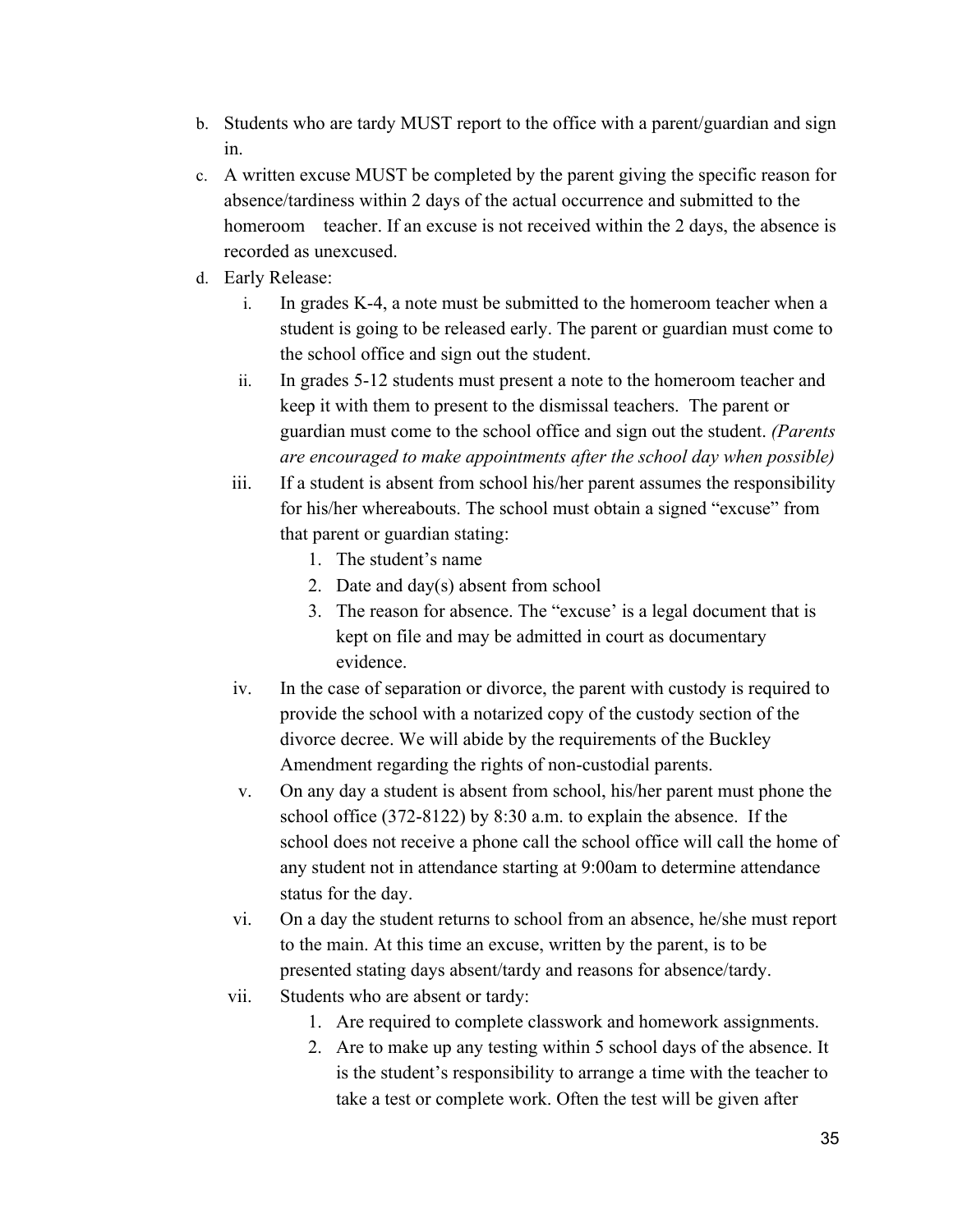b. Students who are tardy MUST report to the office with a parent/guardian and sign in.

c. A written excuse MUST be completed by the parent giving the specific reason for absence/tardiness within 2 days of the actual occurrence and submitted to the homeroom teacher. If an excuse is not received within the 2 days, the absence is recorded as unexcused.

d. Early Release:

   i. In grades K-4, a note must be submitted to the homeroom teacher when a student is going to be released early. The parent or guardian must come to the school office and sign out the student.

   ii. In grades 5-12 students must present a note to the homeroom teacher and keep it with them to present to the dismissal teachers. The parent or guardian must come to the school office and sign out the student. *(Parents are encouraged to make appointments after the school day when possible)*

   iii. If a student is absent from school his/her parent assumes the responsibility for his/her whereabouts. The school must obtain a signed "excuse" from that parent or guardian stating:

      1. The student's name
      2. Date and day(s) absent from school
      3. The reason for absence. The "excuse' is a legal document that is kept on file and may be admitted in court as documentary evidence.

   iv. In the case of separation or divorce, the parent with custody is required to provide the school with a notarized copy of the custody section of the divorce decree. We will abide by the requirements of the Buckley Amendment regarding the rights of non-custodial parents.

   v. On any day a student is absent from school, his/her parent must phone the school office (372-8122) by 8:30 a.m. to explain the absence. If the school does not receive a phone call the school office will call the home of any student not in attendance starting at 9:00am to determine attendance status for the day.

   vi. On a day the student returns to school from an absence, he/she must report to the main. At this time an excuse, written by the parent, is to be presented stating days absent/tardy and reasons for absence/tardy.

   vii. Students who are absent or tardy:

      1. Are required to complete classwork and homework assignments.
      2. Are to make up any testing within 5 school days of the absence. It is the student's responsibility to arrange a time with the teacher to take a test or complete work. Often the test will be given after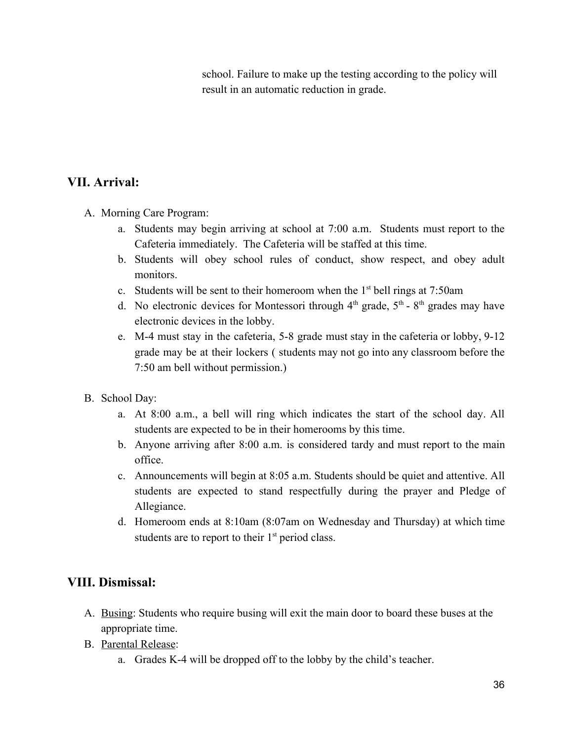school. Failure to make up the testing according to the policy will result in an automatic reduction in grade.

## VII. Arrival:

A. Morning Care Program:
   a. Students may begin arriving at school at 7:00 a.m. Students must report to the Cafeteria immediately. The Cafeteria will be staffed at this time.
   b. Students will obey school rules of conduct, show respect, and obey adult monitors.
   c. Students will be sent to their homeroom when the 1st bell rings at 7:50am
   d. No electronic devices for Montessori through 4th grade, 5th - 8th grades may have electronic devices in the lobby.
   e. M-4 must stay in the cafeteria, 5-8 grade must stay in the cafeteria or lobby, 9-12 grade may be at their lockers ( students may not go into any classroom before the 7:50 am bell without permission.)

B. School Day:
   a. At 8:00 a.m., a bell will ring which indicates the start of the school day. All students are expected to be in their homerooms by this time.
   b. Anyone arriving after 8:00 a.m. is considered tardy and must report to the main office.
   c. Announcements will begin at 8:05 a.m. Students should be quiet and attentive. All students are expected to stand respectfully during the prayer and Pledge of Allegiance.
   d. Homeroom ends at 8:10am (8:07am on Wednesday and Thursday) at which time students are to report to their 1st period class.

## VIII. Dismissal:

A. Busing: Students who require busing will exit the main door to board these buses at the appropriate time.
B. Parental Release:
   a. Grades K-4 will be dropped off to the lobby by the child's teacher.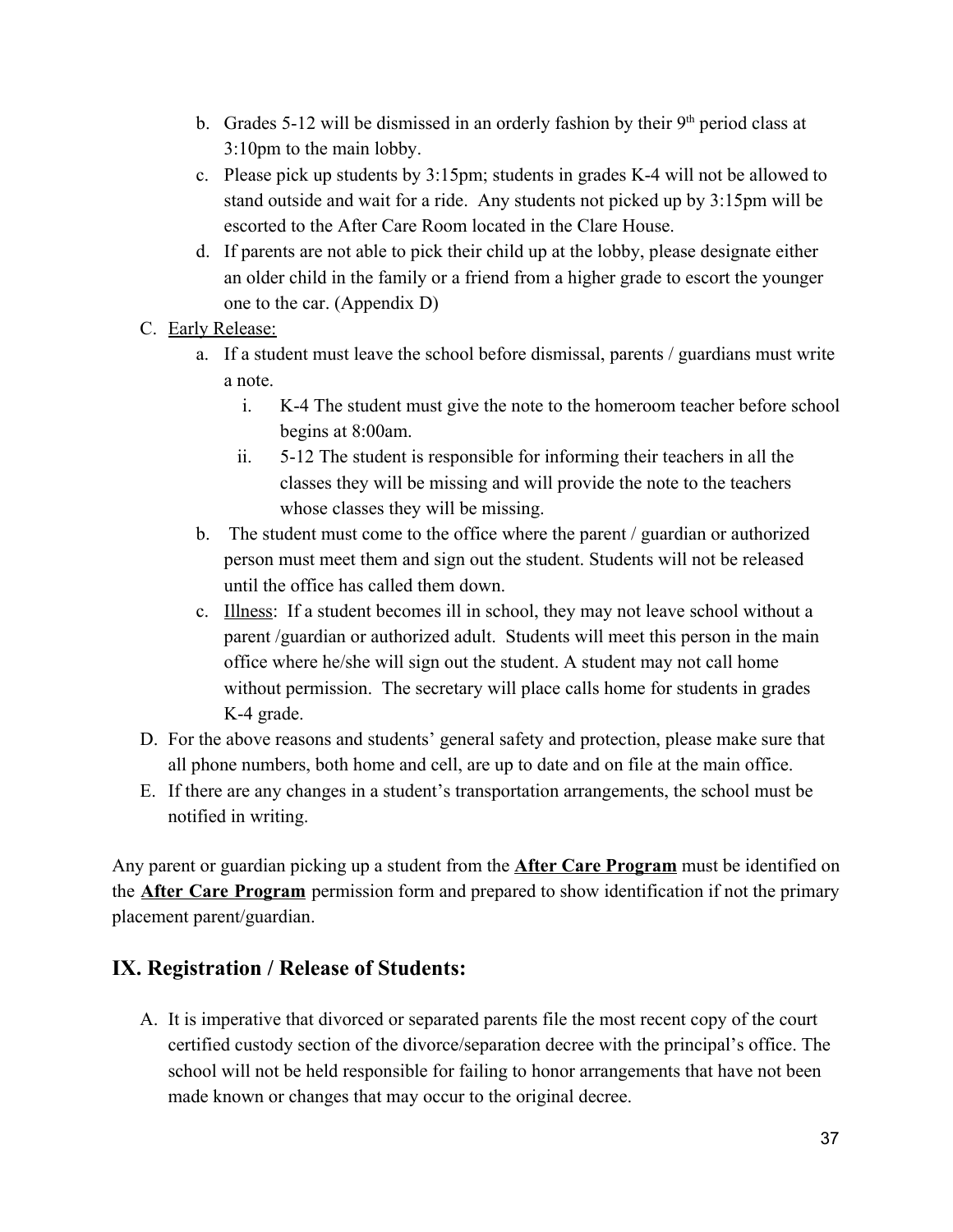b. Grades 5-12 will be dismissed in an orderly fashion by their 9th period class at 3:10pm to the main lobby.
c. Please pick up students by 3:15pm; students in grades K-4 will not be allowed to stand outside and wait for a ride. Any students not picked up by 3:15pm will be escorted to the After Care Room located in the Clare House.
d. If parents are not able to pick their child up at the lobby, please designate either an older child in the family or a friend from a higher grade to escort the younger one to the car. (Appendix D)

C. Early Release:
   a. If a student must leave the school before dismissal, parents / guardians must write a note.
      i. K-4 The student must give the note to the homeroom teacher before school begins at 8:00am.
      ii. 5-12 The student is responsible for informing their teachers in all the classes they will be missing and will provide the note to the teachers whose classes they will be missing.
   b. The student must come to the office where the parent / guardian or authorized person must meet them and sign out the student. Students will not be released until the office has called them down.
   c. Illness: If a student becomes ill in school, they may not leave school without a parent /guardian or authorized adult. Students will meet this person in the main office where he/she will sign out the student. A student may not call home without permission. The secretary will place calls home for students in grades K-4 grade.

D. For the above reasons and students' general safety and protection, please make sure that all phone numbers, both home and cell, are up to date and on file at the main office.

E. If there are any changes in a student's transportation arrangements, the school must be notified in writing.

Any parent or guardian picking up a student from the **After Care Program** must be identified on the **After Care Program** permission form and prepared to show identification if not the primary placement parent/guardian.

## IX. Registration / Release of Students:

A. It is imperative that divorced or separated parents file the most recent copy of the court certified custody section of the divorce/separation decree with the principal's office. The school will not be held responsible for failing to honor arrangements that have not been made known or changes that may occur to the original decree.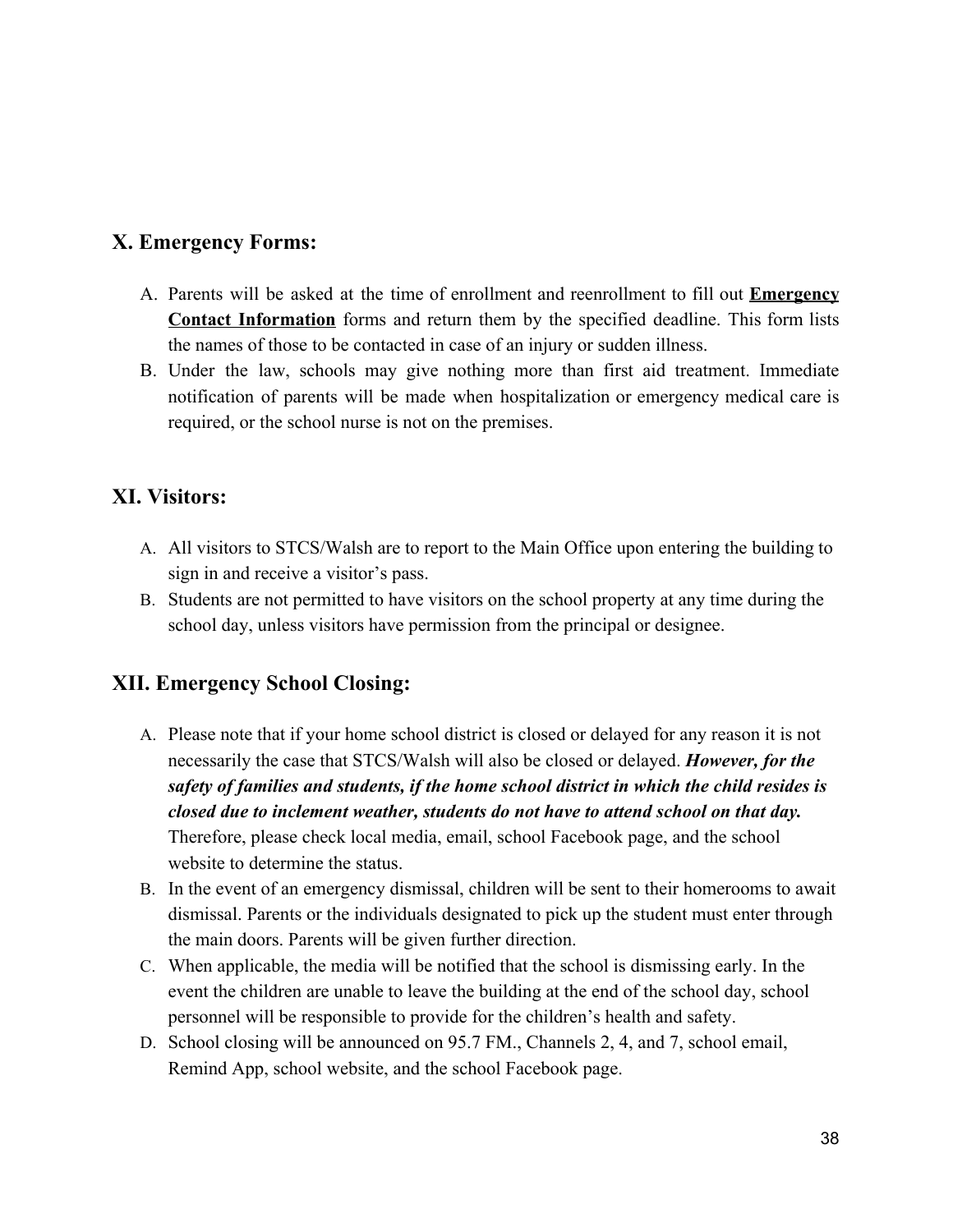## X. Emergency Forms:

A. Parents will be asked at the time of enrollment and reenrollment to fill out **Emergency Contact Information** forms and return them by the specified deadline. This form lists the names of those to be contacted in case of an injury or sudden illness.
B. Under the law, schools may give nothing more than first aid treatment. Immediate notification of parents will be made when hospitalization or emergency medical care is required, or the school nurse is not on the premises.

## XI. Visitors:

A. All visitors to STCS/Walsh are to report to the Main Office upon entering the building to sign in and receive a visitor's pass.
B. Students are not permitted to have visitors on the school property at any time during the school day, unless visitors have permission from the principal or designee.

## XII. Emergency School Closing:

A. Please note that if your home school district is closed or delayed for any reason it is not necessarily the case that STCS/Walsh will also be closed or delayed. ***However, for the safety of families and students, if the home school district in which the child resides is closed due to inclement weather, students do not have to attend school on that day.*** Therefore, please check local media, email, school Facebook page, and the school website to determine the status.
B. In the event of an emergency dismissal, children will be sent to their homerooms to await dismissal. Parents or the individuals designated to pick up the student must enter through the main doors. Parents will be given further direction.
C. When applicable, the media will be notified that the school is dismissing early. In the event the children are unable to leave the building at the end of the school day, school personnel will be responsible to provide for the children's health and safety.
D. School closing will be announced on 95.7 FM., Channels 2, 4, and 7, school email, Remind App, school website, and the school Facebook page.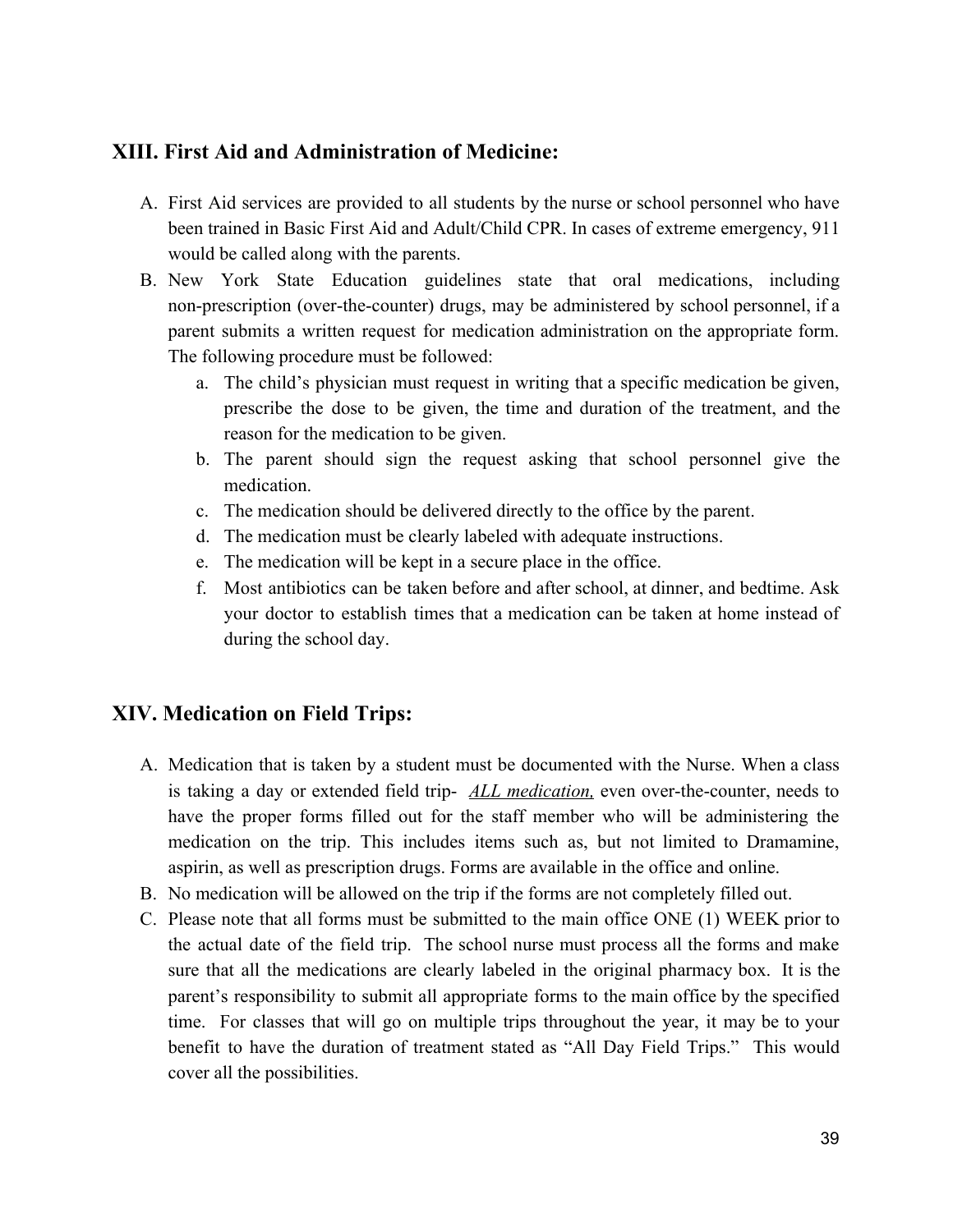## XIII. First Aid and Administration of Medicine:

A. First Aid services are provided to all students by the nurse or school personnel who have been trained in Basic First Aid and Adult/Child CPR. In cases of extreme emergency, 911 would be called along with the parents.

B. New York State Education guidelines state that oral medications, including non-prescription (over-the-counter) drugs, may be administered by school personnel, if a parent submits a written request for medication administration on the appropriate form. The following procedure must be followed:

    a. The child's physician must request in writing that a specific medication be given, prescribe the dose to be given, the time and duration of the treatment, and the reason for the medication to be given.

    b. The parent should sign the request asking that school personnel give the medication.

    c. The medication should be delivered directly to the office by the parent.

    d. The medication must be clearly labeled with adequate instructions.

    e. The medication will be kept in a secure place in the office.

    f. Most antibiotics can be taken before and after school, at dinner, and bedtime. Ask your doctor to establish times that a medication can be taken at home instead of during the school day.

## XIV. Medication on Field Trips:

A. Medication that is taken by a student must be documented with the Nurse. When a class is taking a day or extended field trip- ***ALL medication,*** even over-the-counter, needs to have the proper forms filled out for the staff member who will be administering the medication on the trip. This includes items such as, but not limited to Dramamine, aspirin, as well as prescription drugs. Forms are available in the office and online.

B. No medication will be allowed on the trip if the forms are not completely filled out.

C. Please note that all forms must be submitted to the main office ONE (1) WEEK prior to the actual date of the field trip. The school nurse must process all the forms and make sure that all the medications are clearly labeled in the original pharmacy box. It is the parent's responsibility to submit all appropriate forms to the main office by the specified time. For classes that will go on multiple trips throughout the year, it may be to your benefit to have the duration of treatment stated as "All Day Field Trips." This would cover all the possibilities.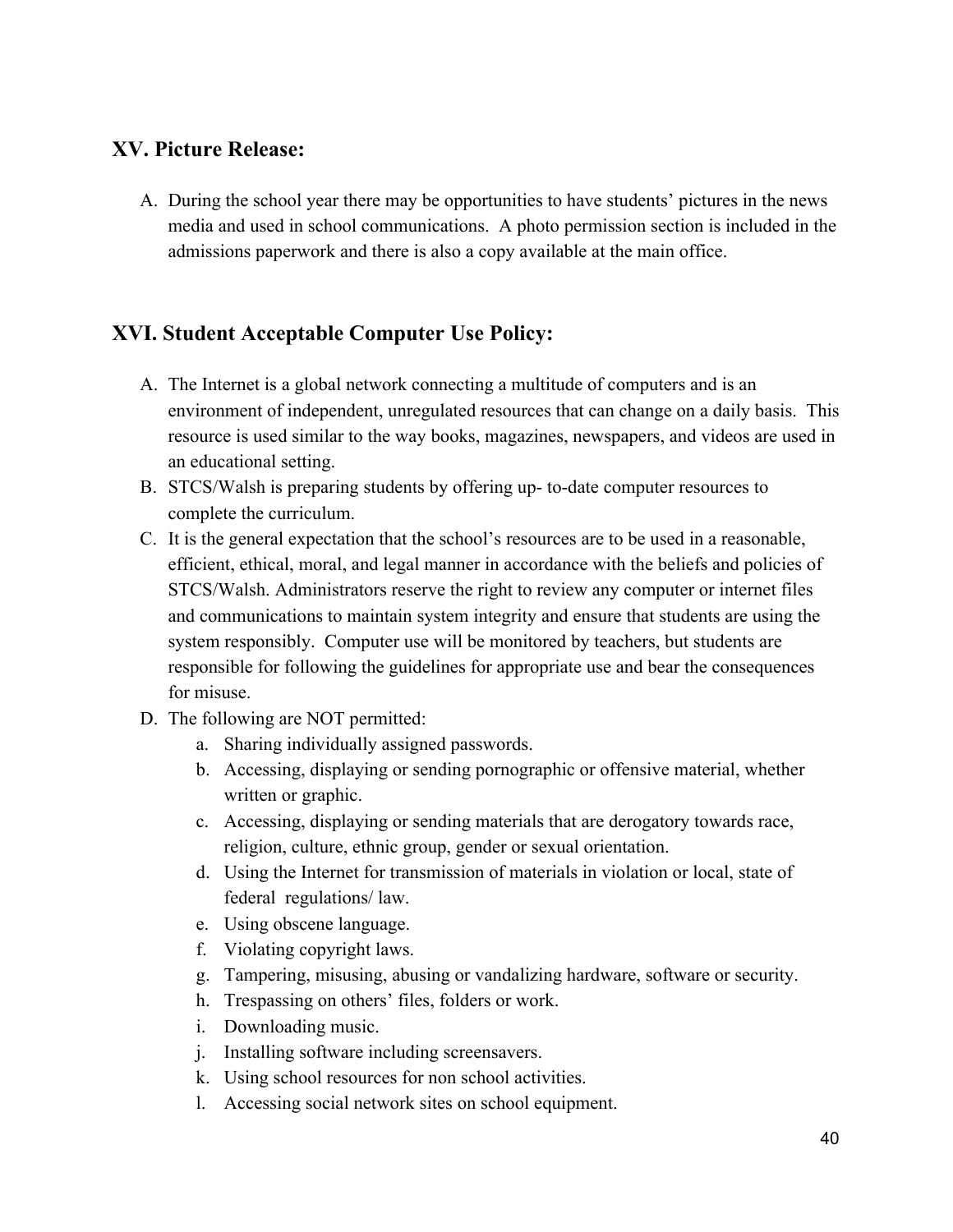## XV. Picture Release:

A. During the school year there may be opportunities to have students' pictures in the news media and used in school communications. A photo permission section is included in the admissions paperwork and there is also a copy available at the main office.

## XVI. Student Acceptable Computer Use Policy:

A. The Internet is a global network connecting a multitude of computers and is an environment of independent, unregulated resources that can change on a daily basis. This resource is used similar to the way books, magazines, newspapers, and videos are used in an educational setting.

B. STCS/Walsh is preparing students by offering up- to-date computer resources to complete the curriculum.

C. It is the general expectation that the school's resources are to be used in a reasonable, efficient, ethical, moral, and legal manner in accordance with the beliefs and policies of STCS/Walsh. Administrators reserve the right to review any computer or internet files and communications to maintain system integrity and ensure that students are using the system responsibly. Computer use will be monitored by teachers, but students are responsible for following the guidelines for appropriate use and bear the consequences for misuse.

D. The following are NOT permitted:

   a. Sharing individually assigned passwords.
   b. Accessing, displaying or sending pornographic or offensive material, whether written or graphic.
   c. Accessing, displaying or sending materials that are derogatory towards race, religion, culture, ethnic group, gender or sexual orientation.
   d. Using the Internet for transmission of materials in violation or local, state of federal regulations/ law.
   e. Using obscene language.
   f. Violating copyright laws.
   g. Tampering, misusing, abusing or vandalizing hardware, software or security.
   h. Trespassing on others' files, folders or work.
   i. Downloading music.
   j. Installing software including screensavers.
   k. Using school resources for non school activities.
   l. Accessing social network sites on school equipment.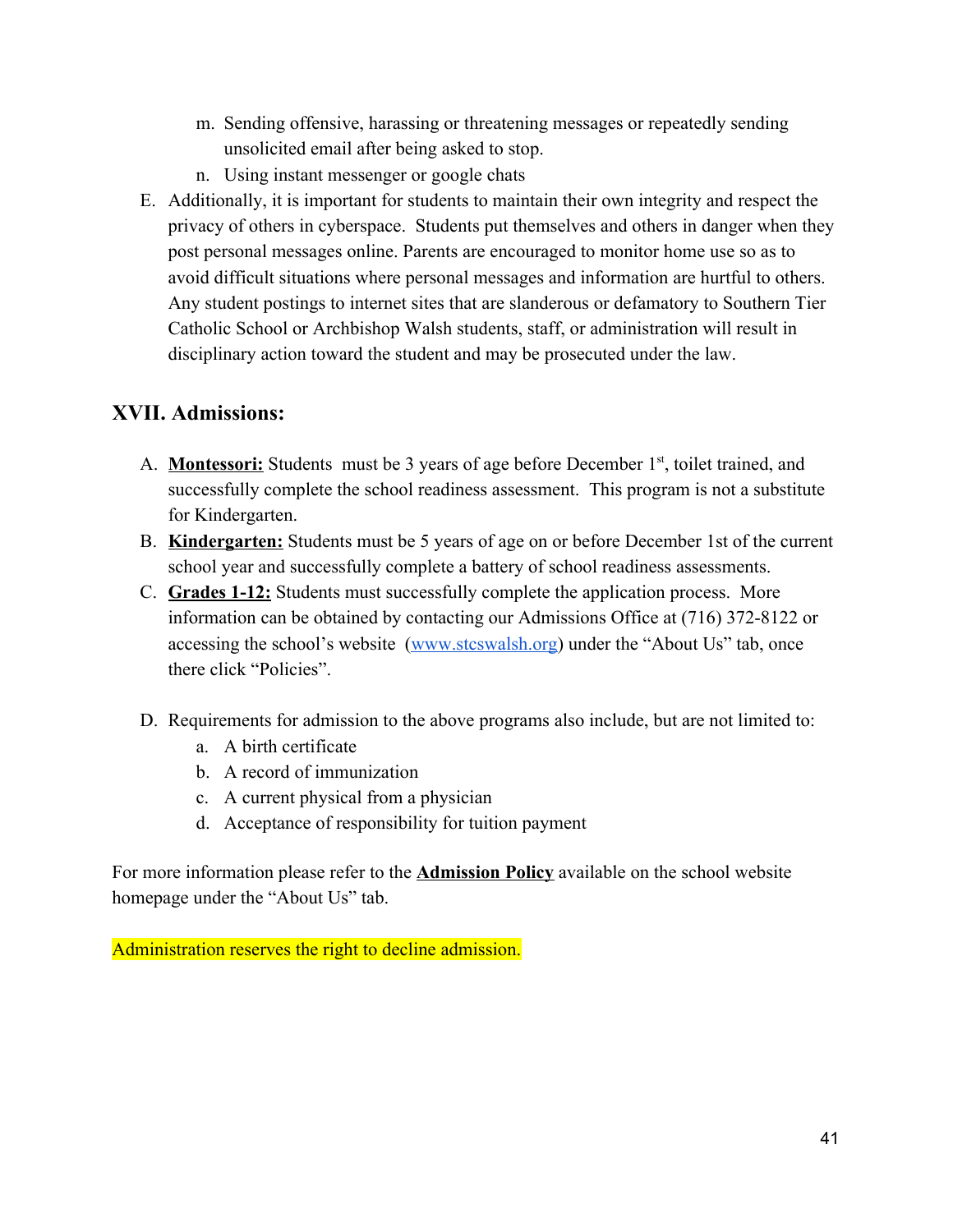m. Sending offensive, harassing or threatening messages or repeatedly sending unsolicited email after being asked to stop.
n. Using instant messenger or google chats

E. Additionally, it is important for students to maintain their own integrity and respect the privacy of others in cyberspace. Students put themselves and others in danger when they post personal messages online. Parents are encouraged to monitor home use so as to avoid difficult situations where personal messages and information are hurtful to others. Any student postings to internet sites that are slanderous or defamatory to Southern Tier Catholic School or Archbishop Walsh students, staff, or administration will result in disciplinary action toward the student and may be prosecuted under the law.

## XVII. Admissions:

A. **Montessori:** Students must be 3 years of age before December 1st, toilet trained, and successfully complete the school readiness assessment. This program is not a substitute for Kindergarten.

B. **Kindergarten:** Students must be 5 years of age on or before December 1st of the current school year and successfully complete a battery of school readiness assessments.

C. **Grades 1-12:** Students must successfully complete the application process. More information can be obtained by contacting our Admissions Office at (716) 372-8122 or accessing the school's website (www.stcswalsh.org) under the "About Us" tab, once there click "Policies".

D. Requirements for admission to the above programs also include, but are not limited to:
   a. A birth certificate
   b. A record of immunization
   c. A current physical from a physician
   d. Acceptance of responsibility for tuition payment

For more information please refer to the **Admission Policy** available on the school website homepage under the "About Us" tab.

Administration reserves the right to decline admission.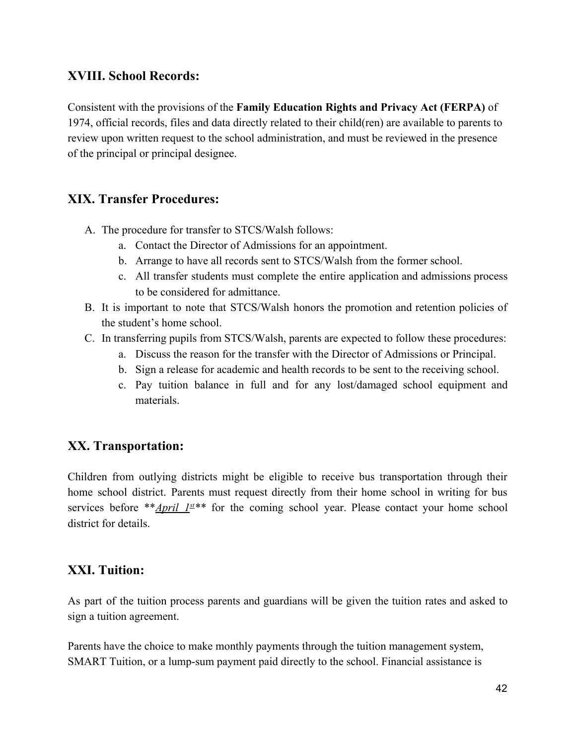## XVIII. School Records:

Consistent with the provisions of the **Family Education Rights and Privacy Act (FERPA)** of 1974, official records, files and data directly related to their child(ren) are available to parents to review upon written request to the school administration, and must be reviewed in the presence of the principal or principal designee.

## XIX. Transfer Procedures:

A. The procedure for transfer to STCS/Walsh follows:
   a. Contact the Director of Admissions for an appointment.
   b. Arrange to have all records sent to STCS/Walsh from the former school.
   c. All transfer students must complete the entire application and admissions process to be considered for admittance.
B. It is important to note that STCS/Walsh honors the promotion and retention policies of the student's home school.
C. In transferring pupils from STCS/Walsh, parents are expected to follow these procedures:
   a. Discuss the reason for the transfer with the Director of Admissions or Principal.
   b. Sign a release for academic and health records to be sent to the receiving school.
   c. Pay tuition balance in full and for any lost/damaged school equipment and materials.

## XX. Transportation:

Children from outlying districts might be eligible to receive bus transportation through their home school district. Parents must request directly from their home school in writing for bus services before ***April 1st*** for the coming school year. Please contact your home school district for details.

## XXI. Tuition:

As part of the tuition process parents and guardians will be given the tuition rates and asked to sign a tuition agreement.

Parents have the choice to make monthly payments through the tuition management system, SMART Tuition, or a lump-sum payment paid directly to the school. Financial assistance is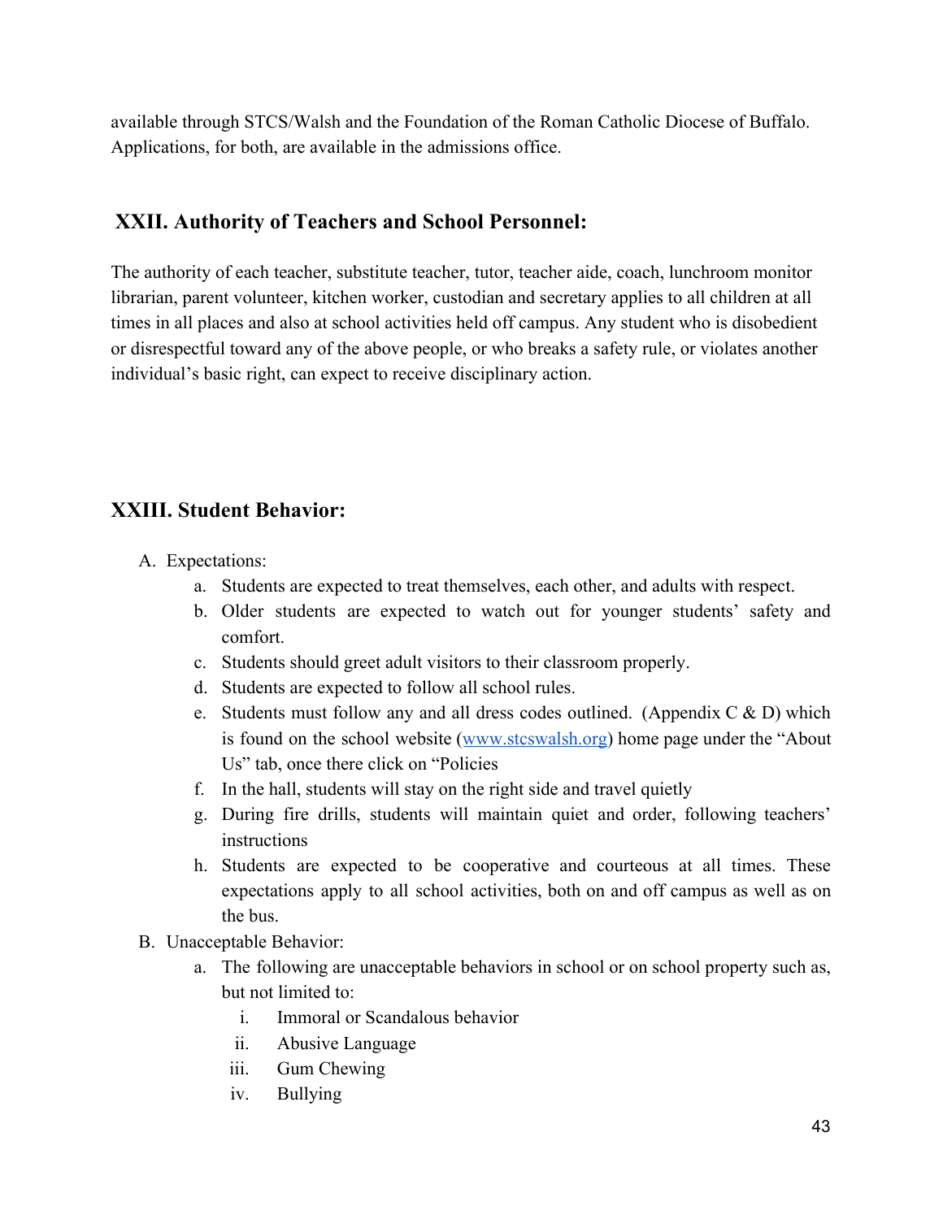available through STCS/Walsh and the Foundation of the Roman Catholic Diocese of Buffalo. Applications, for both, are available in the admissions office.

## XXII. Authority of Teachers and School Personnel:

The authority of each teacher, substitute teacher, tutor, teacher aide, coach, lunchroom monitor librarian, parent volunteer, kitchen worker, custodian and secretary applies to all children at all times in all places and also at school activities held off campus. Any student who is disobedient or disrespectful toward any of the above people, or who breaks a safety rule, or violates another individual's basic right, can expect to receive disciplinary action.

## XXIII. Student Behavior:

A. Expectations:
    a. Students are expected to treat themselves, each other, and adults with respect.
    b. Older students are expected to watch out for younger students' safety and comfort.
    c. Students should greet adult visitors to their classroom properly.
    d. Students are expected to follow all school rules.
    e. Students must follow any and all dress codes outlined. (Appendix C & D) which is found on the school website ([www.stcswalsh.org](http://www.stcswalsh.org)) home page under the "About Us" tab, once there click on "Policies
    f. In the hall, students will stay on the right side and travel quietly
    g. During fire drills, students will maintain quiet and order, following teachers' instructions
    h. Students are expected to be cooperative and courteous at all times. These expectations apply to all school activities, both on and off campus as well as on the bus.

B. Unacceptable Behavior:
    a. The following are unacceptable behaviors in school or on school property such as, but not limited to:
        i. Immoral or Scandalous behavior
        ii. Abusive Language
        iii. Gum Chewing
        iv. Bullying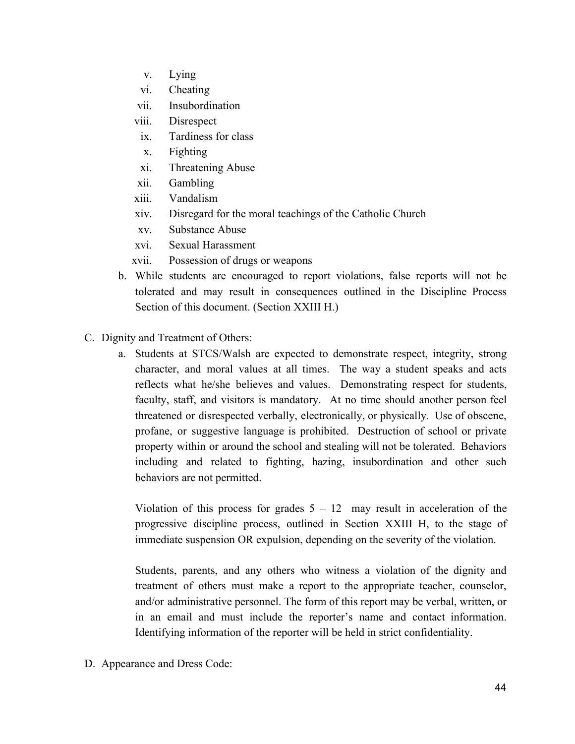v. Lying
   vi. Cheating
   vii. Insubordination
   viii. Disrespect
   ix. Tardiness for class
   x. Fighting
   xi. Threatening Abuse
   xii. Gambling
   xiii. Vandalism
   xiv. Disregard for the moral teachings of the Catholic Church
   xv. Substance Abuse
   xvi. Sexual Harassment
   xvii. Possession of drugs or weapons

b. While students are encouraged to report violations, false reports will not be tolerated and may result in consequences outlined in the Discipline Process Section of this document. (Section XXIII H.)

C. Dignity and Treatment of Others:

a. Students at STCS/Walsh are expected to demonstrate respect, integrity, strong character, and moral values at all times. The way a student speaks and acts reflects what he/she believes and values. Demonstrating respect for students, faculty, staff, and visitors is mandatory. At no time should another person feel threatened or disrespected verbally, electronically, or physically. Use of obscene, profane, or suggestive language is prohibited. Destruction of school or private property within or around the school and stealing will not be tolerated. Behaviors including and related to fighting, hazing, insubordination and other such behaviors are not permitted.

   Violation of this process for grades 5 – 12 may result in acceleration of the progressive discipline process, outlined in Section XXIII H, to the stage of immediate suspension OR expulsion, depending on the severity of the violation.

   Students, parents, and any others who witness a violation of the dignity and treatment of others must make a report to the appropriate teacher, counselor, and/or administrative personnel. The form of this report may be verbal, written, or in an email and must include the reporter's name and contact information. Identifying information of the reporter will be held in strict confidentiality.

D. Appearance and Dress Code: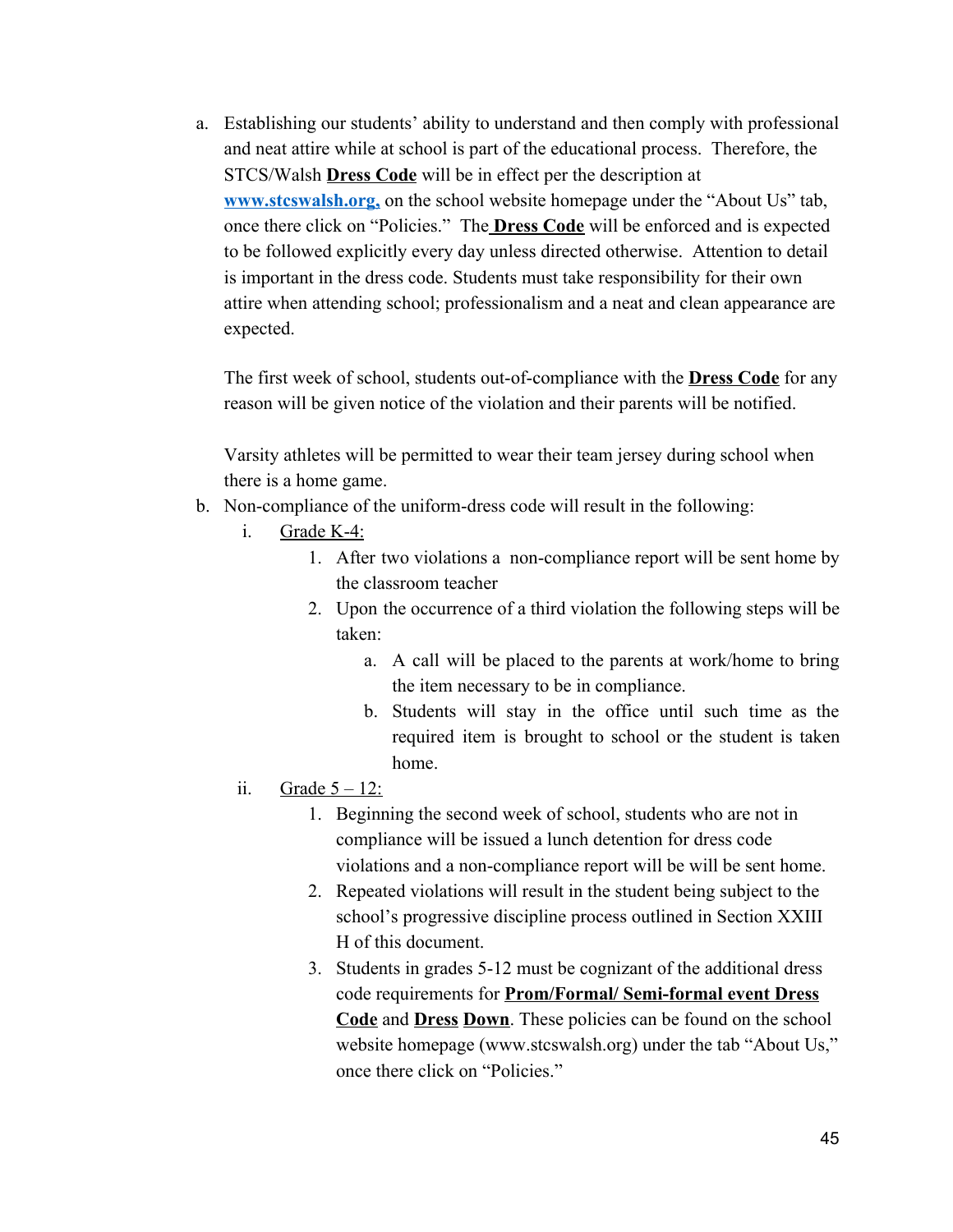a. Establishing our students' ability to understand and then comply with professional and neat attire while at school is part of the educational process. Therefore, the STCS/Walsh **Dress Code** will be in effect per the description at **www.stcswalsh.org,** on the school website homepage under the "About Us" tab, once there click on "Policies." The **Dress Code** will be enforced and is expected to be followed explicitly every day unless directed otherwise. Attention to detail is important in the dress code. Students must take responsibility for their own attire when attending school; professionalism and a neat and clean appearance are expected.

   The first week of school, students out-of-compliance with the **Dress Code** for any reason will be given notice of the violation and their parents will be notified.

   Varsity athletes will be permitted to wear their team jersey during school when there is a home game.

b. Non-compliance of the uniform-dress code will result in the following:
   i. Grade K-4:
      1. After two violations a non-compliance report will be sent home by the classroom teacher
      2. Upon the occurrence of a third violation the following steps will be taken:
         a. A call will be placed to the parents at work/home to bring the item necessary to be in compliance.
         b. Students will stay in the office until such time as the required item is brought to school or the student is taken home.
   ii. Grade 5 – 12:
      1. Beginning the second week of school, students who are not in compliance will be issued a lunch detention for dress code violations and a non-compliance report will be will be sent home.
      2. Repeated violations will result in the student being subject to the school's progressive discipline process outlined in Section XXIII H of this document.
      3. Students in grades 5-12 must be cognizant of the additional dress code requirements for **Prom/Formal/ Semi-formal event Dress Code** and **Dress Down**. These policies can be found on the school website homepage (www.stcswalsh.org) under the tab "About Us," once there click on "Policies."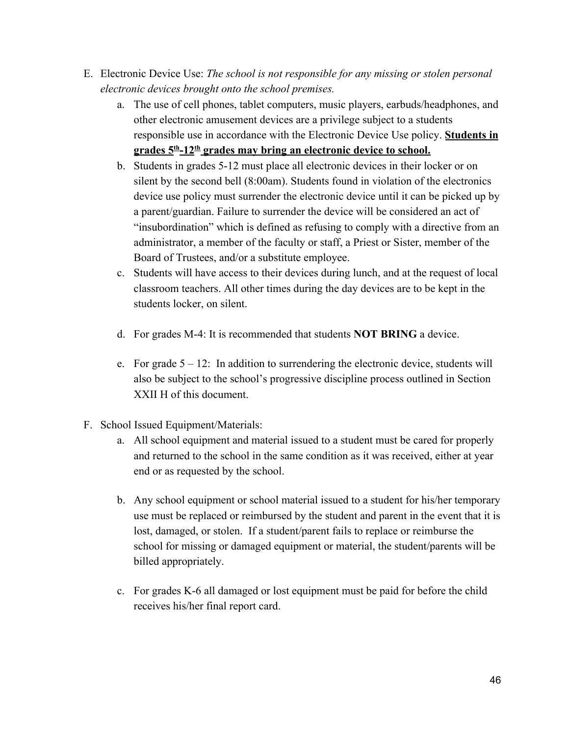E. Electronic Device Use: *The school is not responsible for any missing or stolen personal electronic devices brought onto the school premises.*
   a. The use of cell phones, tablet computers, music players, earbuds/headphones, and other electronic amusement devices are a privilege subject to a students responsible use in accordance with the Electronic Device Use policy. **Students in grades 5th-12th grades may bring an electronic device to school.**
   b. Students in grades 5-12 must place all electronic devices in their locker or on silent by the second bell (8:00am). Students found in violation of the electronics device use policy must surrender the electronic device until it can be picked up by a parent/guardian. Failure to surrender the device will be considered an act of "insubordination" which is defined as refusing to comply with a directive from an administrator, a member of the faculty or staff, a Priest or Sister, member of the Board of Trustees, and/or a substitute employee.
   c. Students will have access to their devices during lunch, and at the request of local classroom teachers. All other times during the day devices are to be kept in the students locker, on silent.
   d. For grades M-4: It is recommended that students **NOT BRING** a device.
   e. For grade 5 – 12: In addition to surrendering the electronic device, students will also be subject to the school's progressive discipline process outlined in Section XXII H of this document.

F. School Issued Equipment/Materials:
   a. All school equipment and material issued to a student must be cared for properly and returned to the school in the same condition as it was received, either at year end or as requested by the school.
   b. Any school equipment or school material issued to a student for his/her temporary use must be replaced or reimbursed by the student and parent in the event that it is lost, damaged, or stolen. If a student/parent fails to replace or reimburse the school for missing or damaged equipment or material, the student/parents will be billed appropriately.
   c. For grades K-6 all damaged or lost equipment must be paid for before the child receives his/her final report card.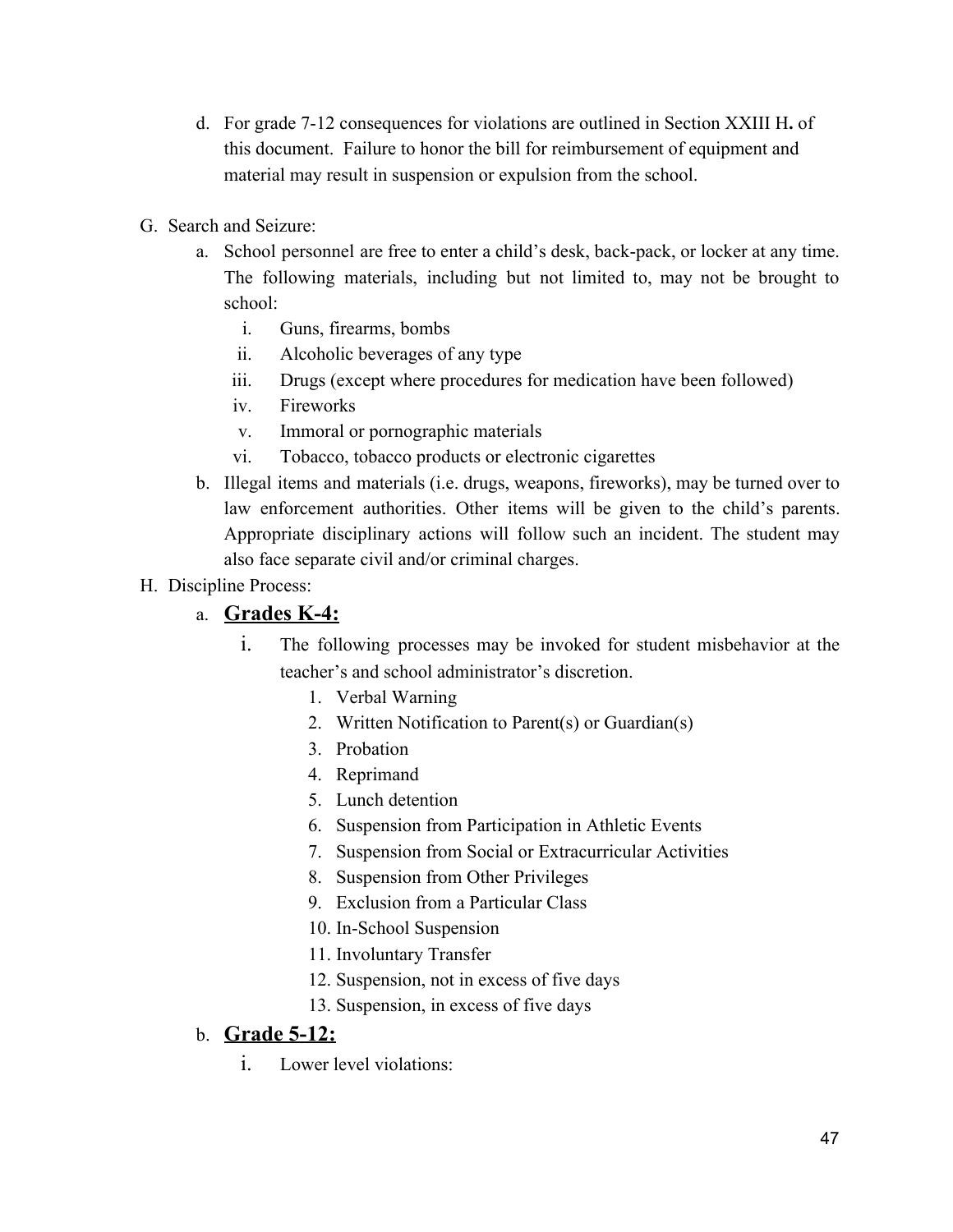d. For grade 7-12 consequences for violations are outlined in Section XXIII H**.** of this document. Failure to honor the bill for reimbursement of equipment and material may result in suspension or expulsion from the school.

G. Search and Seizure:

a. School personnel are free to enter a child's desk, back-pack, or locker at any time. The following materials, including but not limited to, may not be brought to school:

  i. Guns, firearms, bombs
  ii. Alcoholic beverages of any type
  iii. Drugs (except where procedures for medication have been followed)
  iv. Fireworks
  v. Immoral or pornographic materials
  vi. Tobacco, tobacco products or electronic cigarettes

b. Illegal items and materials (i.e. drugs, weapons, fireworks), may be turned over to law enforcement authorities. Other items will be given to the child's parents. Appropriate disciplinary actions will follow such an incident. The student may also face separate civil and/or criminal charges.

H. Discipline Process:

a. **Grades K-4:**

  i. The following processes may be invoked for student misbehavior at the teacher's and school administrator's discretion.

    1. Verbal Warning
    2. Written Notification to Parent(s) or Guardian(s)
    3. Probation
    4. Reprimand
    5. Lunch detention
    6. Suspension from Participation in Athletic Events
    7. Suspension from Social or Extracurricular Activities
    8. Suspension from Other Privileges
    9. Exclusion from a Particular Class
    10. In-School Suspension
    11. Involuntary Transfer
    12. Suspension, not in excess of five days
    13. Suspension, in excess of five days

b. **Grade 5-12:**

  i. Lower level violations: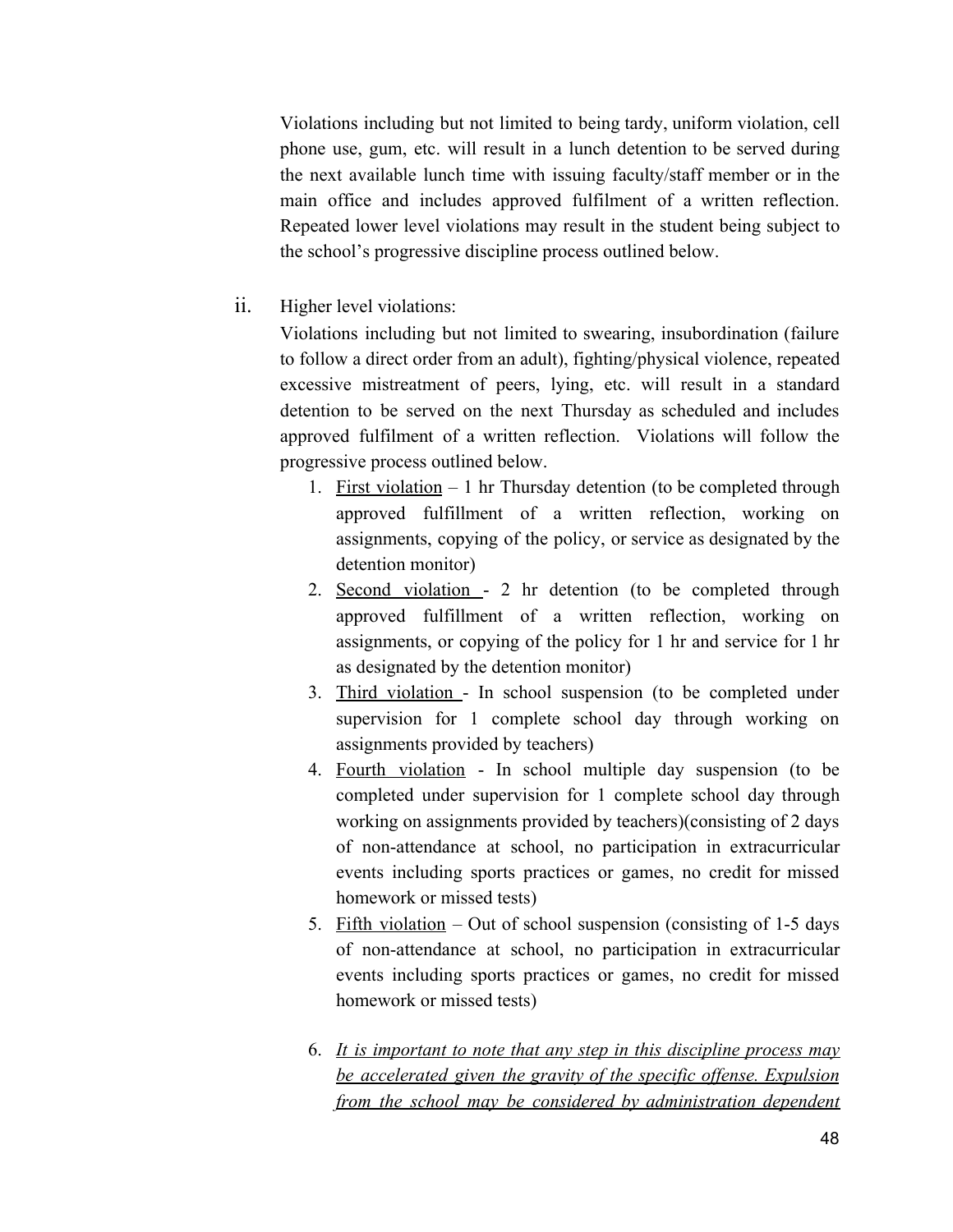Violations including but not limited to being tardy, uniform violation, cell phone use, gum, etc. will result in a lunch detention to be served during the next available lunch time with issuing faculty/staff member or in the main office and includes approved fulfilment of a written reflection. Repeated lower level violations may result in the student being subject to the school's progressive discipline process outlined below.

ii. Higher level violations:

Violations including but not limited to swearing, insubordination (failure to follow a direct order from an adult), fighting/physical violence, repeated excessive mistreatment of peers, lying, etc. will result in a standard detention to be served on the next Thursday as scheduled and includes approved fulfilment of a written reflection. Violations will follow the progressive process outlined below.

1. <u>First violation</u> – 1 hr Thursday detention (to be completed through approved fulfillment of a written reflection, working on assignments, copying of the policy, or service as designated by the detention monitor)
2. <u>Second violation</u> - 2 hr detention (to be completed through approved fulfillment of a written reflection, working on assignments, or copying of the policy for 1 hr and service for 1 hr as designated by the detention monitor)
3. <u>Third violation</u> - In school suspension (to be completed under supervision for 1 complete school day through working on assignments provided by teachers)
4. <u>Fourth violation</u> - In school multiple day suspension (to be completed under supervision for 1 complete school day through working on assignments provided by teachers)(consisting of 2 days of non-attendance at school, no participation in extracurricular events including sports practices or games, no credit for missed homework or missed tests)
5. <u>Fifth violation</u> – Out of school suspension (consisting of 1-5 days of non-attendance at school, no participation in extracurricular events including sports practices or games, no credit for missed homework or missed tests)

6. <u>*It is important to note that any step in this discipline process may be accelerated given the gravity of the specific offense. Expulsion from the school may be considered by administration dependent*</u>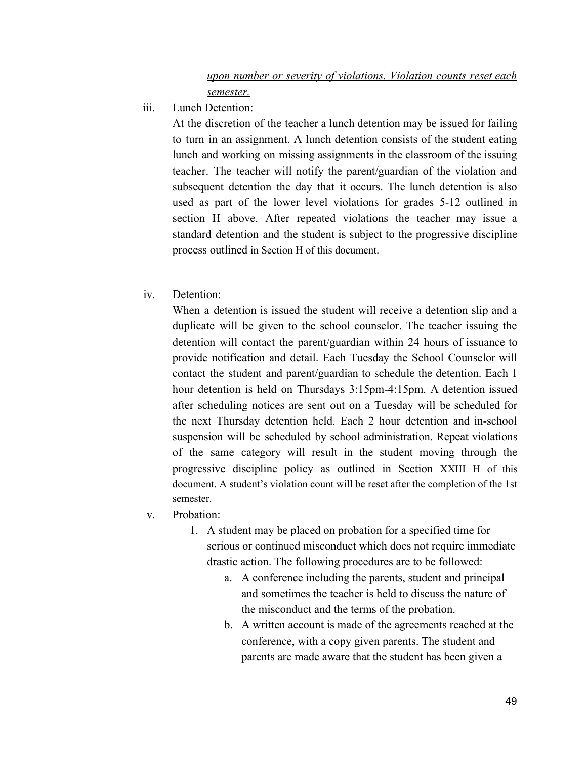<u>*upon number or severity of violations. Violation counts reset each semester.*</u>

iii. Lunch Detention:

At the discretion of the teacher a lunch detention may be issued for failing to turn in an assignment. A lunch detention consists of the student eating lunch and working on missing assignments in the classroom of the issuing teacher. The teacher will notify the parent/guardian of the violation and subsequent detention the day that it occurs. The lunch detention is also used as part of the lower level violations for grades 5-12 outlined in section H above. After repeated violations the teacher may issue a standard detention and the student is subject to the progressive discipline process outlined in Section H of this document.

iv. Detention:

When a detention is issued the student will receive a detention slip and a duplicate will be given to the school counselor. The teacher issuing the detention will contact the parent/guardian within 24 hours of issuance to provide notification and detail. Each Tuesday the School Counselor will contact the student and parent/guardian to schedule the detention. Each 1 hour detention is held on Thursdays 3:15pm-4:15pm. A detention issued after scheduling notices are sent out on a Tuesday will be scheduled for the next Thursday detention held. Each 2 hour detention and in-school suspension will be scheduled by school administration. Repeat violations of the same category will result in the student moving through the progressive discipline policy as outlined in Section XXIII H of this document. A student's violation count will be reset after the completion of the 1st semester.

v. Probation:

1. A student may be placed on probation for a specified time for serious or continued misconduct which does not require immediate drastic action. The following procedures are to be followed:
    a. A conference including the parents, student and principal and sometimes the teacher is held to discuss the nature of the misconduct and the terms of the probation.
    b. A written account is made of the agreements reached at the conference, with a copy given parents. The student and parents are made aware that the student has been given a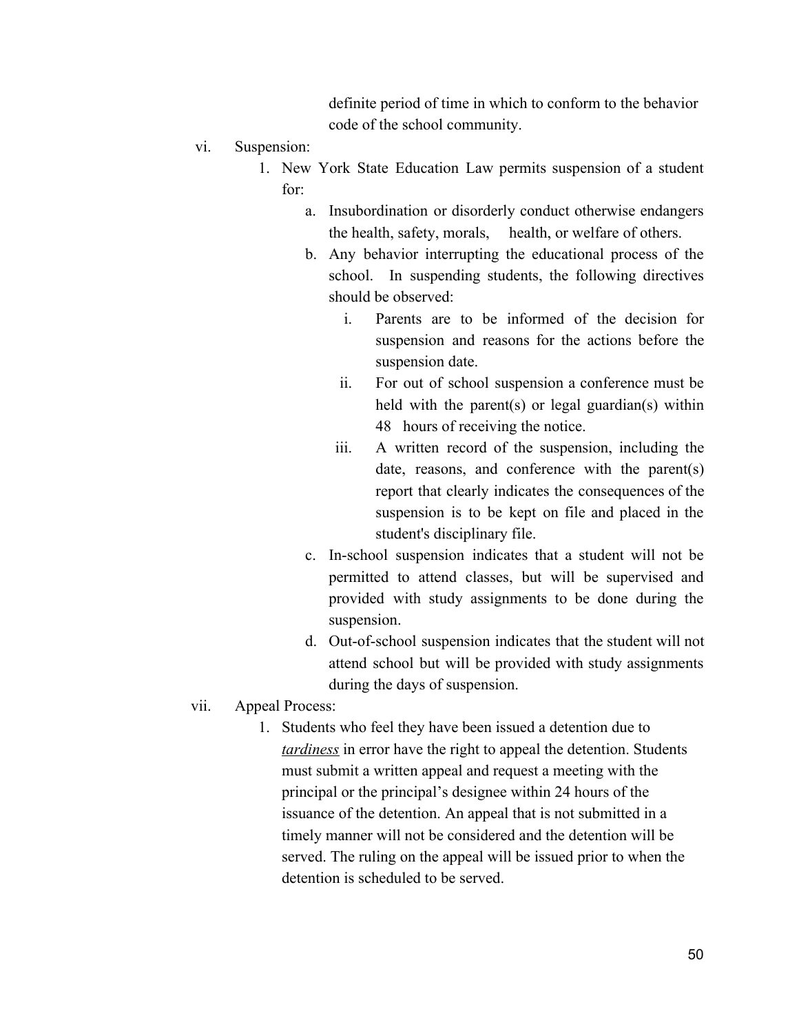definite period of time in which to conform to the behavior code of the school community.

vi. Suspension:

1. New York State Education Law permits suspension of a student for:
    a. Insubordination or disorderly conduct otherwise endangers the health, safety, morals, health, or welfare of others.
    b. Any behavior interrupting the educational process of the school. In suspending students, the following directives should be observed:
        i. Parents are to be informed of the decision for suspension and reasons for the actions before the suspension date.
        ii. For out of school suspension a conference must be held with the parent(s) or legal guardian(s) within 48 hours of receiving the notice.
        iii. A written record of the suspension, including the date, reasons, and conference with the parent(s) report that clearly indicates the consequences of the suspension is to be kept on file and placed in the student's disciplinary file.
    c. In-school suspension indicates that a student will not be permitted to attend classes, but will be supervised and provided with study assignments to be done during the suspension.
    d. Out-of-school suspension indicates that the student will not attend school but will be provided with study assignments during the days of suspension.

vii. Appeal Process:

1. Students who feel they have been issued a detention due to ***tardiness*** in error have the right to appeal the detention. Students must submit a written appeal and request a meeting with the principal or the principal's designee within 24 hours of the issuance of the detention. An appeal that is not submitted in a timely manner will not be considered and the detention will be served. The ruling on the appeal will be issued prior to when the detention is scheduled to be served.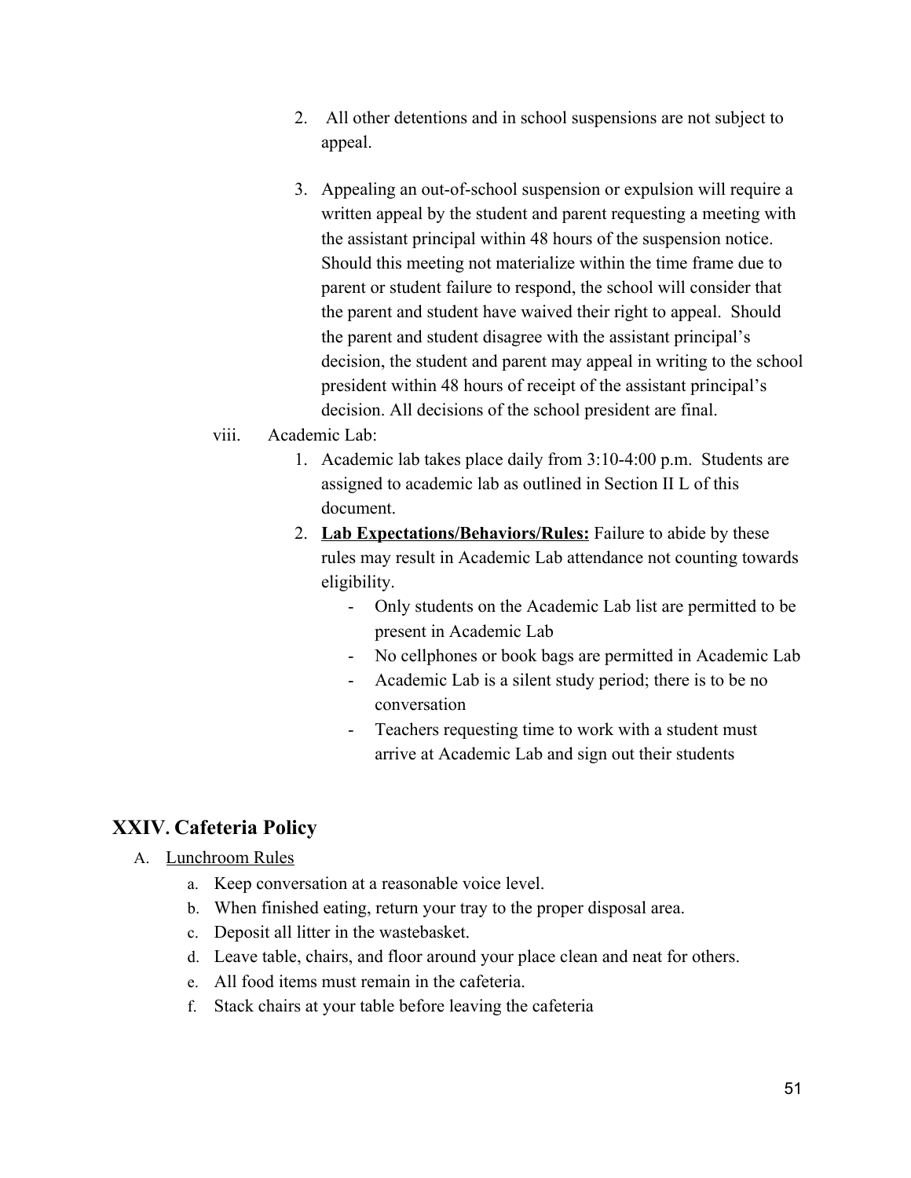2. All other detentions and in school suspensions are not subject to appeal.

3. Appealing an out-of-school suspension or expulsion will require a written appeal by the student and parent requesting a meeting with the assistant principal within 48 hours of the suspension notice. Should this meeting not materialize within the time frame due to parent or student failure to respond, the school will consider that the parent and student have waived their right to appeal. Should the parent and student disagree with the assistant principal's decision, the student and parent may appeal in writing to the school president within 48 hours of receipt of the assistant principal's decision. All decisions of the school president are final.

viii. Academic Lab:

1. Academic lab takes place daily from 3:10-4:00 p.m. Students are assigned to academic lab as outlined in Section II L of this document.
2. **Lab Expectations/Behaviors/Rules:** Failure to abide by these rules may result in Academic Lab attendance not counting towards eligibility.
    - Only students on the Academic Lab list are permitted to be present in Academic Lab
    - No cellphones or book bags are permitted in Academic Lab
    - Academic Lab is a silent study period; there is to be no conversation
    - Teachers requesting time to work with a student must arrive at Academic Lab and sign out their students

## XXIV. Cafeteria Policy

A. Lunchroom Rules

a. Keep conversation at a reasonable voice level.
b. When finished eating, return your tray to the proper disposal area.
c. Deposit all litter in the wastebasket.
d. Leave table, chairs, and floor around your place clean and neat for others.
e. All food items must remain in the cafeteria.
f. Stack chairs at your table before leaving the cafeteria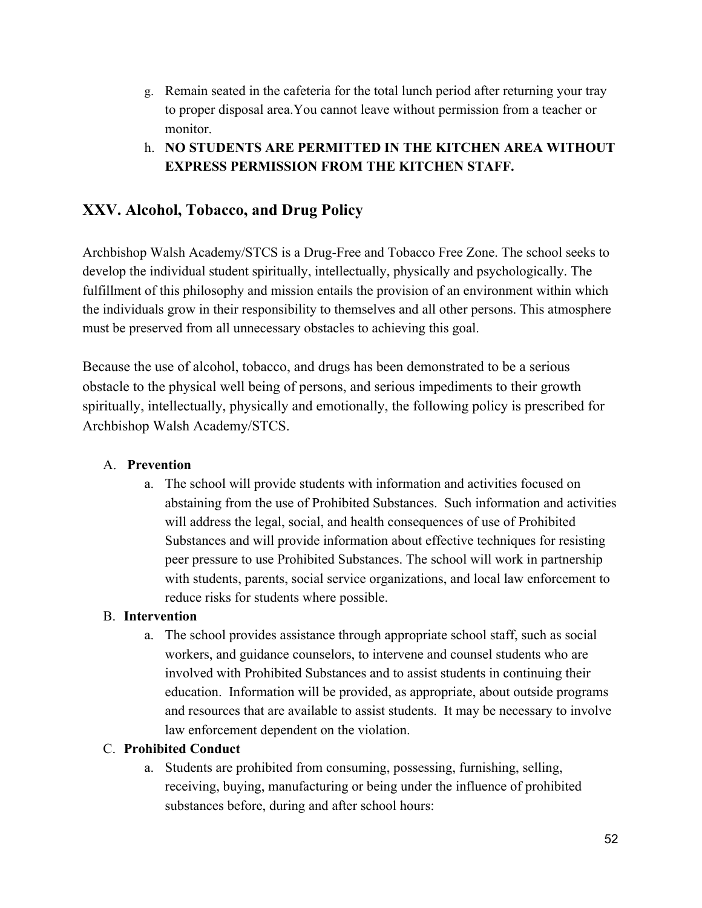g. Remain seated in the cafeteria for the total lunch period after returning your tray to proper disposal area.You cannot leave without permission from a teacher or monitor.

h. **NO STUDENTS ARE PERMITTED IN THE KITCHEN AREA WITHOUT EXPRESS PERMISSION FROM THE KITCHEN STAFF.**

## XXV. Alcohol, Tobacco, and Drug Policy

Archbishop Walsh Academy/STCS is a Drug-Free and Tobacco Free Zone. The school seeks to develop the individual student spiritually, intellectually, physically and psychologically. The fulfillment of this philosophy and mission entails the provision of an environment within which the individuals grow in their responsibility to themselves and all other persons. This atmosphere must be preserved from all unnecessary obstacles to achieving this goal.

Because the use of alcohol, tobacco, and drugs has been demonstrated to be a serious obstacle to the physical well being of persons, and serious impediments to their growth spiritually, intellectually, physically and emotionally, the following policy is prescribed for Archbishop Walsh Academy/STCS.

A. **Prevention**

   a. The school will provide students with information and activities focused on abstaining from the use of Prohibited Substances. Such information and activities will address the legal, social, and health consequences of use of Prohibited Substances and will provide information about effective techniques for resisting peer pressure to use Prohibited Substances. The school will work in partnership with students, parents, social service organizations, and local law enforcement to reduce risks for students where possible.

B. **Intervention**

   a. The school provides assistance through appropriate school staff, such as social workers, and guidance counselors, to intervene and counsel students who are involved with Prohibited Substances and to assist students in continuing their education. Information will be provided, as appropriate, about outside programs and resources that are available to assist students. It may be necessary to involve law enforcement dependent on the violation.

C. **Prohibited Conduct**

   a. Students are prohibited from consuming, possessing, furnishing, selling, receiving, buying, manufacturing or being under the influence of prohibited substances before, during and after school hours: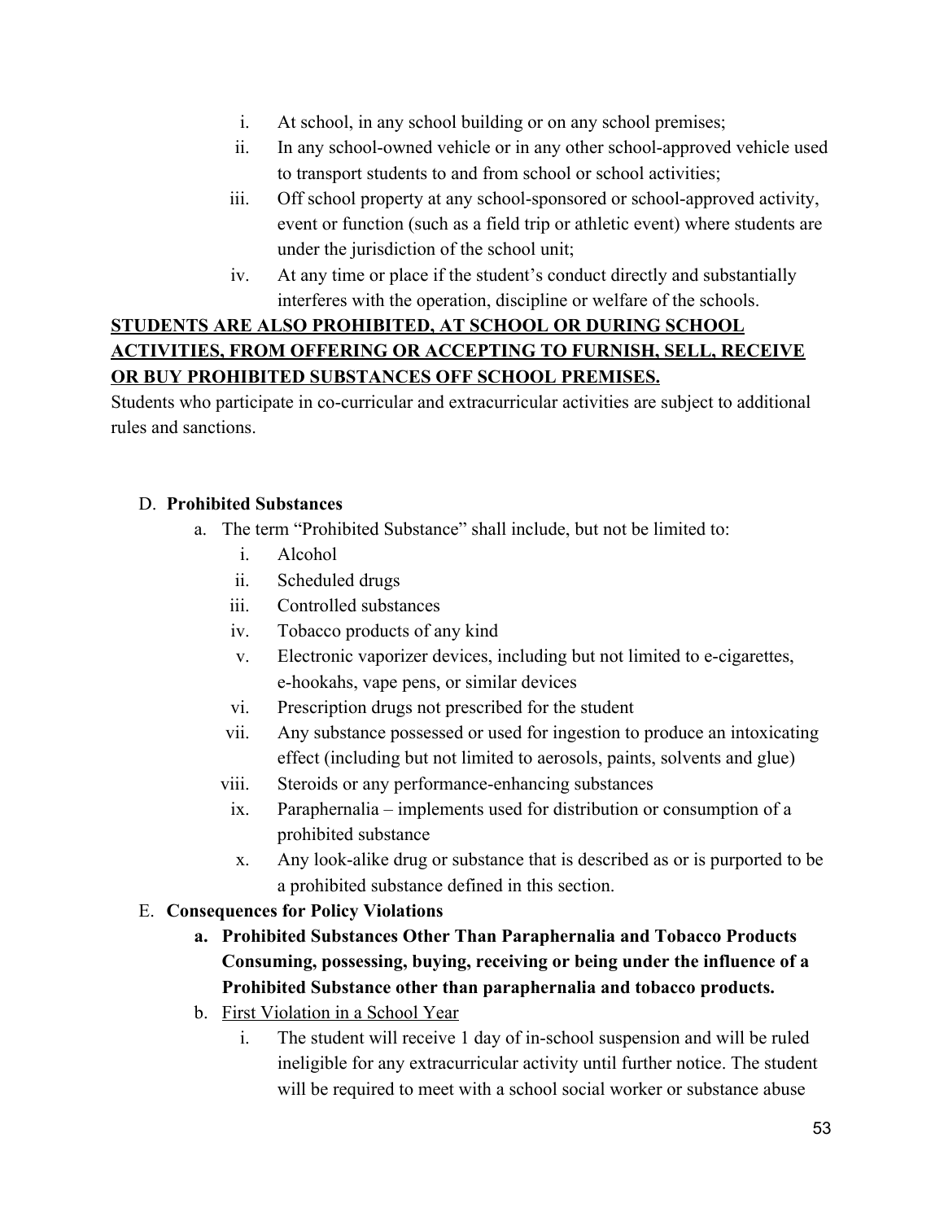i. At school, in any school building or on any school premises;
   ii. In any school-owned vehicle or in any other school-approved vehicle used to transport students to and from school or school activities;
   iii. Off school property at any school-sponsored or school-approved activity, event or function (such as a field trip or athletic event) where students are under the jurisdiction of the school unit;
   iv. At any time or place if the student's conduct directly and substantially interferes with the operation, discipline or welfare of the schools.

**<u>STUDENTS ARE ALSO PROHIBITED, AT SCHOOL OR DURING SCHOOL ACTIVITIES, FROM OFFERING OR ACCEPTING TO FURNISH, SELL, RECEIVE OR BUY PROHIBITED SUBSTANCES OFF SCHOOL PREMISES.</u>**

Students who participate in co-curricular and extracurricular activities are subject to additional rules and sanctions.

D. **Prohibited Substances**
   a. The term "Prohibited Substance" shall include, but not be limited to:
      i. Alcohol
      ii. Scheduled drugs
      iii. Controlled substances
      iv. Tobacco products of any kind
      v. Electronic vaporizer devices, including but not limited to e-cigarettes, e-hookahs, vape pens, or similar devices
      vi. Prescription drugs not prescribed for the student
      vii. Any substance possessed or used for ingestion to produce an intoxicating effect (including but not limited to aerosols, paints, solvents and glue)
      viii. Steroids or any performance-enhancing substances
      ix. Paraphernalia – implements used for distribution or consumption of a prohibited substance
      x. Any look-alike drug or substance that is described as or is purported to be a prohibited substance defined in this section.

E. **Consequences for Policy Violations**
   a. **Prohibited Substances Other Than Paraphernalia and Tobacco Products Consuming, possessing, buying, receiving or being under the influence of a Prohibited Substance other than paraphernalia and tobacco products.**
   b. <u>First Violation in a School Year</u>
      i. The student will receive 1 day of in-school suspension and will be ruled ineligible for any extracurricular activity until further notice. The student will be required to meet with a school social worker or substance abuse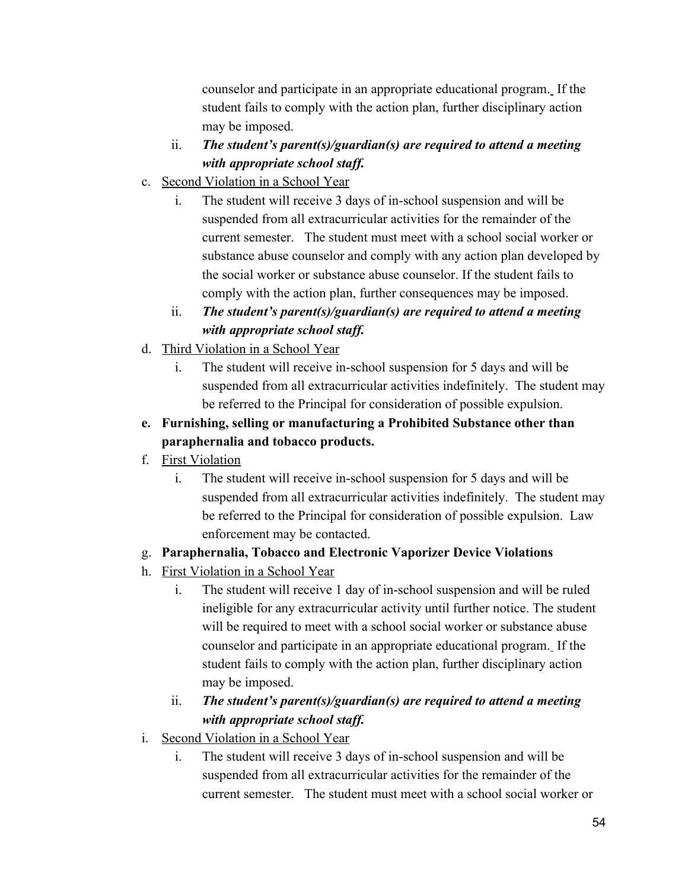counselor and participate in an appropriate educational program. If the student fails to comply with the action plan, further disciplinary action may be imposed.

ii. ***The student's parent(s)/guardian(s) are required to attend a meeting with appropriate school staff.***

c. Second Violation in a School Year

i. The student will receive 3 days of in-school suspension and will be suspended from all extracurricular activities for the remainder of the current semester. The student must meet with a school social worker or substance abuse counselor and comply with any action plan developed by the social worker or substance abuse counselor. If the student fails to comply with the action plan, further consequences may be imposed.

ii. ***The student's parent(s)/guardian(s) are required to attend a meeting with appropriate school staff.***

d. Third Violation in a School Year

i. The student will receive in-school suspension for 5 days and will be suspended from all extracurricular activities indefinitely. The student may be referred to the Principal for consideration of possible expulsion.

**e. Furnishing, selling or manufacturing a Prohibited Substance other than paraphernalia and tobacco products.**

f. First Violation

i. The student will receive in-school suspension for 5 days and will be suspended from all extracurricular activities indefinitely. The student may be referred to the Principal for consideration of possible expulsion. Law enforcement may be contacted.

g. **Paraphernalia, Tobacco and Electronic Vaporizer Device Violations**

h. First Violation in a School Year

i. The student will receive 1 day of in-school suspension and will be ruled ineligible for any extracurricular activity until further notice. The student will be required to meet with a school social worker or substance abuse counselor and participate in an appropriate educational program. If the student fails to comply with the action plan, further disciplinary action may be imposed.

ii. ***The student's parent(s)/guardian(s) are required to attend a meeting with appropriate school staff.***

i. Second Violation in a School Year

i. The student will receive 3 days of in-school suspension and will be suspended from all extracurricular activities for the remainder of the current semester. The student must meet with a school social worker or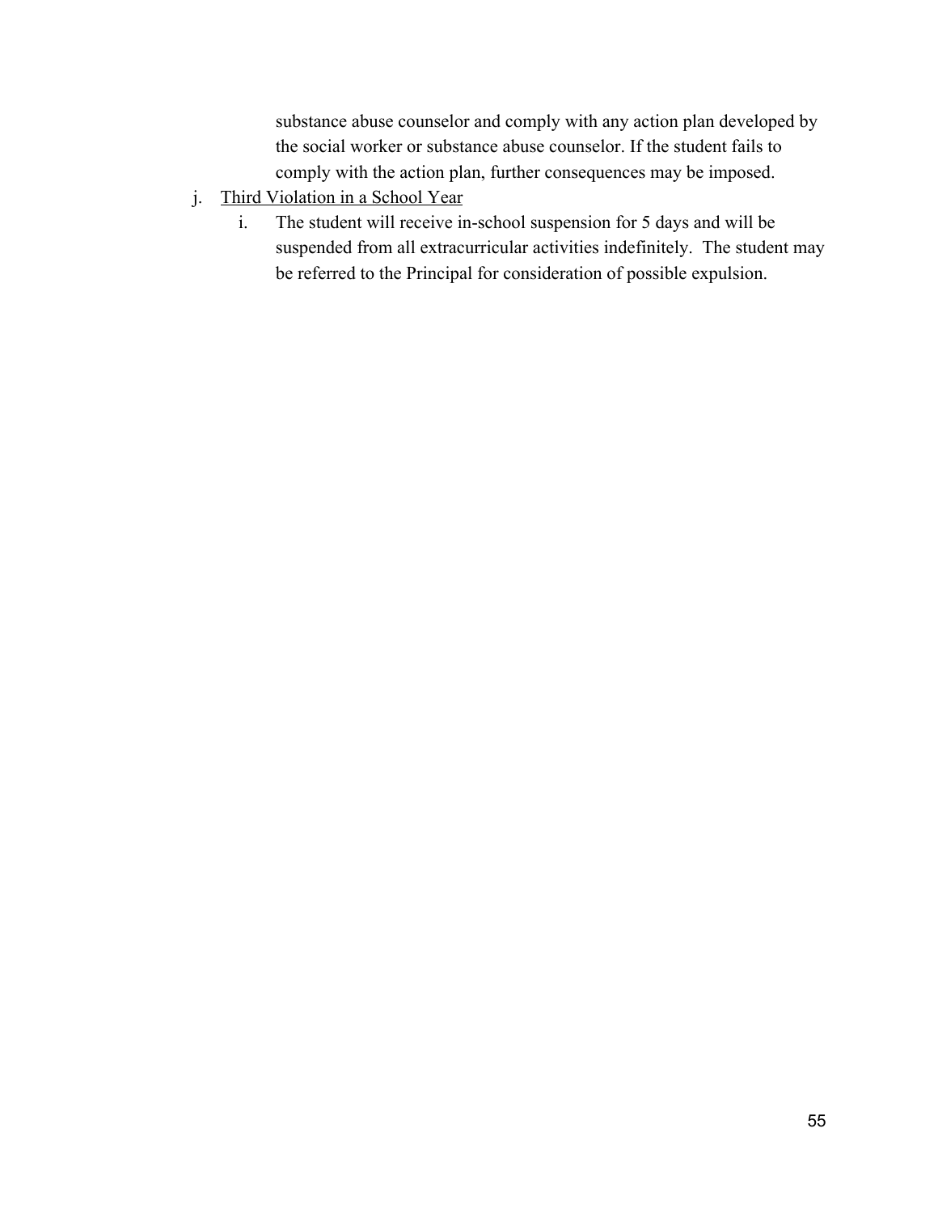substance abuse counselor and comply with any action plan developed by the social worker or substance abuse counselor. If the student fails to comply with the action plan, further consequences may be imposed.

j. <u>Third Violation in a School Year</u>
   i. The student will receive in-school suspension for 5 days and will be suspended from all extracurricular activities indefinitely. The student may be referred to the Principal for consideration of possible expulsion.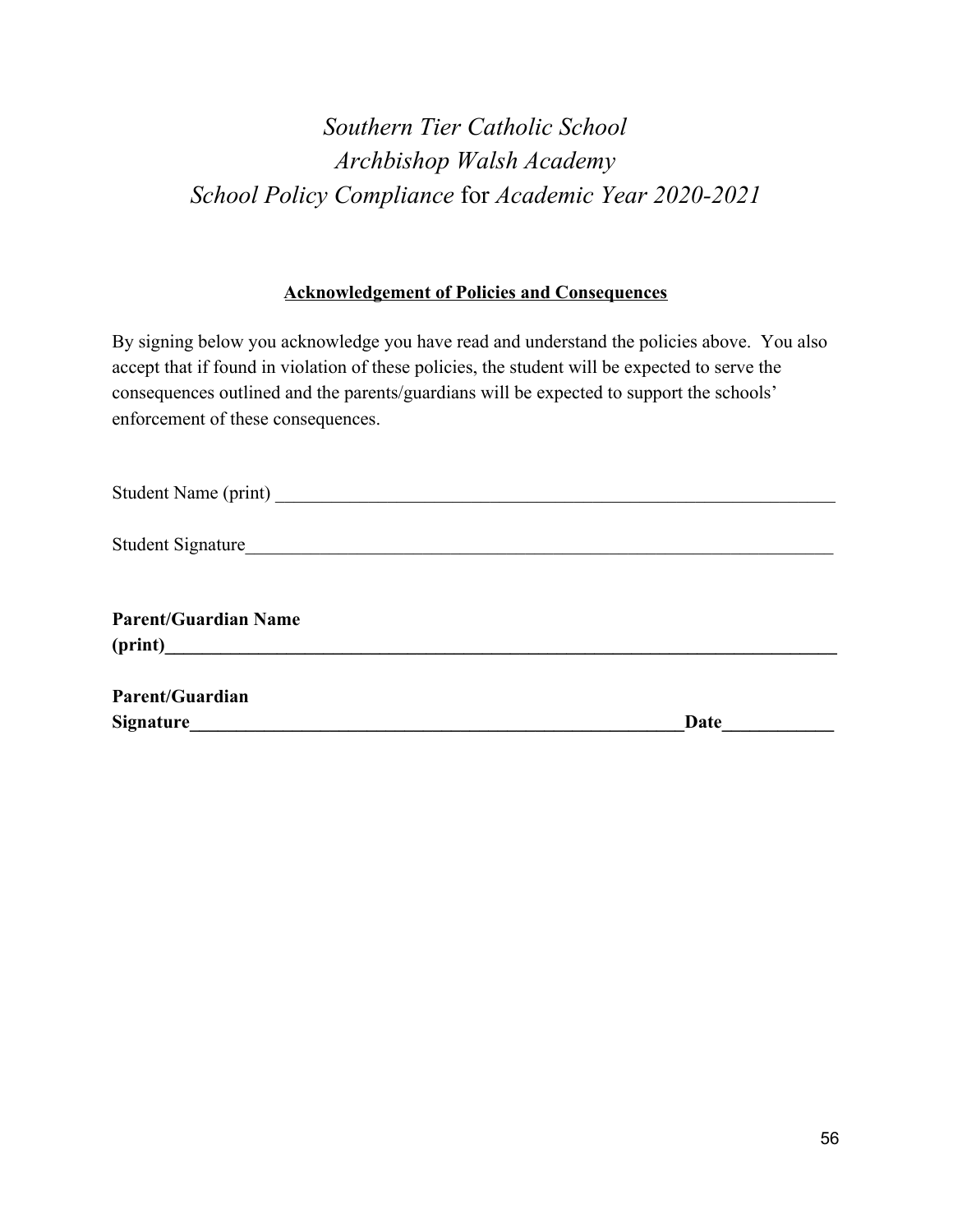*Southern Tier Catholic School*
*Archbishop Walsh Academy*
*School Policy Compliance* for *Academic Year 2020-2021*

**<u>Acknowledgement of Policies and Consequences</u>**

By signing below you acknowledge you have read and understand the policies above. You also accept that if found in violation of these policies, the student will be expected to serve the consequences outlined and the parents/guardians will be expected to support the schools' enforcement of these consequences.

Student Name (print) ________________________________________________________________

Student Signature___________________________________________________________________

**Parent/Guardian Name (print)_____________________________________________________________________________**

**Parent/Guardian Signature_______________________________________________________Date____________**